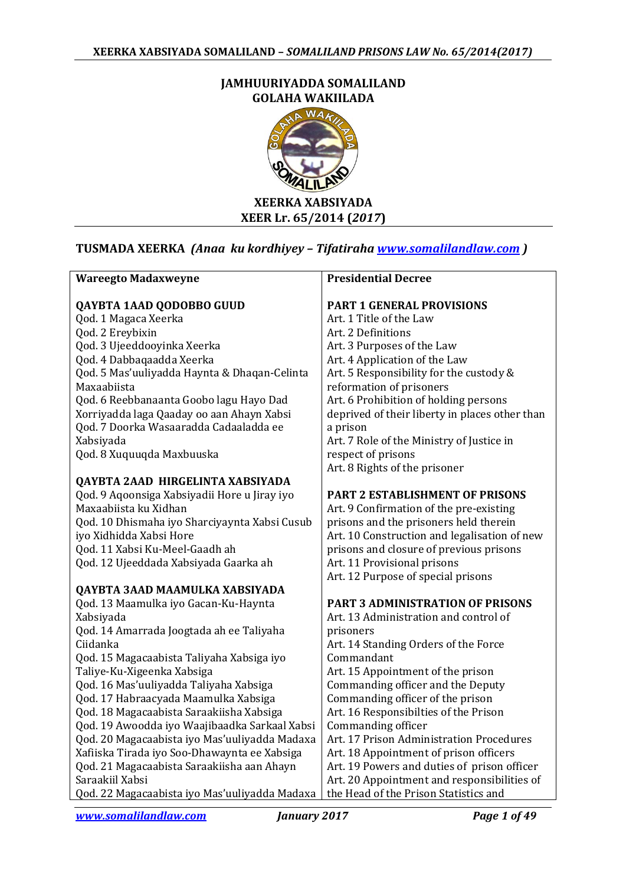# JAMHUURIYADDA SOMALILAND
## GOLAHA WAKIILADA

## XEERKA XABSIYADA
## XEER Lr. 65/2014 (*2017*)

### TUSMADA XEERKA *(Anaa ku kordhiyey – Tifatiraha www.somalilandlaw.com )*

| Wareegto Madaxweyne | Presidential Decree |
|---|---|
| **QAYBTA 1AAD QODOBBO GUUD** | **PART 1 GENERAL PROVISIONS** |
| Qod. 1 Magaca Xeerka | Art. 1 Title of the Law |
| Qod. 2 Ereybixin | Art. 2 Definitions |
| Qod. 3 Ujeeddooyinka Xeerka | Art. 3 Purposes of the Law |
| Qod. 4 Dabbaqaadda Xeerka | Art. 4 Application of the Law |
| Qod. 5 Mas'uuliyadda Haynta & Dhaqan-Celinta Maxaabiista | Art. 5 Responsibility for the custody & reformation of prisoners |
| Qod. 6 Reebbanaanta Goobo lagu Hayo Dad Xorriyadda laga Qaaday oo aan Ahayn Xabsi | Art. 6 Prohibition of holding persons deprived of their liberty in places other than a prison |
| Qod. 7 Doorka Wasaaradda Cadaaladda ee Xabsiyada | Art. 7 Role of the Ministry of Justice in respect of prisons |
| Qod. 8 Xuquuqda Maxbuuska | Art. 8 Rights of the prisoner |
| **QAYBTA 2AAD HIRGELINTA XABSIYADA** | **PART 2 ESTABLISHMENT OF PRISONS** |
| Qod. 9 Aqoonsiga Xabsiyadii Hore u Jiray iyo Maxaabiista ku Xidhan | Art. 9 Confirmation of the pre-existing prisons and the prisoners held therein |
| Qod. 10 Dhismaha iyo Sharciyaynta Xabsi Cusub iyo Xidhidda Xabsi Hore | Art. 10 Construction and legalisation of new prisons and closure of previous prisons |
| Qod. 11 Xabsi Ku-Meel-Gaadh ah | Art. 11 Provisional prisons |
| Qod. 12 Ujeeddada Xabsiyada Gaarka ah | Art. 12 Purpose of special prisons |
| **QAYBTA 3AAD MAAMULKA XABSIYADA** | **PART 3 ADMINISTRATION OF PRISONS** |
| Qod. 13 Maamulka iyo Gacan-Ku-Haynta Xabsiyada | Art. 13 Administration and control of prisoners |
| Qod. 14 Amarrada Joogtada ah ee Taliyaha Ciidanka | Art. 14 Standing Orders of the Force Commandant |
| Qod. 15 Magacaabista Taliyaha Xabsiga iyo Taliye-Ku-Xigeenka Xabsiga | Art. 15 Appointment of the prison Commanding officer and the Deputy Commanding officer of the prison |
| Qod. 16 Mas'uuliyadda Taliyaha Xabsiga | Art. 16 Responsibilties of the Prison Commanding officer |
| Qod. 17 Habraacyada Maamulka Xabsiga | Art. 17 Prison Administration Procedures |
| Qod. 18 Magacaabista Saraakiisha Xabsiga | Art. 18 Appointment of prison officers |
| Qod. 19 Awoodda iyo Waajibaadka Sarkaal Xabsi | Art. 19 Powers and duties of prison officer |
| Qod. 20 Magacaabista iyo Mas'uuliyadda Madaxa Xafiiska Tirada iyo Soo-Dhawaynta ee Xabsiga | Art. 20 Appointment and responsibilities of the Head of the Prison Statistics and |
| Qod. 21 Magacaabista Saraakiisha aan Ahayn Saraakiil Xabsi | |
| Qod. 22 Magacaabista iyo Mas'uuliyadda Madaxa | |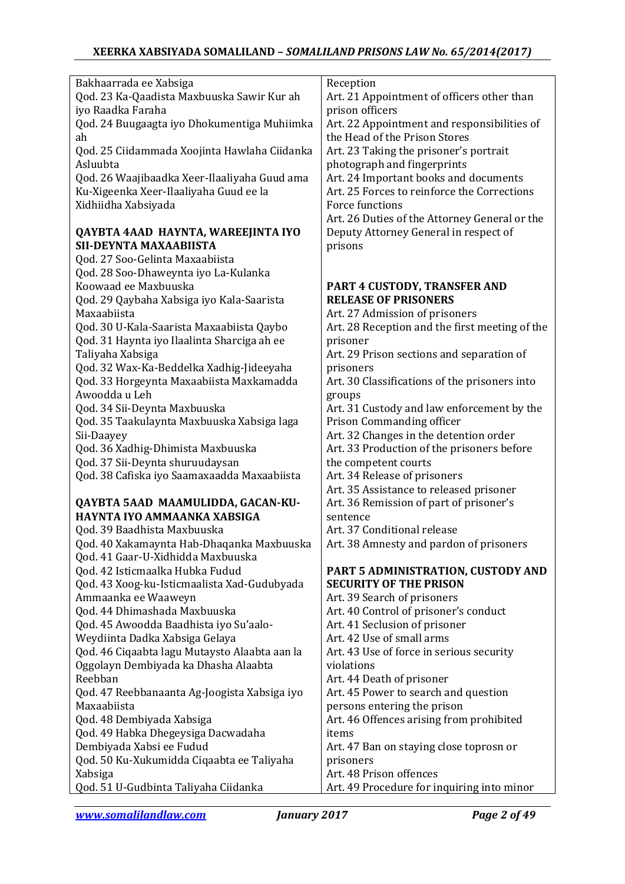Bakhaarrada ee Xabsiga
Qod. 23 Ka-Qaadista Maxbuuska Sawir Kur ah iyo Raadka Faraha
Qod. 24 Buugaagta iyo Dhokumentiga Muhiimka ah
Qod. 25 Ciidammada Xoojinta Hawlaha Ciidanka Asluubta
Qod. 26 Waajibaadka Xeer-Ilaaliyaha Guud ama Ku-Xigeenka Xeer-Ilaaliyaha Guud ee la Xidhiidha Xabsiyada

**QAYBTA 4AAD HAYNTA, WAREEJINTA IYO SII-DEYNTA MAXAABIISTA**

Qod. 27 Soo-Gelinta Maxaabiista
Qod. 28 Soo-Dhaweynta iyo La-Kulanka Koowaad ee Maxbuuska
Qod. 29 Qaybaha Xabsiga iyo Kala-Saarista Maxaabiista
Qod. 30 U-Kala-Saarista Maxaabiista Qaybo
Qod. 31 Haynta iyo Ilaalinta Sharciga ah ee Taliyaha Xabsiga
Qod. 32 Wax-Ka-Beddelka Xadhig-Jideeyaha
Qod. 33 Horgeynta Maxaabiista Maxkamadda Awoodda u Leh
Qod. 34 Sii-Deynta Maxbuuska
Qod. 35 Taakulaynta Maxbuuska Xabsiga laga Sii-Daayey
Qod. 36 Xadhig-Dhimista Maxbuuska
Qod. 37 Sii-Deynta shuruudaysan
Qod. 38 Cafiska iyo Saamaxaadda Maxaabiista

**QAYBTA 5AAD MAAMULIDDA, GACAN-KU-HAYNTA IYO AMMAANKA XABSIGA**

Qod. 39 Baadhista Maxbuuska
Qod. 40 Xakamaynta Hab-Dhaqanka Maxbuuska
Qod. 41 Gaar-U-Xidhidda Maxbuuska
Qod. 42 Isticmaalka Hubka Fudud
Qod. 43 Xoog-ku-Isticmaalista Xad-Gudubyada Ammaanka ee Waaweyn
Qod. 44 Dhimashada Maxbuuska
Qod. 45 Awoodda Baadhista iyo Su'aalo-Weydiinta Dadka Xabsiga Gelaya
Qod. 46 Ciqaabta lagu Mutaysto Alaabta aan la Oggolayn Dembiyada ka Dhasha Alaabta Reebban
Qod. 47 Reebbanaanta Ag-Joogista Xabsiga iyo Maxaabiista
Qod. 48 Dembiyada Xabsiga
Qod. 49 Habka Dhegeysiga Dacwadaha Dembiyada Xabsi ee Fudud
Qod. 50 Ku-Xukumidda Ciqaabta ee Taliyaha Xabsiga
Qod. 51 U-Gudbinta Taliyaha Ciidanka

Reception
Art. 21 Appointment of officers other than prison officers
Art. 22 Appointment and responsibilities of the Head of the Prison Stores
Art. 23 Taking the prisoner's portrait photograph and fingerprints
Art. 24 Important books and documents
Art. 25 Forces to reinforce the Corrections Force functions
Art. 26 Duties of the Attorney General or the Deputy Attorney General in respect of prisons

**PART 4 CUSTODY, TRANSFER AND RELEASE OF PRISONERS**

Art. 27 Admission of prisoners
Art. 28 Reception and the first meeting of the prisoner
Art. 29 Prison sections and separation of prisoners
Art. 30 Classifications of the prisoners into groups
Art. 31 Custody and law enforcement by the Prison Commanding officer
Art. 32 Changes in the detention order
Art. 33 Production of the prisoners before the competent courts
Art. 34 Release of prisoners
Art. 35 Assistance to released prisoner
Art. 36 Remission of part of prisoner's sentence
Art. 37 Conditional release
Art. 38 Amnesty and pardon of prisoners

**PART 5 ADMINISTRATION, CUSTODY AND SECURITY OF THE PRISON**

Art. 39 Search of prisoners
Art. 40 Control of prisoner's conduct
Art. 41 Seclusion of prisoner
Art. 42 Use of small arms
Art. 43 Use of force in serious security violations
Art. 44 Death of prisoner
Art. 45 Power to search and question persons entering the prison
Art. 46 Offences arising from prohibited items
Art. 47 Ban on staying close toprosn or prisoners
Art. 48 Prison offences
Art. 49 Procedure for inquiring into minor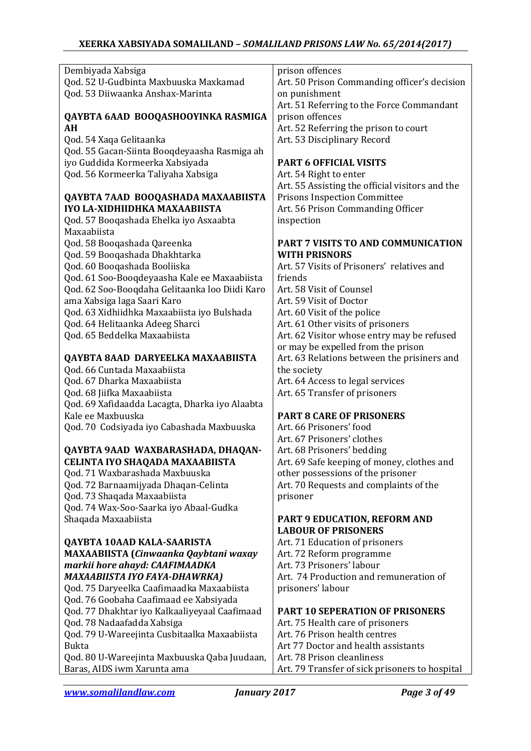Dembiyada Xabsiga
Qod. 52 U-Gudbinta Maxbuuska Maxkamad
Qod. 53 Diiwaanka Anshax-Marinta

**QAYBTA 6AAD BOOQASHOOYINKA RASMIGA AH**

Qod. 54 Xaqa Gelitaanka
Qod. 55 Gacan-Siinta Booqdeyaasha Rasmiga ah iyo Guddida Kormeerka Xabsiyada
Qod. 56 Kormeerka Taliyaha Xabsiga

**QAYBTA 7AAD BOOQASHADA MAXAABIISTA IYO LA-XIDHIIDHKA MAXAABIISTA**

Qod. 57 Booqashada Ehelka iyo Asxaabta Maxaabiista
Qod. 58 Booqashada Qareenka
Qod. 59 Booqashada Dhakhtarka
Qod. 60 Booqashada Booliiska
Qod. 61 Soo-Booqdeyaasha Kale ee Maxaabiista
Qod. 62 Soo-Booqdaha Gelitaanka loo Diidi Karo ama Xabsiga laga Saari Karo
Qod. 63 Xidhiidhka Maxaabiista iyo Bulshada
Qod. 64 Helitaanka Adeeg Sharci
Qod. 65 Beddelka Maxaabiista

**QAYBTA 8AAD DARYEELKA MAXAABIISTA**

Qod. 66 Cuntada Maxaabiista
Qod. 67 Dharka Maxaabiista
Qod. 68 Jiifka Maxaabiista
Qod. 69 Xafidaadda Lacagta, Dharka iyo Alaabta Kale ee Maxbuuska
Qod. 70 Codsiyada iyo Cabashada Maxbuuska

**QAYBTA 9AAD WAXBARASHADA, DHAQAN-CELINTA IYO SHAQADA MAXAABIISTA**

Qod. 71 Waxbarashada Maxbuuska
Qod. 72 Barnaamijyada Dhaqan-Celinta
Qod. 73 Shaqada Maxaabiista
Qod. 74 Wax-Soo-Saarka iyo Abaal-Gudka Shaqada Maxaabiista

**QAYBTA 10AAD KALA-SAARISTA MAXAABIISTA (*Cinwaanka Qaybtani waxay markii hore ahayd: CAAFIMAADKA MAXAABIISTA IYO FAYA-DHAWRKA)***

Qod. 75 Daryeelka Caafimaadka Maxaabiista
Qod. 76 Goobaha Caafimaad ee Xabsiyada
Qod. 77 Dhakhtar iyo Kalkaaliyeyaal Caafimaad
Qod. 78 Nadaafadda Xabsiga
Qod. 79 U-Wareejinta Cusbitaalka Maxaabiista Bukta
Qod. 80 U-Wareejinta Maxbuuska Qaba Juudaan, Baras, AIDS iwm Xarunta ama

prison offences
Art. 50 Prison Commanding officer's decision on punishment
Art. 51 Referring to the Force Commandant prison offences
Art. 52 Referring the prison to court
Art. 53 Disciplinary Record

**PART 6 OFFICIAL VISITS**

Art. 54 Right to enter
Art. 55 Assisting the official visitors and the Prisons Inspection Committee
Art. 56 Prison Commanding Officer inspection

**PART 7 VISITS TO AND COMMUNICATION WITH PRISNORS**

Art. 57 Visits of Prisoners' relatives and friends
Art. 58 Visit of Counsel
Art. 59 Visit of Doctor
Art. 60 Visit of the police
Art. 61 Other visits of prisoners
Art. 62 Visitor whose entry may be refused or may be expelled from the prison
Art. 63 Relations between the prisiners and the society
Art. 64 Access to legal services
Art. 65 Transfer of prisoners

**PART 8 CARE OF PRISONERS**

Art. 66 Prisoners' food
Art. 67 Prisoners' clothes
Art. 68 Prisoners' bedding
Art. 69 Safe keeping of money, clothes and other possessions of the prisoner
Art. 70 Requests and complaints of the prisoner

**PART 9 EDUCATION, REFORM AND LABOUR OF PRISONERS**

Art. 71 Education of prisoners
Art. 72 Reform programme
Art. 73 Prisoners' labour
Art. 74 Production and remuneration of prisoners' labour

**PART 10 SEPERATION OF PRISONERS**

Art. 75 Health care of prisoners
Art. 76 Prison health centres
Art 77 Doctor and health assistants
Art. 78 Prison cleanliness
Art. 79 Transfer of sick prisoners to hospital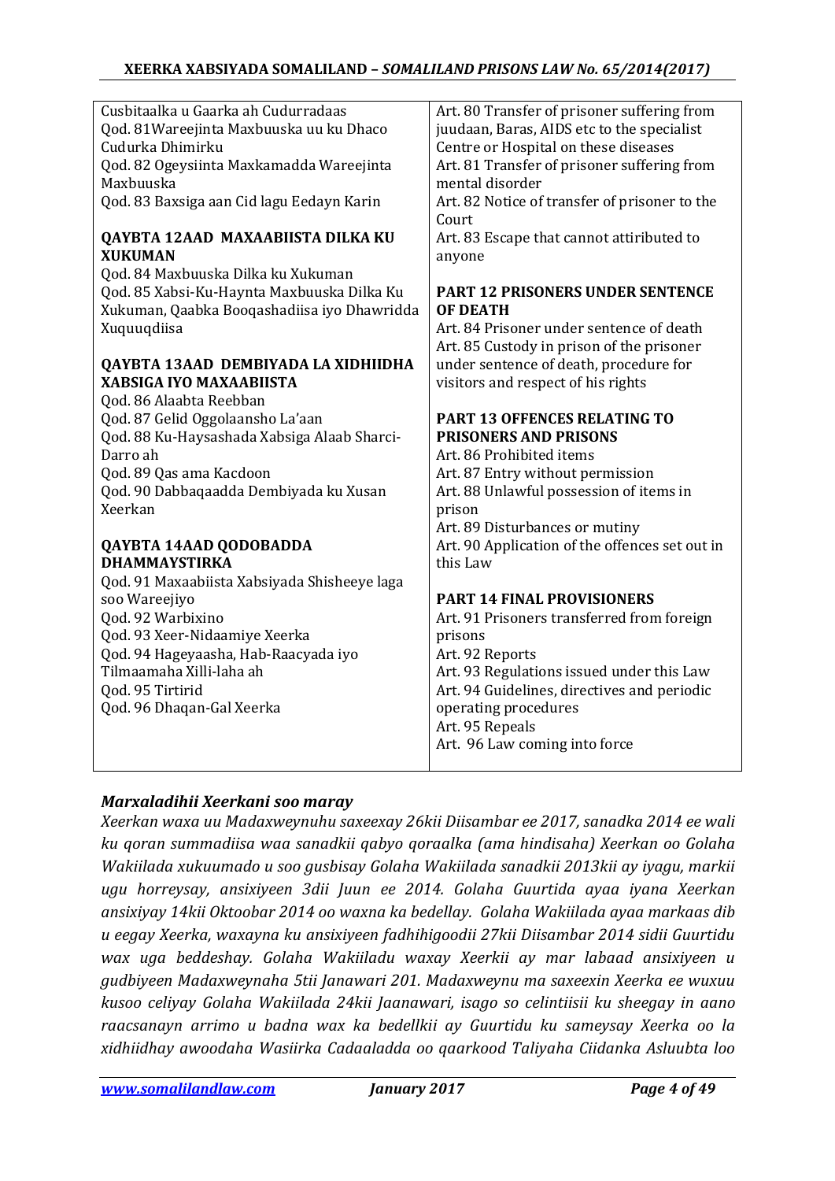| | |
|---|---|
| Cusbitaalka u Gaarka ah Cudurradaas<br>Qod. 81Wareejinta Maxbuuska uu ku Dhaco Cudurka Dhimirku<br>Qod. 82 Ogeysiinta Maxkamadda Wareejinta Maxbuuska<br>Qod. 83 Baxsiga aan Cid lagu Eedayn Karin<br><br>**QAYBTA 12AAD MAXAABIISTA DILKA KU XUKUMAN**<br>Qod. 84 Maxbuuska Dilka ku Xukuman<br>Qod. 85 Xabsi-Ku-Haynta Maxbuuska Dilka Ku Xukuman, Qaabka Booqashadiisa iyo Dhawridda Xuquuqdiisa<br><br>**QAYBTA 13AAD DEMBIYADA LA XIDHIIDHA XABSIGA IYO MAXAABIISTA**<br>Qod. 86 Alaabta Reebban<br>Qod. 87 Gelid Oggolaansho La'aan<br>Qod. 88 Ku-Haysashada Xabsiga Alaab Sharci-Darro ah<br>Qod. 89 Qas ama Kacdoon<br>Qod. 90 Dabbaqaadda Dembiyada ku Xusan Xeerkan<br><br>**QAYBTA 14AAD QODOBADDA DHAMMAYSTIRKA**<br>Qod. 91 Maxaabiista Xabsiyada Shisheeye laga soo Wareejiyo<br>Qod. 92 Warbixino<br>Qod. 93 Xeer-Nidaamiye Xeerka<br>Qod. 94 Hageyaasha, Hab-Raacyada iyo Tilmaamaha Xilli-laha ah<br>Qod. 95 Tirtirid<br>Qod. 96 Dhaqan-Gal Xeerka | Art. 80 Transfer of prisoner suffering from juudaan, Baras, AIDS etc to the specialist Centre or Hospital on these diseases<br>Art. 81 Transfer of prisoner suffering from mental disorder<br>Art. 82 Notice of transfer of prisoner to the Court<br>Art. 83 Escape that cannot attiributed to anyone<br><br>**PART 12 PRISONERS UNDER SENTENCE OF DEATH**<br>Art. 84 Prisoner under sentence of death<br>Art. 85 Custody in prison of the prisoner under sentence of death, procedure for visitors and respect of his rights<br><br>**PART 13 OFFENCES RELATING TO PRISONERS AND PRISONS**<br>Art. 86 Prohibited items<br>Art. 87 Entry without permission<br>Art. 88 Unlawful possession of items in prison<br>Art. 89 Disturbances or mutiny<br>Art. 90 Application of the offences set out in this Law<br><br>**PART 14 FINAL PROVISIONERS**<br>Art. 91 Prisoners transferred from foreign prisons<br>Art. 92 Reports<br>Art. 93 Regulations issued under this Law<br>Art. 94 Guidelines, directives and periodic operating procedures<br>Art. 95 Repeals<br>Art. 96 Law coming into force |

## *Marxaladihii Xeerkani soo maray*

*Xeerkan waxa uu Madaxweynuhu saxeexay 26kii Diisambar ee 2017, sanadka 2014 ee wali ku qoran summadiisa waa sanadkii qabyo qoraalka (ama hindisaha) Xeerkan oo Golaha Wakiilada xukuumado u soo gusbisay Golaha Wakiilada sanadkii 2013kii ay iyagu, markii ugu horreysay, ansixiyeen 3dii Juun ee 2014. Golaha Guurtida ayaa iyana Xeerkan ansixiyay 14kii Oktoobar 2014 oo waxna ka bedellay. Golaha Wakiilada ayaa markaas dib u eegay Xeerka, waxayna ku ansixiyeen fadhihigoodii 27kii Diisambar 2014 sidii Guurtidu wax uga beddeshay. Golaha Wakiiladu waxay Xeerkii ay mar labaad ansixiyeen u gudbiyeen Madaxweynaha 5tii Janawari 201. Madaxweynu ma saxeexin Xeerka ee wuxuu kusoo celiyay Golaha Wakiilada 24kii Jaanawari, isago so celintiisii ku sheegay in aano raacsanayn arrimo u badna wax ka bedellkii ay Guurtidu ku sameysay Xeerka oo la xidhiidhay awoodaha Wasiirka Cadaaladda oo qaarkood Taliyaha Ciidanka Asluubta loo*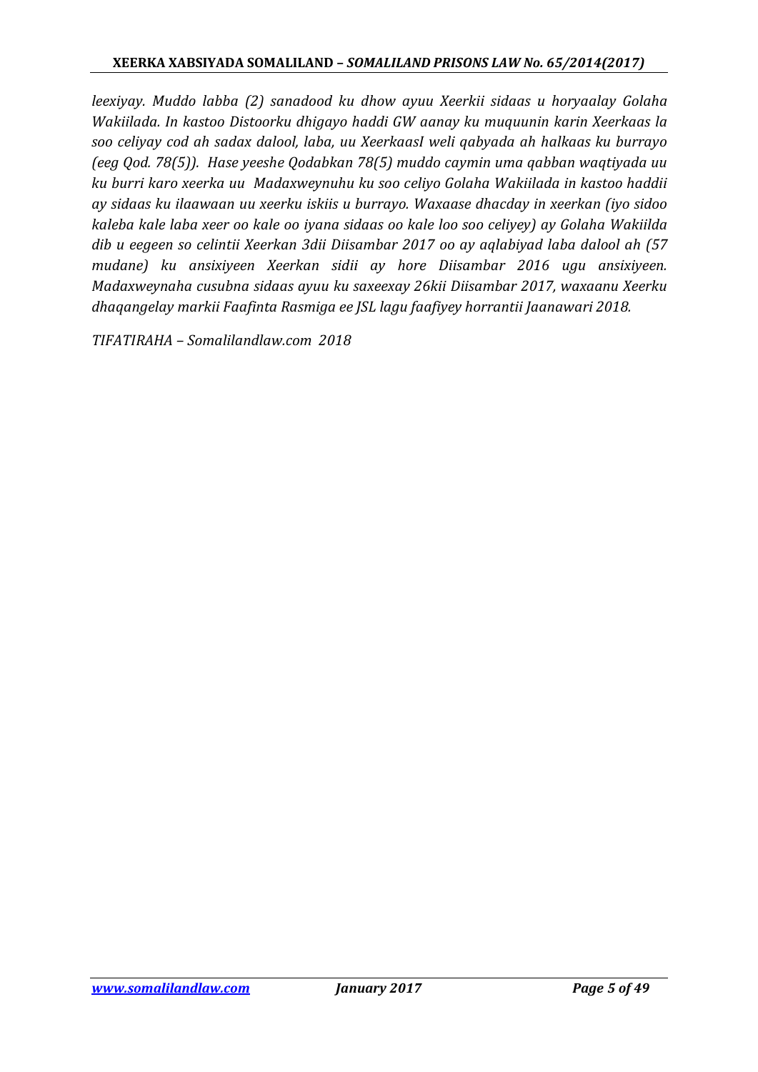*leexiyay. Muddo labba (2) sanadood ku dhow ayuu Xeerkii sidaas u horyaalay Golaha Wakiilada. In kastoo Distoorku dhigayo haddi GW aanay ku muquunin karin Xeerkaas la soo celiyay cod ah sadax dalool, laba, uu XeerkaasI weli qabyada ah halkaas ku burrayo (eeg Qod. 78(5)). Hase yeeshe Qodabkan 78(5) muddo caymin uma qabban waqtiyada uu ku burri karo xeerka uu Madaxweynuhu ku soo celiyo Golaha Wakiilada in kastoo haddii ay sidaas ku ilaawaan uu xeerku iskiis u burrayo. Waxaase dhacday in xeerkan (iyo sidoo kaleba kale laba xeer oo kale oo iyana sidaas oo kale loo soo celiyey) ay Golaha Wakiilda dib u eegeen so celintii Xeerkan 3dii Diisambar 2017 oo ay aqlabiyad laba dalool ah (57 mudane) ku ansixiyeen Xeerkan sidii ay hore Diisambar 2016 ugu ansixiyeen. Madaxweynaha cusubna sidaas ayuu ku saxeexay 26kii Diisambar 2017, waxaanu Xeerku dhaqangelay markii Faafinta Rasmiga ee JSL lagu faafiyey horrantii Jaanawari 2018.*

*TIFATIRAHA – Somalilandlaw.com 2018*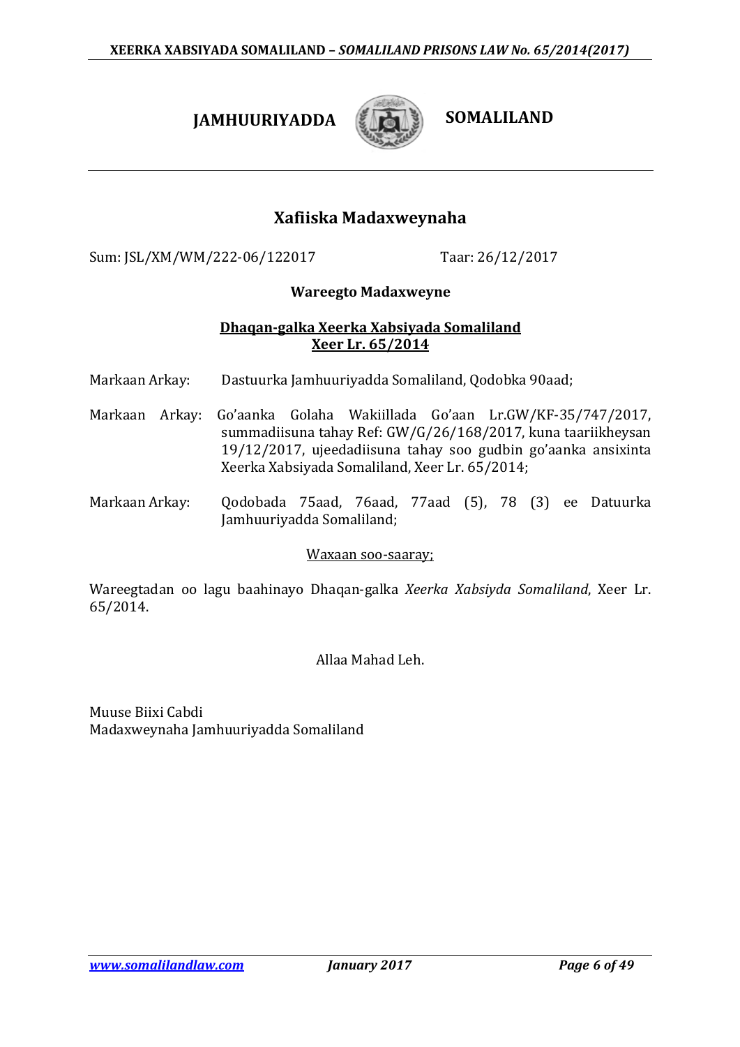**JAMHUURIYADDA SOMALILAND**

## Xafiiska Madaxweynaha

Sum: JSL/XM/WM/222-06/122017 Taar: 26/12/2017

**Wareegto Madaxweyne**

**<u>Dhaqan-galka Xeerka Xabsiyada Somaliland</u>**
**<u>Xeer Lr. 65/2014</u>**

Markaan Arkay: Dastuurka Jamhuuriyadda Somaliland, Qodobka 90aad;

Markaan Arkay: Go'aanka Golaha Wakiillada Go'aan Lr.GW/KF-35/747/2017, summadiisuna tahay Ref: GW/G/26/168/2017, kuna taariikheysan 19/12/2017, ujeedadiisuna tahay soo gudbin go'aanka ansixinta Xeerka Xabsiyada Somaliland, Xeer Lr. 65/2014;

Markaan Arkay: Qodobada 75aad, 76aad, 77aad (5), 78 (3) ee Datuurka Jamhuuriyadda Somaliland;

<u>Waxaan soo-saaray;</u>

Wareegtadan oo lagu baahinayo Dhaqan-galka *Xeerka Xabsiyda Somaliland*, Xeer Lr. 65/2014.

Allaa Mahad Leh.

Muuse Biixi Cabdi
Madaxweynaha Jamhuuriyadda Somaliland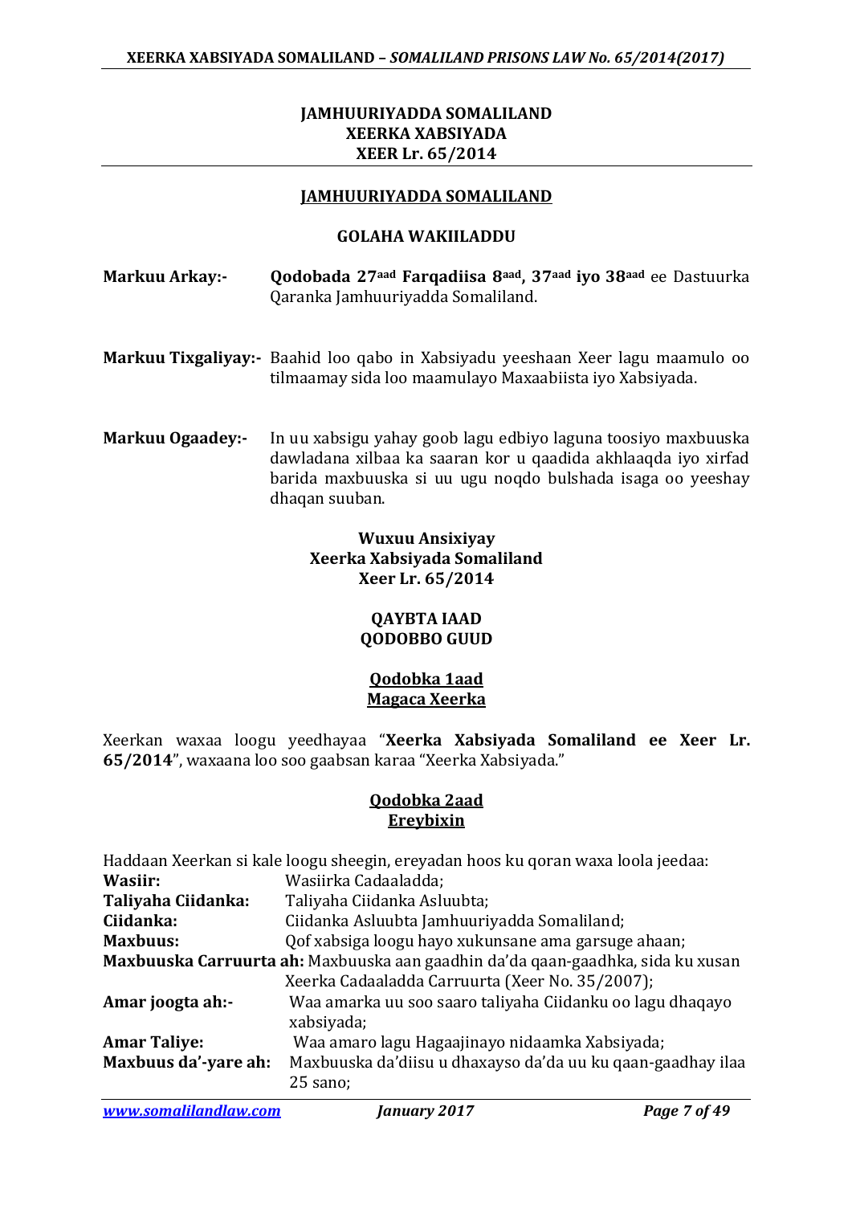**JAMHUURIYADDA SOMALILAND**
**XEERKA XABSIYADA**
**XEER Lr. 65/2014**

**JAMHUURIYADDA SOMALILAND**

**GOLAHA WAKIILADDU**

**Markuu Arkay:-** **Qodobada 27aad Farqadiisa 8aad, 37aad iyo 38aad** ee Dastuurka Qaranka Jamhuuriyadda Somaliland.

**Markuu Tixgaliyay:-** Baahid loo qabo in Xabsiyadu yeeshaan Xeer lagu maamulo oo tilmaamay sida loo maamulayo Maxaabiista iyo Xabsiyada.

**Markuu Ogaadey:-** In uu xabsigu yahay goob lagu edbiyo laguna toosiyo maxbuuska dawladana xilbaa ka saaran kor u qaadida akhlaaqda iyo xirfad barida maxbuuska si uu ugu noqdo bulshada isaga oo yeeshay dhaqan suuban.

**Wuxuu Ansixiyay**
**Xeerka Xabsiyada Somaliland**
**Xeer Lr. 65/2014**

## QAYBTA IAAD
## QODOBBO GUUD

### Qodobka 1aad
### Magaca Xeerka

Xeerkan waxaa loogu yeedhayaa "**Xeerka Xabsiyada Somaliland ee Xeer Lr. 65/2014**", waxaana loo soo gaabsan karaa "Xeerka Xabsiyada."

### Qodobka 2aad
### Ereybixin

Haddaan Xeerkan si kale loogu sheegin, ereyadan hoos ku qoran waxa loola jeedaa:

**Wasiir:** Wasiirka Cadaaladda;

**Taliyaha Ciidanka:** Taliyaha Ciidanka Asluubta;

**Ciidanka:** Ciidanka Asluubta Jamhuuriyadda Somaliland;

**Maxbuus:** Qof xabsiga loogu hayo xukunsane ama garsuge ahaan;

**Maxbuuska Carruurta ah:** Maxbuuska aan gaadhin da'da qaan-gaadhka, sida ku xusan Xeerka Cadaaladda Carruurta (Xeer No. 35/2007);

**Amar joogta ah:-** Waa amarka uu soo saaro taliyaha Ciidanku oo lagu dhaqayo xabsiyada;

**Amar Taliye:** Waa amaro lagu Hagaajinayo nidaamka Xabsiyada;

**Maxbuus da'-yare ah:** Maxbuuska da'diisu u dhaxayso da'da uu ku qaan-gaadhay ilaa 25 sano;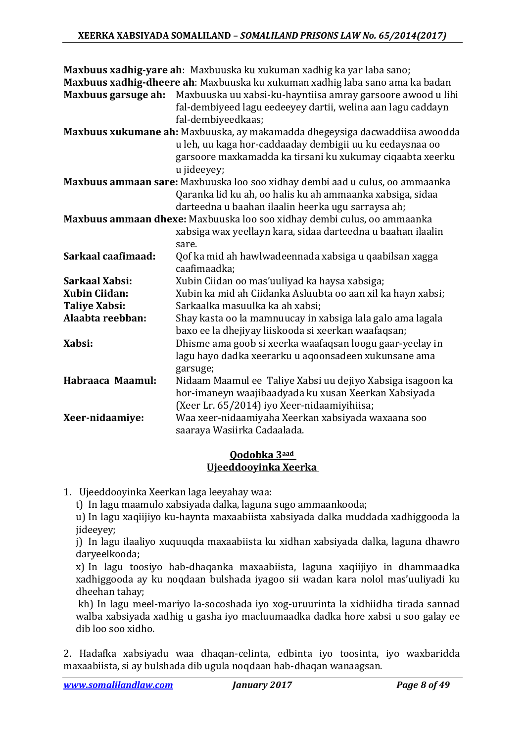**Maxbuus xadhig-yare ah**: Maxbuuska ku xukuman xadhig ka yar laba sano;

**Maxbuus xadhig-dheere ah**: Maxbuuska ku xukuman xadhig laba sano ama ka badan

**Maxbuus garsuge ah:** Maxbuuska uu xabsi-ku-hayntiisa amray garsoore awood u lihi fal-dembiyeed lagu eedeeyey dartii, welina aan lagu caddayn fal-dembiyeedkaas;

**Maxbuus xukumane ah:** Maxbuuska, ay makamadda dhegeysiga dacwaddiisa awoodda u leh, uu kaga hor-caddaaday dembigii uu ku eedaysnaa oo garsoore maxkamadda ka tirsani ku xukumay ciqaabta xeerku u jideeyey;

**Maxbuus ammaan sare:** Maxbuuska loo soo xidhay dembi aad u culus, oo ammaanka Qaranka lid ku ah, oo halis ku ah ammaanka xabsiga, sidaa darteedna u baahan ilaalin heerka ugu sarraysa ah;

**Maxbuus ammaan dhexe:** Maxbuuska loo soo xidhay dembi culus, oo ammaanka xabsiga wax yeellayn kara, sidaa darteedna u baahan ilaalin sare.

**Sarkaal caafimaad:** Qof ka mid ah hawlwadeennada xabsiga u qaabilsan xagga caafimaadka;

**Sarkaal Xabsi:** Xubin Ciidan oo mas'uuliyad ka haysa xabsiga;

**Xubin Ciidan:** Xubin ka mid ah Ciidanka Asluubta oo aan xil ka hayn xabsi;

**Taliye Xabsi:** Sarkaalka masuulka ka ah xabsi;

**Alaabta reebban:** Shay kasta oo la mamnuucay in xabsiga lala galo ama lagala baxo ee la dhejiyay liiskooda si xeerkan waafaqsan;

**Xabsi:** Dhisme ama goob si xeerka waafaqsan loogu gaar-yeelay in lagu hayo dadka xeerarku u aqoonsadeen xukunsane ama garsuge;

**Habraaca Maamul:** Nidaam Maamul ee Taliye Xabsi uu dejiyo Xabsiga isagoon ka hor-imaneyn waajibaadyada ku xusan Xeerkan Xabsiyada (Xeer Lr. 65/2014) iyo Xeer-nidaamiyihiisa;

**Xeer-nidaamiye:** Waa xeer-nidaamiyaha Xeerkan xabsiyada waxaana soo saaraya Wasiirka Cadaalada.

## Qodobka 3aad
## Ujeeddooyinka Xeerka

1. Ujeeddooyinka Xeerkan laga leeyahay waa:

   t) In lagu maamulo xabsiyada dalka, laguna sugo ammaankooda;

   u) In lagu xaqiijiyo ku-haynta maxaabiista xabsiyada dalka muddada xadhiggooda la jideeyey;

   j) In lagu ilaaliyo xuquuqda maxaabiista ku xidhan xabsiyada dalka, laguna dhawro daryeelkooda;

   x) In lagu toosiyo hab-dhaqanka maxaabiista, laguna xaqiijiyo in dhammaadka xadhiggooda ay ku noqdaan bulshada iyagoo sii wadan kara nolol mas'uuliyadi ku dheehan tahay;

   kh) In lagu meel-mariyo la-socoshada iyo xog-uruurinta la xidhiidha tirada sannad walba xabsiyada xadhig u gasha iyo macluumaadka dadka hore xabsi u soo galay ee dib loo soo xidho.

2. Hadafka xabsiyadu waa dhaqan-celinta, edbinta iyo toosinta, iyo waxbaridda maxaabiista, si ay bulshada dib ugula noqdaan hab-dhaqan wanaagsan.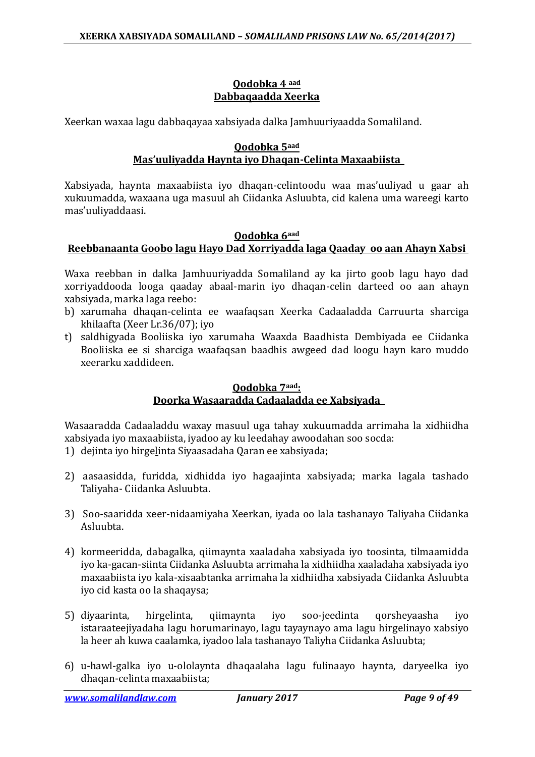**Qodobka 4 aad**
**Dabbaqaadda Xeerka**

Xeerkan waxaa lagu dabbaqayaa xabsiyada dalka Jamhuuriyaadda Somaliland.

**Qodobka 5aad**
**Mas'uuliyadda Haynta iyo Dhaqan-Celinta Maxaabiista**

Xabsiyada, haynta maxaabiista iyo dhaqan-celintoodu waa mas'uuliyad u gaar ah xukuumadda, waxaana uga masuul ah Ciidanka Asluubta, cid kalena uma wareegi karto mas'uuliyaddaasi.

**Qodobka 6aad**
**Reebbanaanta Goobo lagu Hayo Dad Xorriyadda laga Qaaday oo aan Ahayn Xabsi**

Waxa reebban in dalka Jamhuuriyadda Somaliland ay ka jirto goob lagu hayo dad xorriyaddooda looga qaaday abaal-marin iyo dhaqan-celin darteed oo aan ahayn xabsiyada, marka laga reebo:

b) xarumaha dhaqan-celinta ee waafaqsan Xeerka Cadaaladda Carruurta sharciga khilaafta (Xeer Lr.36/07); iyo
t) saldhigyada Booliiska iyo xarumaha Waaxda Baadhista Dembiyada ee Ciidanka Booliiska ee si sharciga waafaqsan baadhis awgeed dad loogu hayn karo muddo xeerarku xaddideen.

**Qodobka 7aad:**
**Doorka Wasaaradda Cadaaladda ee Xabsiyada**

Wasaaradda Cadaaladdu waxay masuul uga tahay xukuumadda arrimaha la xidhiidha xabsiyada iyo maxaabiista, iyadoo ay ku leedahay awoodahan soo socda:

1) dejinta iyo hirgelinta Siyaasadaha Qaran ee xabsiyada;

2) aasaasidda, furidda, xidhidda iyo hagaajinta xabsiyada; marka lagala tashado Taliyaha- Ciidanka Asluubta.

3) Soo-saaridda xeer-nidaamiyaha Xeerkan, iyada oo lala tashanayo Taliyaha Ciidanka Asluubta.

4) kormeeridda, dabagalka, qiimaynta xaaladaha xabsiyada iyo toosinta, tilmaamidda iyo ka-gacan-siinta Ciidanka Asluubta arrimaha la xidhiidha xaaladaha xabsiyada iyo maxaabiista iyo kala-xisaabtanka arrimaha la xidhiidha xabsiyada Ciidanka Asluubta iyo cid kasta oo la shaqaysa;

5) diyaarinta, hirgelinta, qiimaynta iyo soo-jeedinta qorsheyaasha iyo istaraateejiyadaha lagu horumarinayo, lagu tayaynayo ama lagu hirgelinayo xabsiyo la heer ah kuwa caalamka, iyadoo lala tashanayo Taliyha Ciidanka Asluubta;

6) u-hawl-galka iyo u-ololaynta dhaqaalaha lagu fulinaayo haynta, daryeelka iyo dhaqan-celinta maxaabiista;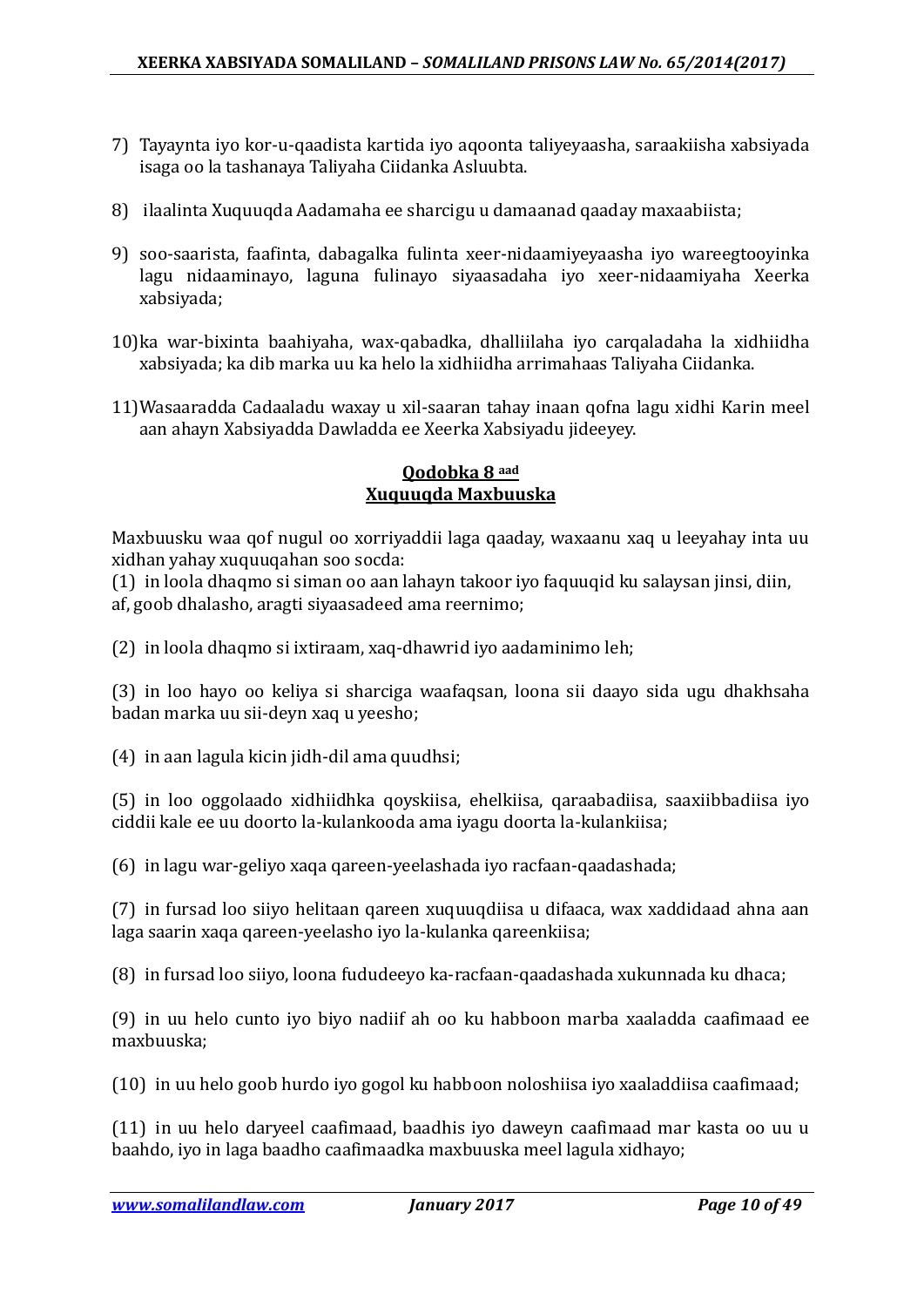7) Tayaynta iyo kor-u-qaadista kartida iyo aqoonta taliyeyaasha, saraakiisha xabsiyada isaga oo la tashanaya Taliyaha Ciidanka Asluubta.

8) ilaalinta Xuquuqda Aadamaha ee sharcigu u damaanad qaaday maxaabiista;

9) soo-saarista, faafinta, dabagalka fulinta xeer-nidaamiyeyaasha iyo wareegtooyinka lagu nidaaminayo, laguna fulinayo siyaasadaha iyo xeer-nidaamiyaha Xeerka xabsiyada;

10) ka war-bixinta baahiyaha, wax-qabadka, dhalliilaha iyo carqaladaha la xidhiidha xabsiyada; ka dib marka uu ka helo la xidhiidha arrimahaas Taliyaha Ciidanka.

11) Wasaaradda Cadaaladu waxay u xil-saaran tahay inaan qofna lagu xidhi Karin meel aan ahayn Xabsiyadda Dawladda ee Xeerka Xabsiyadu jideeyey.

## Qodobka 8 aad
## Xuquuqda Maxbuuska

Maxbuusku waa qof nugul oo xorriyaddii laga qaaday, waxaanu xaq u leeyahay inta uu xidhan yahay xuquuqahan soo socda:

(1) in loola dhaqmo si siman oo aan lahayn takoor iyo faquuqid ku salaysan jinsi, diin, af, goob dhalasho, aragti siyaasadeed ama reernimo;

(2) in loola dhaqmo si ixtiraam, xaq-dhawrid iyo aadaminimo leh;

(3) in loo hayo oo keliya si sharciga waafaqsan, loona sii daayo sida ugu dhakhsaha badan marka uu sii-deyn xaq u yeesho;

(4) in aan lagula kicin jidh-dil ama quudhsi;

(5) in loo oggolaado xidhiidhka qoyskiisa, ehelkiisa, qaraabadiisa, saaxiibbadiisa iyo ciddii kale ee uu doorto la-kulankooda ama iyagu doorta la-kulankiisa;

(6) in lagu war-geliyo xaqa qareen-yeelashada iyo racfaan-qaadashada;

(7) in fursad loo siiyo helitaan qareen xuquuqdiisa u difaaca, wax xaddidaad ahna aan laga saarin xaqa qareen-yeelasho iyo la-kulanka qareenkiisa;

(8) in fursad loo siiyo, loona fududeeyo ka-racfaan-qaadashada xukunnada ku dhaca;

(9) in uu helo cunto iyo biyo nadiif ah oo ku habboon marba xaaladda caafimaad ee maxbuuska;

(10) in uu helo goob hurdo iyo gogol ku habboon noloshiisa iyo xaaladdiisa caafimaad;

(11) in uu helo daryeel caafimaad, baadhis iyo daweyn caafimaad mar kasta oo uu u baahdo, iyo in laga baadho caafimaadka maxbuuska meel lagula xidhayo;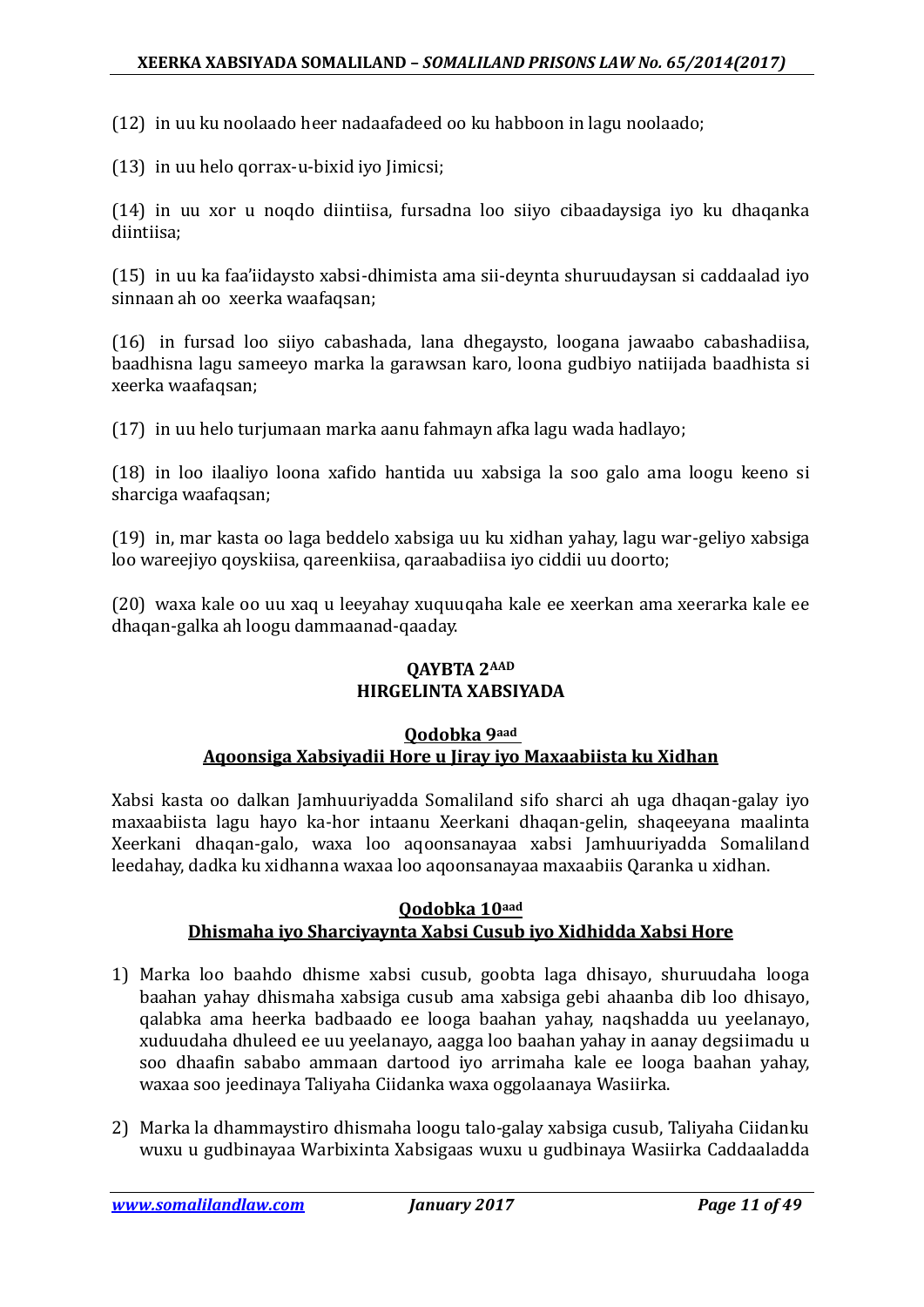(12) in uu ku noolaado heer nadaafadeed oo ku habboon in lagu noolaado;

(13) in uu helo qorrax-u-bixid iyo Jimicsi;

(14) in uu xor u noqdo diintiisa, fursadna loo siiyo cibaadaysiga iyo ku dhaqanka diintiisa;

(15) in uu ka faa'iidaysto xabsi-dhimista ama sii-deynta shuruudaysan si caddaalad iyo sinnaan ah oo xeerka waafaqsan;

(16) in fursad loo siiyo cabashada, lana dhegaysto, loogana jawaabo cabashadiisa, baadhisna lagu sameeyo marka la garawsan karo, loona gudbiyo natiijada baadhista si xeerka waafaqsan;

(17) in uu helo turjumaan marka aanu fahmayn afka lagu wada hadlayo;

(18) in loo ilaaliyo loona xafido hantida uu xabsiga la soo galo ama loogu keeno si sharciga waafaqsan;

(19) in, mar kasta oo laga beddelo xabsiga uu ku xidhan yahay, lagu war-geliyo xabsiga loo wareejiyo qoyskiisa, qareenkiisa, qaraabadiisa iyo ciddii uu doorto;

(20) waxa kale oo uu xaq u leeyahay xuquuqaha kale ee xeerkan ama xeerarka kale ee dhaqan-galka ah loogu dammaanad-qaaday.

## QAYBTA 2AAD
## HIRGELINTA XABSIYADA

### Qodobka 9aad
### Aqoonsiga Xabsiyadii Hore u Jiray iyo Maxaabiista ku Xidhan

Xabsi kasta oo dalkan Jamhuuriyadda Somaliland sifo sharci ah uga dhaqan-galay iyo maxaabiista lagu hayo ka-hor intaanu Xeerkani dhaqan-gelin, shaqeeyana maalinta Xeerkani dhaqan-galo, waxa loo aqoonsanayaa xabsi Jamhuuriyadda Somaliland leedahay, dadka ku xidhanna waxaa loo aqoonsanayaa maxaabiis Qaranka u xidhan.

### Qodobka 10aad
### Dhismaha iyo Sharciyaynta Xabsi Cusub iyo Xidhidda Xabsi Hore

1) Marka loo baahdo dhisme xabsi cusub, goobta laga dhisayo, shuruudaha looga baahan yahay dhismaha xabsiga cusub ama xabsiga gebi ahaanba dib loo dhisayo, qalabka ama heerka badbaado ee looga baahan yahay, naqshadda uu yeelanayo, xuduudaha dhuleed ee uu yeelanayo, aagga loo baahan yahay in aanay degsiimadu u soo dhaafin sababo ammaan dartood iyo arrimaha kale ee looga baahan yahay, waxaa soo jeedinaya Taliyaha Ciidanka waxa oggolaanaya Wasiirka.

2) Marka la dhammaystiro dhismaha loogu talo-galay xabsiga cusub, Taliyaha Ciidanku wuxu u gudbinayaa Warbixinta Xabsigaas wuxu u gudbinaya Wasiirka Caddaaladda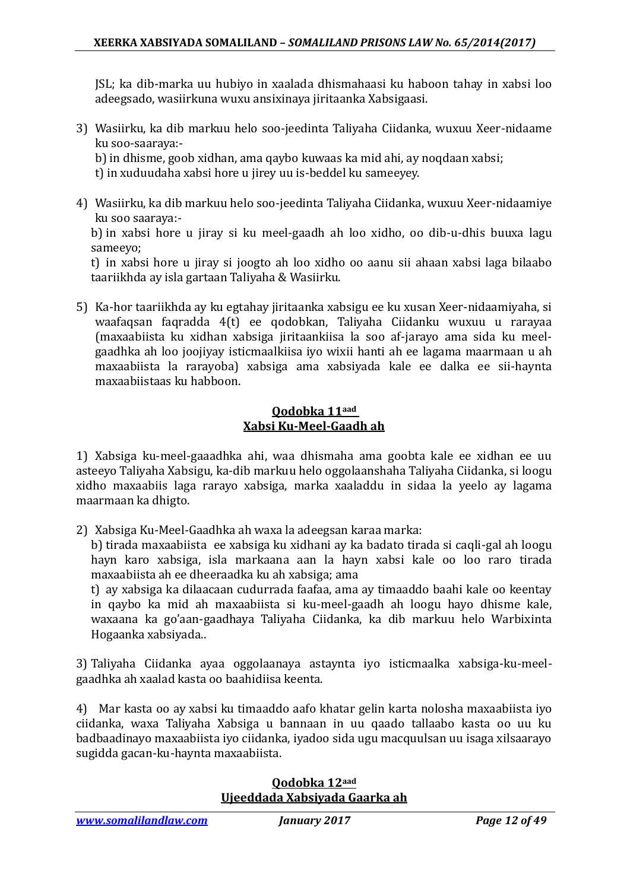JSL; ka dib-marka uu hubiyo in xaalada dhismahaasi ku haboon tahay in xabsi loo adeegsado, wasiirkuna wuxu ansixinaya jiritaanka Xabsigaasi.

3) Wasiirku, ka dib markuu helo soo-jeedinta Taliyaha Ciidanka, wuxuu Xeer-nidaame ku soo-saaraya:-
   b) in dhisme, goob xidhan, ama qaybo kuwaas ka mid ahi, ay noqdaan xabsi;
   t) in xuduudaha xabsi hore u jirey uu is-beddel ku sameeyey.

4) Wasiirku, ka dib markuu helo soo-jeedinta Taliyaha Ciidanka, wuxuu Xeer-nidaamiye ku soo saaraya:-
   b) in xabsi hore u jiray si ku meel-gaadh ah loo xidho, oo dib-u-dhis buuxa lagu sameeyo;
   t) in xabsi hore u jiray si joogto ah loo xidho oo aanu sii ahaan xabsi laga bilaabo taariikhda ay isla gartaan Taliyaha & Wasiirku.

5) Ka-hor taariikhda ay ku egtahay jiritaanka xabsigu ee ku xusan Xeer-nidaamiyaha, si waafaqsan faqradda 4(t) ee qodobkan, Taliyaha Ciidanku wuxuu u rarayaa (maxaabiista ku xidhan xabsiga jiritaankiisa la soo af-jarayo ama sida ku meel-gaadhka ah loo joojiyay isticmaalkiisa iyo wixii hanti ah ee lagama maarmaan u ah maxaabiista la rarayoba) xabsiga ama xabsiyada kale ee dalka ee sii-haynta maxaabiistaas ku habboon.

## Qodobka 11aad
## Xabsi Ku-Meel-Gaadh ah

1) Xabsiga ku-meel-gaaadhka ahi, waa dhismaha ama goobta kale ee xidhan ee uu asteeyo Taliyaha Xabsigu, ka-dib markuu helo oggolaanshaha Taliyaha Ciidanka, si loogu xidho maxaabiis laga rarayo xabsiga, marka xaaladdu in sidaa la yeelo ay lagama maarmaan ka dhigto.

2) Xabsiga Ku-Meel-Gaadhka ah waxa la adeegsan karaa marka:
   b) tirada maxaabiista ee xabsiga ku xidhani ay ka badato tirada si caqli-gal ah loogu hayn karo xabsiga, isla markaana aan la hayn xabsi kale oo loo raro tirada maxaabiista ah ee dheeraadka ku ah xabsiga; ama
   t) ay xabsiga ka dilaacaan cudurrada faafaa, ama ay timaaddo baahi kale oo keentay in qaybo ka mid ah maxaabiista si ku-meel-gaadh ah loogu hayo dhisme kale, waxaana ka go'aan-gaadhaya Taliyaha Ciidanka, ka dib markuu helo Warbixinta Hogaanka xabsiyada..

3) Taliyaha Ciidanka ayaa oggolaanaya astaynta iyo isticmaalka xabsiga-ku-meel-gaadhka ah xaalad kasta oo baahidiisa keenta.

4) Mar kasta oo ay xabsi ku timaaddo aafo khatar gelin karta nolosha maxaabiista iyo ciidanka, waxa Taliyaha Xabsiga u bannaan in uu qaado tallaabo kasta oo uu ku badbaadinayo maxaabiista iyo ciidanka, iyadoo sida ugu macquulsan uu isaga xilsaarayo sugidda gacan-ku-haynta maxaabiista.

## Qodobka 12aad
## Ujeeddada Xabsiyada Gaarka ah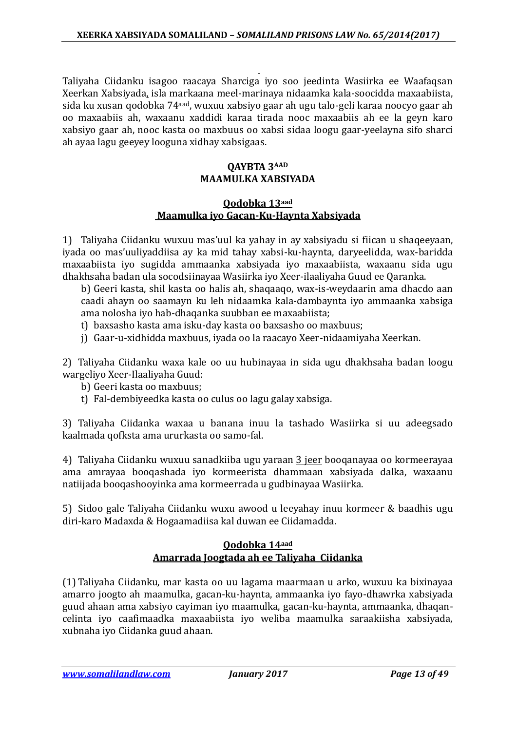Taliyaha Ciidanku isagoo raacaya Sharciga iyo soo jeedinta Wasiirka ee Waafaqsan Xeerkan Xabsiyada, isla markaana meel-marinaya nidaamka kala-soocidda maxaabiista, sida ku xusan qodobka 74aad, wuxuu xabsiyo gaar ah ugu talo-geli karaa noocyo gaar ah oo maxaabiis ah, waxaanu xaddidi karaa tirada nooc maxaabiis ah ee la geyn karo xabsiyo gaar ah, nooc kasta oo maxbuus oo xabsi sidaa loogu gaar-yeelayna sifo sharci ah ayaa lagu geeyey looguna xidhay xabsigaas.

## QAYBTA 3AAD
## MAAMULKA XABSIYADA

### Qodobka 13aad
### Maamulka iyo Gacan-Ku-Haynta Xabsiyada

1) Taliyaha Ciidanku wuxuu mas'uul ka yahay in ay xabsiyadu si fiican u shaqeeyaan, iyada oo mas'uuliyaddiisa ay ka mid tahay xabsi-ku-haynta, daryeelidda, wax-baridda maxaabiista iyo sugidda ammaanka xabsiyada iyo maxaabiista, waxaanu sida ugu dhakhsaha badan ula socodsiinayaa Wasiirka iyo Xeer-ilaaliyaha Guud ee Qaranka.

   b) Geeri kasta, shil kasta oo halis ah, shaqaaqo, wax-is-weydaarin ama dhacdo aan caadi ahayn oo saamayn ku leh nidaamka kala-dambaynta iyo ammaanka xabsiga ama nolosha iyo hab-dhaqanka suubban ee maxaabiista;

   t) baxsasho kasta ama isku-day kasta oo baxsasho oo maxbuus;

   j) Gaar-u-xidhidda maxbuus, iyada oo la raacayo Xeer-nidaamiyaha Xeerkan.

2) Taliyaha Ciidanku waxa kale oo uu hubinayaa in sida ugu dhakhsaha badan loogu wargeliyo Xeer-Ilaaliyaha Guud:

   b) Geeri kasta oo maxbuus;

   t) Fal-dembiyeedka kasta oo culus oo lagu galay xabsiga.

3) Taliyaha Ciidanka waxaa u banana inuu la tashado Wasiirka si uu adeegsado kaalmada qofksta ama ururkasta oo samo-fal.

4) Taliyaha Ciidanku wuxuu sanadkiiba ugu yaraan <u>3 jeer</u> booqanayaa oo kormeerayaa ama amrayaa booqashada iyo kormeerista dhammaan xabsiyada dalka, waxaanu natiijada booqashooyinka ama kormeerrada u gudbinayaa Wasiirka.

5) Sidoo gale Taliyaha Ciidanku wuxu awood u leeyahay inuu kormeer & baadhis ugu diri-karo Madaxda & Hogaamadiisa kal duwan ee Ciidamadda.

### Qodobka 14aad
### Amarrada Joogtada ah ee Taliyaha Ciidanka

(1) Taliyaha Ciidanku, mar kasta oo uu lagama maarmaan u arko, wuxuu ka bixinayaa amarro joogto ah maamulka, gacan-ku-haynta, ammaanka iyo fayo-dhawrka xabsiyada guud ahaan ama xabsiyo cayiman iyo maamulka, gacan-ku-haynta, ammaanka, dhaqan-celinta iyo caafimaadka maxaabiista iyo weliba maamulka saraakiisha xabsiyada, xubnaha iyo Ciidanka guud ahaan.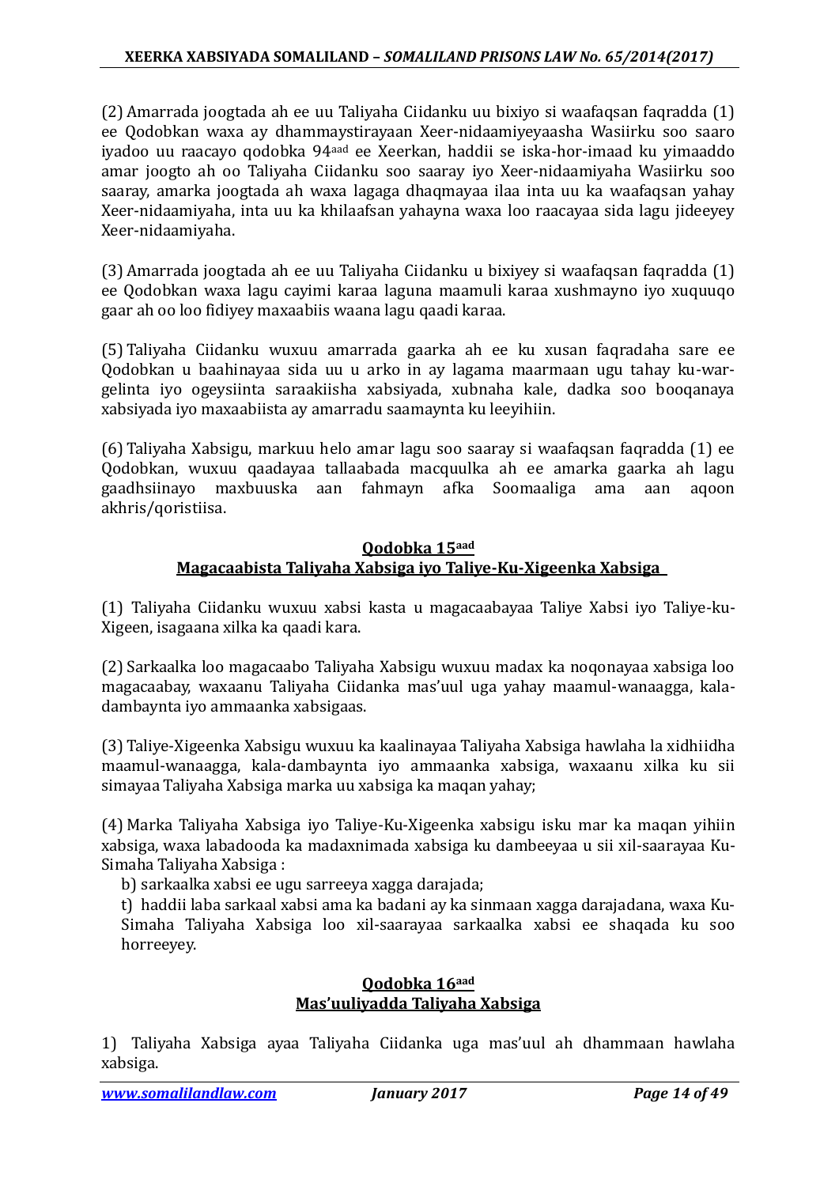(2) Amarrada joogtada ah ee uu Taliyaha Ciidanku uu bixiyo si waafaqsan faqradda (1) ee Qodobkan waxa ay dhammaystirayaan Xeer-nidaamiyeyaasha Wasiirku soo saaro iyadoo uu raacayo qodobka 94aad ee Xeerkan, haddii se iska-hor-imaad ku yimaaddo amar joogto ah oo Taliyaha Ciidanku soo saaray iyo Xeer-nidaamiyaha Wasiirku soo saaray, amarka joogtada ah waxa lagaga dhaqmayaa ilaa inta uu ka waafaqsan yahay Xeer-nidaamiyaha, inta uu ka khilaafsan yahayna waxa loo raacayaa sida lagu jideeyey Xeer-nidaamiyaha.

(3) Amarrada joogtada ah ee uu Taliyaha Ciidanku u bixiyey si waafaqsan faqradda (1) ee Qodobkan waxa lagu cayimi karaa laguna maamuli karaa xushmayno iyo xuquuqo gaar ah oo loo fidiyey maxaabiis waana lagu qaadi karaa.

(5) Taliyaha Ciidanku wuxuu amarrada gaarka ah ee ku xusan faqradaha sare ee Qodobkan u baahinayaa sida uu u arko in ay lagama maarmaan ugu tahay ku-war-gelinta iyo ogeysiinta saraakiisha xabsiyada, xubnaha kale, dadka soo booqanaya xabsiyada iyo maxaabiista ay amarradu saamaynta ku leeyihiin.

(6) Taliyaha Xabsigu, markuu helo amar lagu soo saaray si waafaqsan faqradda (1) ee Qodobkan, wuxuu qaadayaa tallaabada macquulka ah ee amarka gaarka ah lagu gaadhsiinayo maxbuuska aan fahmayn afka Soomaaliga ama aan aqoon akhris/qoristiisa.

## Qodobka 15aad
## Magacaabista Taliyaha Xabsiga iyo Taliye-Ku-Xigeenka Xabsiga

(1) Taliyaha Ciidanku wuxuu xabsi kasta u magacaabayaa Taliye Xabsi iyo Taliye-ku-Xigeen, isagaana xilka ka qaadi kara.

(2) Sarkaalka loo magacaabo Taliyaha Xabsigu wuxuu madax ka noqonayaa xabsiga loo magacaabay, waxaanu Taliyaha Ciidanka mas'uul uga yahay maamul-wanaagga, kala-dambaynta iyo ammaanka xabsigaas.

(3) Taliye-Xigeenka Xabsigu wuxuu ka kaalinayaa Taliyaha Xabsiga hawlaha la xidhiidha maamul-wanaagga, kala-dambaynta iyo ammaanka xabsiga, waxaanu xilka ku sii simayaa Taliyaha Xabsiga marka uu xabsiga ka maqan yahay;

(4) Marka Taliyaha Xabsiga iyo Taliye-Ku-Xigeenka xabsigu isku mar ka maqan yihiin xabsiga, waxa labadooda ka madaxnimada xabsiga ku dambeeyaa u sii xil-saarayaa Ku-Simaha Taliyaha Xabsiga :

b) sarkaalka xabsi ee ugu sarreeya xagga darajada;

t) haddii laba sarkaal xabsi ama ka badani ay ka sinmaan xagga darajadana, waxa Ku-Simaha Taliyaha Xabsiga loo xil-saarayaa sarkaalka xabsi ee shaqada ku soo horreeyey.

## Qodobka 16aad
## Mas'uuliyadda Taliyaha Xabsiga

1) Taliyaha Xabsiga ayaa Taliyaha Ciidanka uga mas'uul ah dhammaan hawlaha xabsiga.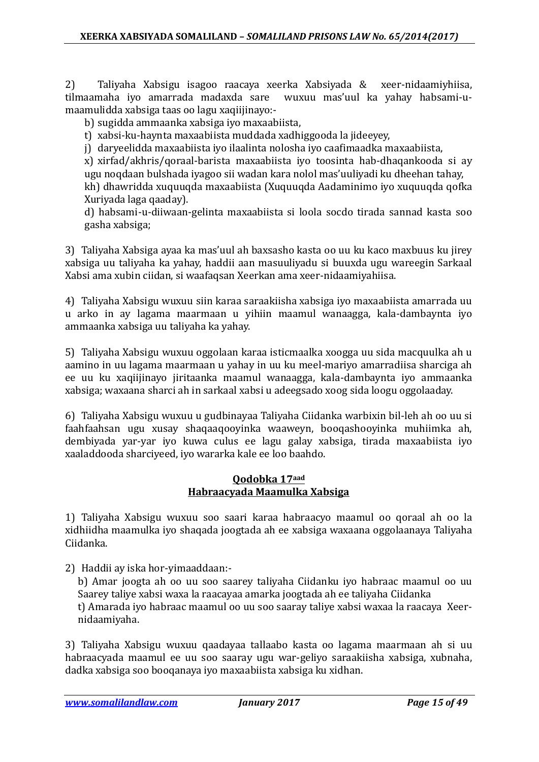2) Taliyaha Xabsigu isagoo raacaya xeerka Xabsiyada & xeer-nidaamiyhiisa, tilmaamaha iyo amarrada madaxda sare wuxuu mas'uul ka yahay habsami-u-maamulidda xabsiga taas oo lagu xaqiijinayo:-

b) sugidda ammaanka xabsiga iyo maxaabiista,

t) xabsi-ku-haynta maxaabiista muddada xadhiggooda la jideeyey,

j) daryeelidda maxaabiista iyo ilaalinta nolosha iyo caafimaadka maxaabiista,

x) xirfad/akhris/qoraal-barista maxaabiista iyo toosinta hab-dhaqankooda si ay ugu noqdaan bulshada iyagoo sii wadan kara nolol mas'uuliyadi ku dheehan tahay,

kh) dhawridda xuquuqda maxaabiista (Xuquuqda Aadaminimo iyo xuquuqda qofka Xuriyada laga qaaday).

d) habsami-u-diiwaan-gelinta maxaabiista si loola socdo tirada sannad kasta soo gasha xabsiga;

3) Taliyaha Xabsiga ayaa ka mas'uul ah baxsasho kasta oo uu ku kaco maxbuus ku jirey xabsiga uu taliyaha ka yahay, haddii aan masuuliyadu si buuxda ugu wareegin Sarkaal Xabsi ama xubin ciidan, si waafaqsan Xeerkan ama xeer-nidaamiyahiisa.

4) Taliyaha Xabsigu wuxuu siin karaa saraakiisha xabsiga iyo maxaabiista amarrada uu u arko in ay lagama maarmaan u yihiin maamul wanaagga, kala-dambaynta iyo ammaanka xabsiga uu taliyaha ka yahay.

5) Taliyaha Xabsigu wuxuu oggolaan karaa isticmaalka xoogga uu sida macquulka ah u aamino in uu lagama maarmaan u yahay in uu ku meel-mariyo amarradiisa sharciga ah ee uu ku xaqiijinayo jiritaanka maamul wanaagga, kala-dambaynta iyo ammaanka xabsiga; waxaana sharci ah in sarkaal xabsi u adeegsado xoog sida loogu oggolaaday.

6) Taliyaha Xabsigu wuxuu u gudbinayaa Taliyaha Ciidanka warbixin bil-leh ah oo uu si faahfaahsan ugu xusay shaqaaqooyinka waaweyn, booqashooyinka muhiimka ah, dembiyada yar-yar iyo kuwa culus ee lagu galay xabsiga, tirada maxaabiista iyo xaaladdooda sharciyeed, iyo wararka kale ee loo baahdo.

## Qodobka 17aad
## Habraacyada Maamulka Xabsiga

1) Taliyaha Xabsigu wuxuu soo saari karaa habraacyo maamul oo qoraal ah oo la xidhiidha maamulka iyo shaqada joogtada ah ee xabsiga waxaana oggolaanaya Taliyaha Ciidanka.

2) Haddii ay iska hor-yimaaddaan:-

b) Amar joogta ah oo uu soo saarey taliyaha Ciidanku iyo habraac maamul oo uu Saarey taliye xabsi waxa la raacayaa amarka joogtada ah ee taliyaha Ciidanka

t) Amarada iyo habraac maamul oo uu soo saaray taliye xabsi waxaa la raacaya Xeer-nidaamiyaha.

3) Taliyaha Xabsigu wuxuu qaadayaa tallaabo kasta oo lagama maarmaan ah si uu habraacyada maamul ee uu soo saaray ugu war-geliyo saraakiisha xabsiga, xubnaha, dadka xabsiga soo booqanaya iyo maxaabiista xabsiga ku xidhan.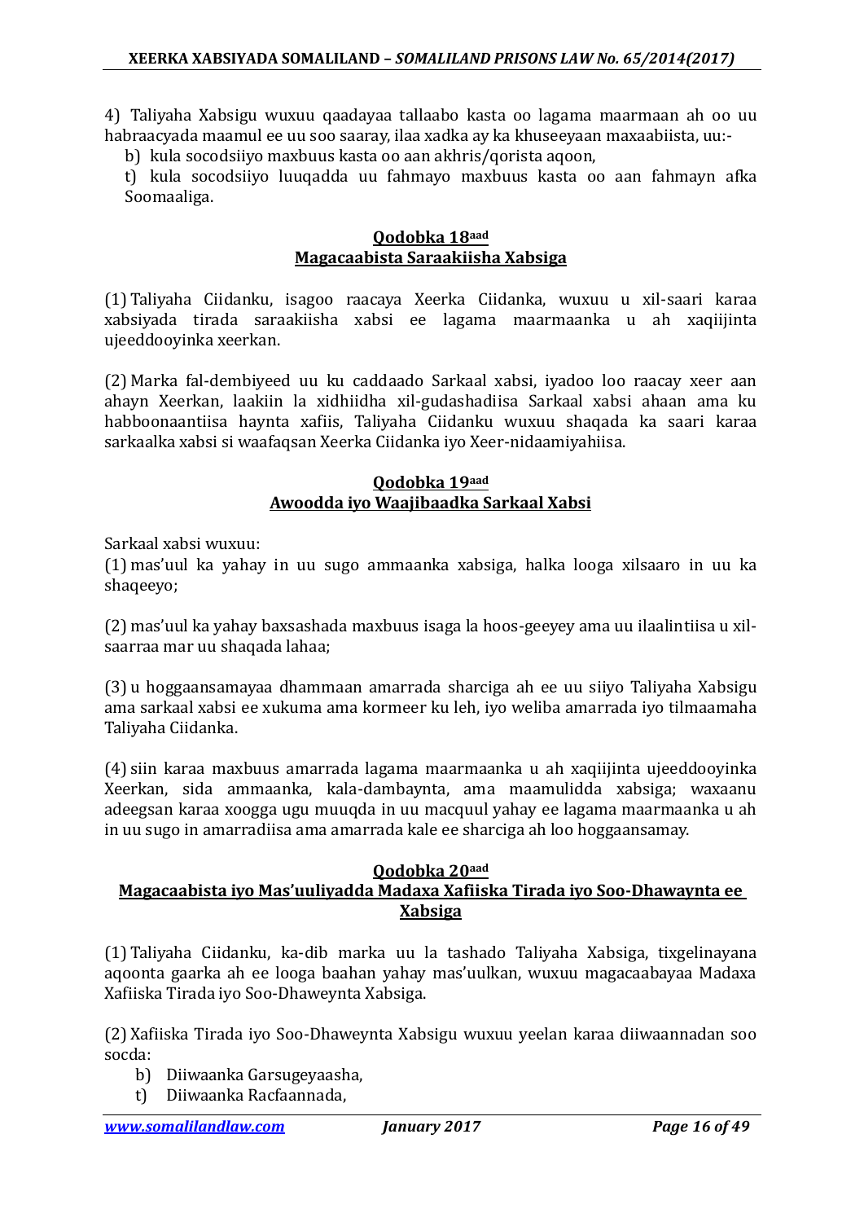4) Taliyaha Xabsigu wuxuu qaadayaa tallaabo kasta oo lagama maarmaan ah oo uu habraacyada maamul ee uu soo saaray, ilaa xadka ay ka khuseeyaan maxaabiista, uu:-

b) kula socodsiiyo maxbuus kasta oo aan akhris/qorista aqoon,

t) kula socodsiiyo luuqadda uu fahmayo maxbuus kasta oo aan fahmayn afka Soomaaliga.

## Qodobka 18aad
## Magacaabista Saraakiisha Xabsiga

(1) Taliyaha Ciidanku, isagoo raacaya Xeerka Ciidanka, wuxuu u xil-saari karaa xabsiyada tirada saraakiisha xabsi ee lagama maarmaanka u ah xaqiijinta ujeeddooyinka xeerkan.

(2) Marka fal-dembiyeed uu ku caddaado Sarkaal xabsi, iyadoo loo raacay xeer aan ahayn Xeerkan, laakiin la xidhiidha xil-gudashadiisa Sarkaal xabsi ahaan ama ku habboonaantiisa haynta xafiis, Taliyaha Ciidanku wuxuu shaqada ka saari karaa sarkaalka xabsi si waafaqsan Xeerka Ciidanka iyo Xeer-nidaamiyahiisa.

## Qodobka 19aad
## Awoodda iyo Waajibaadka Sarkaal Xabsi

Sarkaal xabsi wuxuu:

(1) mas'uul ka yahay in uu sugo ammaanka xabsiga, halka looga xilsaaro in uu ka shaqeeyo;

(2) mas'uul ka yahay baxsashada maxbuus isaga la hoos-geeyey ama uu ilaalintiisa u xil-saarraa mar uu shaqada lahaa;

(3) u hoggaansamayaa dhammaan amarrada sharciga ah ee uu siiyo Taliyaha Xabsigu ama sarkaal xabsi ee xukuma ama kormeer ku leh, iyo weliba amarrada iyo tilmaamaha Taliyaha Ciidanka.

(4) siin karaa maxbuus amarrada lagama maarmaanka u ah xaqiijinta ujeeddooyinka Xeerkan, sida ammaanka, kala-dambaynta, ama maamulidda xabsiga; waxaanu adeegsan karaa xoogga ugu muuqda in uu macquul yahay ee lagama maarmaanka u ah in uu sugo in amarradiisa ama amarrada kale ee sharciga ah loo hoggaansamay.

## Qodobka 20aad
## Magacaabista iyo Mas'uuliyadda Madaxa Xafiiska Tirada iyo Soo-Dhawaynta ee Xabsiga

(1) Taliyaha Ciidanku, ka-dib marka uu la tashado Taliyaha Xabsiga, tixgelinayana aqoonta gaarka ah ee looga baahan yahay mas'uulkan, wuxuu magacaabayaa Madaxa Xafiiska Tirada iyo Soo-Dhaweynta Xabsiga.

(2) Xafiiska Tirada iyo Soo-Dhaweynta Xabsigu wuxuu yeelan karaa diiwaannadan soo socda:

b) Diiwaanka Garsugeyaasha,

t) Diiwaanka Racfaannada,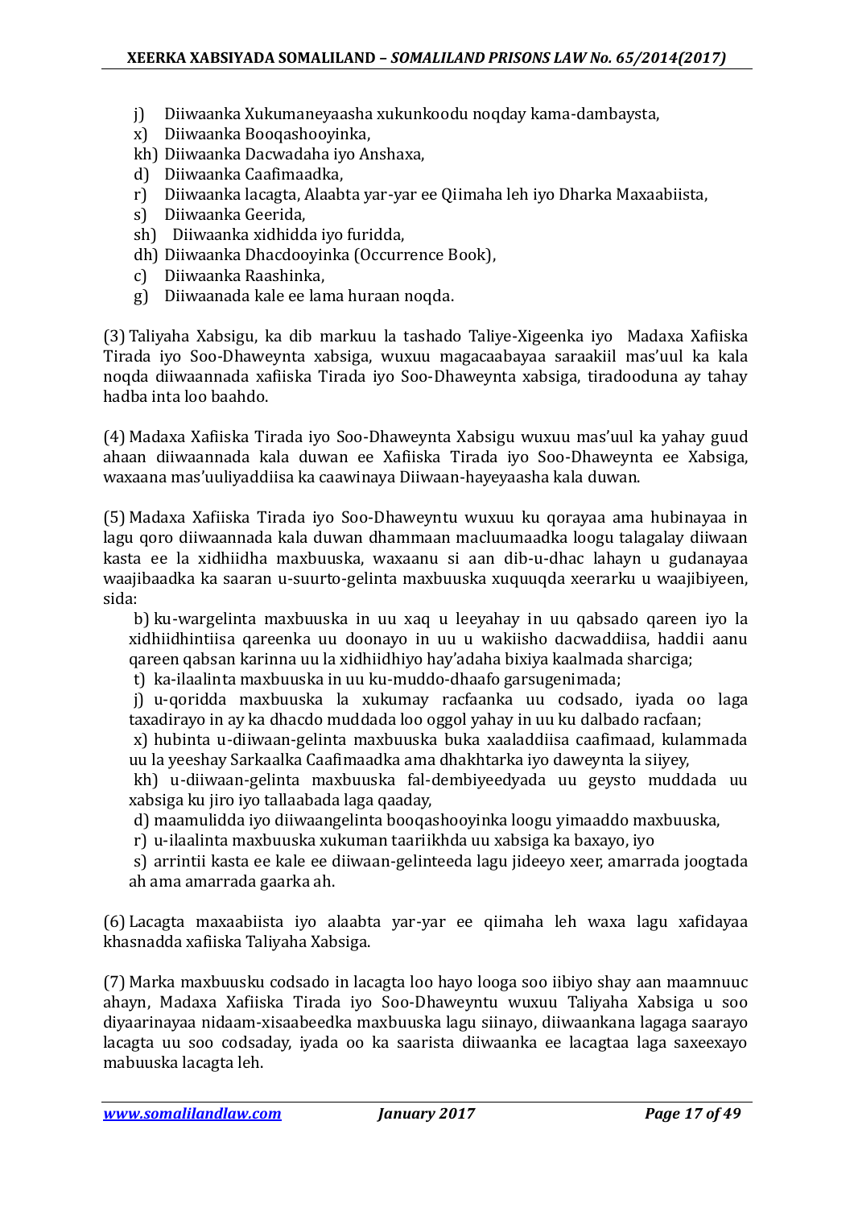j) Diiwaanka Xukumaneyaasha xukunkoodu noqday kama-dambaysta,
x) Diiwaanka Booqashooyinka,
kh) Diiwaanka Dacwadaha iyo Anshaxa,
d) Diiwaanka Caafimaadka,
r) Diiwaanka lacagta, Alaabta yar-yar ee Qiimaha leh iyo Dharka Maxaabiista,
s) Diiwaanka Geerida,
sh) Diiwaanka xidhidda iyo furidda,
dh) Diiwaanka Dhacdooyinka (Occurrence Book),
c) Diiwaanka Raashinka,
g) Diiwaanada kale ee lama huraan noqda.

(3) Taliyaha Xabsigu, ka dib markuu la tashado Taliye-Xigeenka iyo Madaxa Xafiiska Tirada iyo Soo-Dhaweynta xabsiga, wuxuu magacaabayaa saraakiil mas'uul ka kala noqda diiwaannada xafiiska Tirada iyo Soo-Dhaweynta xabsiga, tiradooduna ay tahay hadba inta loo baahdo.

(4) Madaxa Xafiiska Tirada iyo Soo-Dhaweynta Xabsigu wuxuu mas'uul ka yahay guud ahaan diiwaannada kala duwan ee Xafiiska Tirada iyo Soo-Dhaweynta ee Xabsiga, waxaana mas'uuliyaddiisa ka caawinaya Diiwaan-hayeyaasha kala duwan.

(5) Madaxa Xafiiska Tirada iyo Soo-Dhaweyntu wuxuu ku qorayaa ama hubinayaa in lagu qoro diiwaannada kala duwan dhammaan macluumaadka loogu talagalay diiwaan kasta ee la xidhiidha maxbuuska, waxaanu si aan dib-u-dhac lahayn u gudanayaa waajibaadka ka saaran u-suurto-gelinta maxbuuska xuquuqda xeerarku u waajibiyeen, sida:

b) ku-wargelinta maxbuuska in uu xaq u leeyahay in uu qabsado qareen iyo la xidhiidhintiisa qareenka uu doonayo in uu u wakiisho dacwaddiisa, haddii aanu qareen qabsan karinna uu la xidhiidhiyo hay'adaha bixiya kaalmada sharciga;

t) ka-ilaalinta maxbuuska in uu ku-muddo-dhaafo garsugenimada;

j) u-qoridda maxbuuska la xukumay racfaanka uu codsado, iyada oo laga taxadirayo in ay ka dhacdo muddada loo oggol yahay in uu ku dalbado racfaan;

x) hubinta u-diiwaan-gelinta maxbuuska buka xaaladdiisa caafimaad, kulammada uu la yeeshay Sarkaalka Caafimaadka ama dhakhtarka iyo daweynta la siiyey,

kh) u-diiwaan-gelinta maxbuuska fal-dembiyeedyada uu geysto muddada uu xabsiga ku jiro iyo tallaabada laga qaaday,

d) maamulidda iyo diiwaangelinta booqashooyinka loogu yimaaddo maxbuuska,

r) u-ilaalinta maxbuuska xukuman taariikhda uu xabsiga ka baxayo, iyo

s) arrintii kasta ee kale ee diiwaan-gelinteeda lagu jideeyo xeer, amarrada joogtada ah ama amarrada gaarka ah.

(6) Lacagta maxaabiista iyo alaabta yar-yar ee qiimaha leh waxa lagu xafidayaa khasnadda xafiiska Taliyaha Xabsiga.

(7) Marka maxbuusku codsado in lacagta loo hayo looga soo iibiyo shay aan maamnuuc ahayn, Madaxa Xafiiska Tirada iyo Soo-Dhaweyntu wuxuu Taliyaha Xabsiga u soo diyaarinayaa nidaam-xisaabeedka maxbuuska lagu siinayo, diiwaankana lagaga saarayo lacagta uu soo codsaday, iyada oo ka saarista diiwaanka ee lacagtaa laga saxeexayo mabuuska lacagta leh.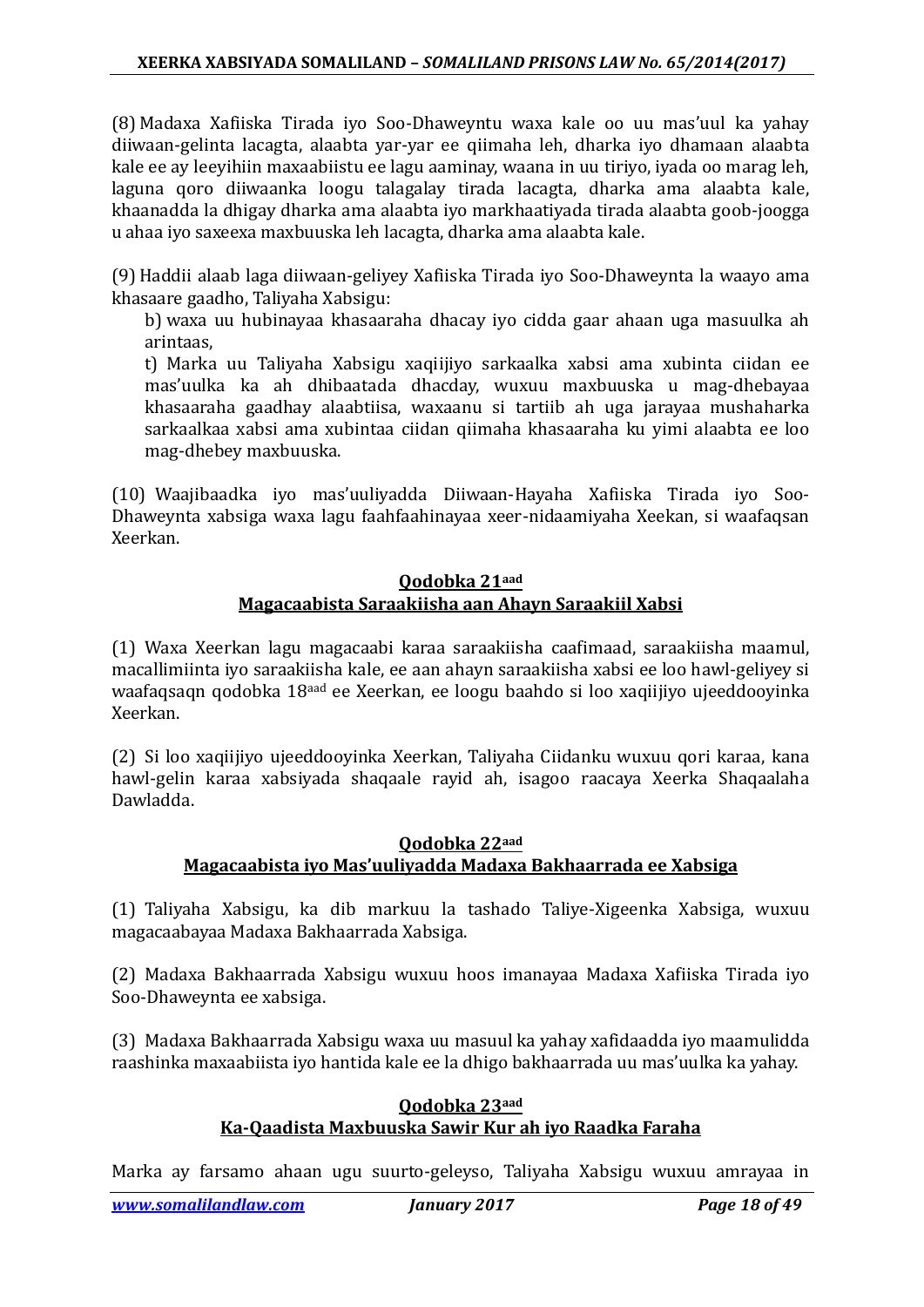(8) Madaxa Xafiiska Tirada iyo Soo-Dhaweyntu waxa kale oo uu mas'uul ka yahay diiwaan-gelinta lacagta, alaabta yar-yar ee qiimaha leh, dharka iyo dhamaan alaabta kale ee ay leeyihiin maxaabiistu ee lagu aaminay, waana in uu tiriyo, iyada oo marag leh, laguna qoro diiwaanka loogu talagalay tirada lacagta, dharka ama alaabta kale, khaanadda la dhigay dharka ama alaabta iyo markhaatiyada tirada alaabta goob-joogga u ahaa iyo saxeexa maxbuuska leh lacagta, dharka ama alaabta kale.

(9) Haddii alaab laga diiwaan-geliyey Xafiiska Tirada iyo Soo-Dhaweynta la waayo ama khasaare gaadho, Taliyaha Xabsigu:

b) waxa uu hubinayaa khasaaraha dhacay iyo cidda gaar ahaan uga masuulka ah arintaas,

t) Marka uu Taliyaha Xabsigu xaqiijiyo sarkaalka xabsi ama xubinta ciidan ee mas'uulka ka ah dhibaatada dhacday, wuxuu maxbuuska u mag-dhebayaa khasaaraha gaadhay alaabtiisa, waxaanu si tartiib ah uga jarayaa mushaharka sarkaalkaa xabsi ama xubintaa ciidan qiimaha khasaaraha ku yimi alaabta ee loo mag-dhebey maxbuuska.

(10) Waajibaadka iyo mas'uuliyadda Diiwaan-Hayaha Xafiiska Tirada iyo Soo-Dhaweynta xabsiga waxa lagu faahfaahinayaa xeer-nidaamiyaha Xeekan, si waafaqsan Xeerkan.

## Qodobka 21aad
## Magacaabista Saraakiisha aan Ahayn Saraakiil Xabsi

(1) Waxa Xeerkan lagu magacaabi karaa saraakiisha caafimaad, saraakiisha maamul, macallimiinta iyo saraakiisha kale, ee aan ahayn saraakiisha xabsi ee loo hawl-geliyey si waafaqsaqn qodobka 18aad ee Xeerkan, ee loogu baahdo si loo xaqiijiyo ujeeddooyinka Xeerkan.

(2) Si loo xaqiijiyo ujeeddooyinka Xeerkan, Taliyaha Ciidanku wuxuu qori karaa, kana hawl-gelin karaa xabsiyada shaqaale rayid ah, isagoo raacaya Xeerka Shaqaalaha Dawladda.

## Qodobka 22aad
## Magacaabista iyo Mas'uuliyadda Madaxa Bakhaarrada ee Xabsiga

(1) Taliyaha Xabsigu, ka dib markuu la tashado Taliye-Xigeenka Xabsiga, wuxuu magacaabayaa Madaxa Bakhaarrada Xabsiga.

(2) Madaxa Bakhaarrada Xabsigu wuxuu hoos imanayaa Madaxa Xafiiska Tirada iyo Soo-Dhaweynta ee xabsiga.

(3) Madaxa Bakhaarrada Xabsigu waxa uu masuul ka yahay xafidaadda iyo maamulidda raashinka maxaabiista iyo hantida kale ee la dhigo bakhaarrada uu mas'uulka ka yahay.

## Qodobka 23aad
## Ka-Qaadista Maxbuuska Sawir Kur ah iyo Raadka Faraha

Marka ay farsamo ahaan ugu suurto-geleyso, Taliyaha Xabsigu wuxuu amrayaa in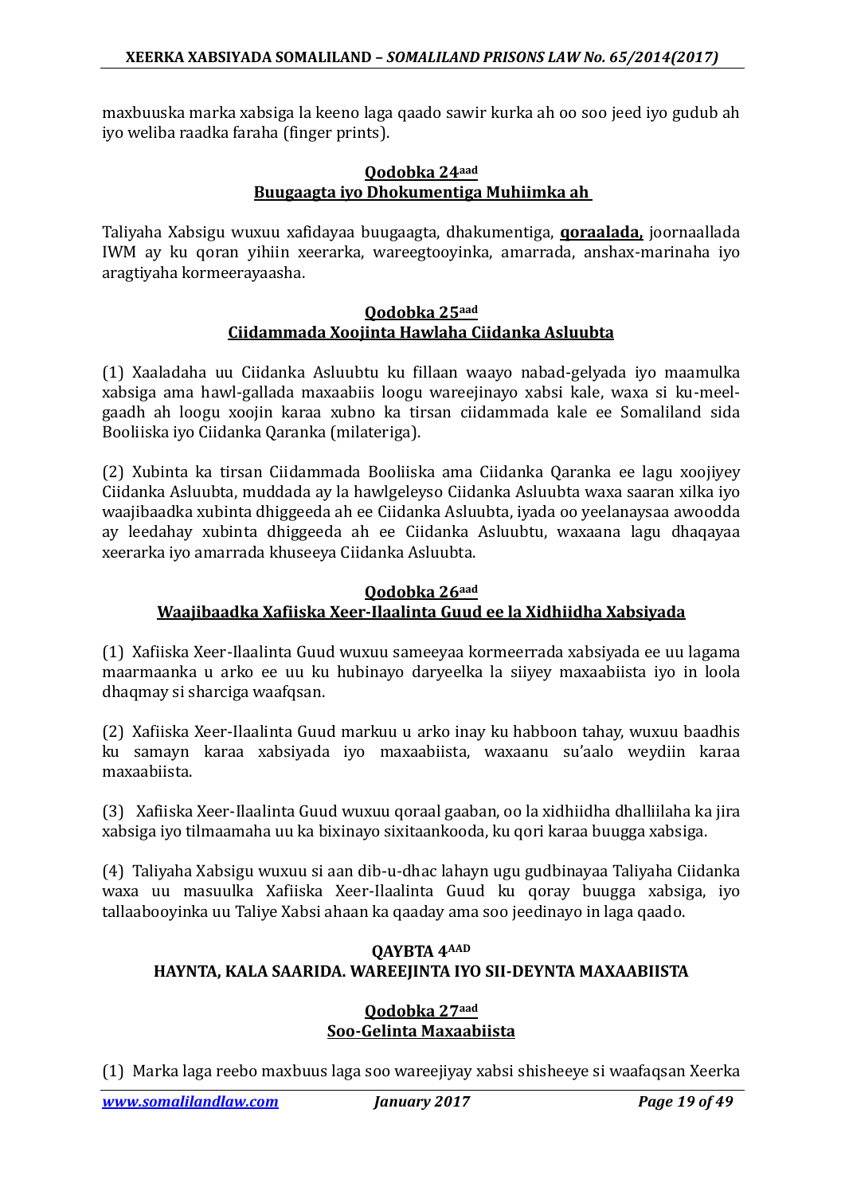maxbuuska marka xabsiga la keeno laga qaado sawir kurka ah oo soo jeed iyo gudub ah iyo weliba raadka faraha (finger prints).

## Qodobka 24aad
## Buugaagta iyo Dhokumentiga Muhiimka ah

Taliyaha Xabsigu wuxuu xafidayaa buugaagta, dhakumentiga, **qoraalada,** joornaallada IWM ay ku qoran yihiin xeerarka, wareegtooyinka, amarrada, anshax-marinaha iyo aragtiyaha kormeerayaasha.

## Qodobka 25aad
## Ciidammada Xoojinta Hawlaha Ciidanka Asluubta

(1) Xaaladaha uu Ciidanka Asluubtu ku fillaan waayo nabad-gelyada iyo maamulka xabsiga ama hawl-gallada maxaabiis loogu wareejinayo xabsi kale, waxa si ku-meel-gaadh ah loogu xoojin karaa xubno ka tirsan ciidammada kale ee Somaliland sida Booliiska iyo Ciidanka Qaranka (milateriga).

(2) Xubinta ka tirsan Ciidammada Booliiska ama Ciidanka Qaranka ee lagu xoojiyey Ciidanka Asluubta, muddada ay la hawlgeleyso Ciidanka Asluubta waxa saaran xilka iyo waajibaadka xubinta dhiggeeda ah ee Ciidanka Asluubta, iyada oo yeelanaysaa awoodda ay leedahay xubinta dhiggeeda ah ee Ciidanka Asluubtu, waxaana lagu dhaqayaa xeerarka iyo amarrada khuseeya Ciidanka Asluubta.

## Qodobka 26aad
## Waajibaadka Xafiiska Xeer-Ilaalinta Guud ee la Xidhiidha Xabsiyada

(1) Xafiiska Xeer-Ilaalinta Guud wuxuu sameeyaa kormeerrada xabsiyada ee uu lagama maarmaanka u arko ee uu ku hubinayo daryeelka la siiyey maxaabiista iyo in loola dhaqmay si sharciga waafqsan.

(2) Xafiiska Xeer-Ilaalinta Guud markuu u arko inay ku habboon tahay, wuxuu baadhis ku samayn karaa xabsiyada iyo maxaabiista, waxaanu su'aalo weydiin karaa maxaabiista.

(3) Xafiiska Xeer-Ilaalinta Guud wuxuu qoraal gaaban, oo la xidhiidha dhalliilaha ka jira xabsiga iyo tilmaamaha uu ka bixinayo sixitaankooda, ku qori karaa buugga xabsiga.

(4) Taliyaha Xabsigu wuxuu si aan dib-u-dhac lahayn ugu gudbinayaa Taliyaha Ciidanka waxa uu masuulka Xafiiska Xeer-Ilaalinta Guud ku qoray buugga xabsiga, iyo tallaabooyinka uu Taliye Xabsi ahaan ka qaaday ama soo jeedinayo in laga qaado.

# QAYBTA 4AAD
# HAYNTA, KALA SAARIDA. WAREEJINTA IYO SII-DEYNTA MAXAABIISTA

## Qodobka 27aad
## Soo-Gelinta Maxaabiista

(1) Marka laga reebo maxbuus laga soo wareejiyay xabsi shisheeye si waafaqsan Xeerka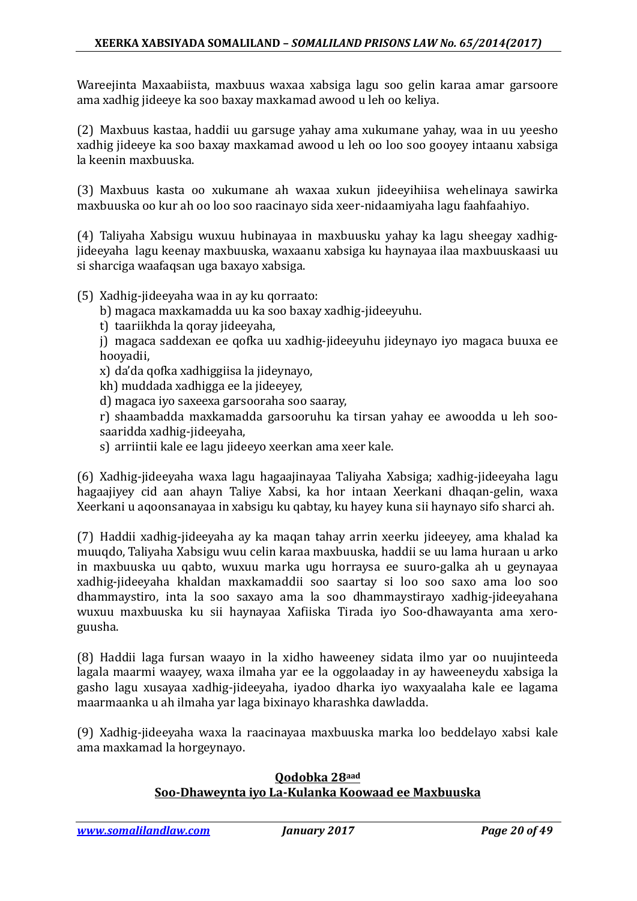Wareejinta Maxaabiista, maxbuus waxaa xabsiga lagu soo gelin karaa amar garsoore ama xadhig jideeye ka soo baxay maxkamad awood u leh oo keliya.

(2) Maxbuus kastaa, haddii uu garsuge yahay ama xukumane yahay, waa in uu yeesho xadhig jideeye ka soo baxay maxkamad awood u leh oo loo soo gooyey intaanu xabsiga la keenin maxbuuska.

(3) Maxbuus kasta oo xukumane ah waxaa xukun jideeyihiisa wehelinaya sawirka maxbuuska oo kur ah oo loo soo raacinayo sida xeer-nidaamiyaha lagu faahfaahiyo.

(4) Taliyaha Xabsigu wuxuu hubinayaa in maxbuusku yahay ka lagu sheegay xadhig-jideeyaha lagu keenay maxbuuska, waxaanu xabsiga ku haynayaa ilaa maxbuuskaasi uu si sharciga waafaqsan uga baxayo xabsiga.

(5) Xadhig-jideeyaha waa in ay ku qorraato:
- b) magaca maxkamadda uu ka soo baxay xadhig-jideeyuhu.
- t) taariikhda la qoray jideeyaha,
- j) magaca saddexan ee qofka uu xadhig-jideeyuhu jideynayo iyo magaca buuxa ee hooyadii,
- x) da'da qofka xadhiggiisa la jideynayo,
- kh) muddada xadhigga ee la jideeyey,
- d) magaca iyo saxeexa garsooraha soo saaray,
- r) shaambadda maxkamadda garsooruhu ka tirsan yahay ee awoodda u leh soo-saaridda xadhig-jideeyaha,
- s) arriintii kale ee lagu jideeyo xeerkan ama xeer kale.

(6) Xadhig-jideeyaha waxa lagu hagaajinayaa Taliyaha Xabsiga; xadhig-jideeyaha lagu hagaajiyey cid aan ahayn Taliye Xabsi, ka hor intaan Xeerkani dhaqan-gelin, waxa Xeerkani u aqoonsanayaa in xabsigu ku qabtay, ku hayey kuna sii haynayo sifo sharci ah.

(7) Haddii xadhig-jideeyaha ay ka maqan tahay arrin xeerku jideeyey, ama khalad ka muuqdo, Taliyaha Xabsigu wuu celin karaa maxbuuska, haddii se uu lama huraan u arko in maxbuuska uu qabto, wuxuu marka ugu horraysa ee suuro-galka ah u geynayaa xadhig-jideeyaha khaldan maxkamaddii soo saartay si loo soo saxo ama loo soo dhammaystiro, inta la soo saxayo ama la soo dhammaystirayo xadhig-jideeyahana wuxuu maxbuuska ku sii haynayaa Xafiiska Tirada iyo Soo-dhawayanta ama xero-guusha.

(8) Haddii laga fursan waayo in la xidho haweeney sidata ilmo yar oo nuujinteeda lagala maarmi waayey, waxa ilmaha yar ee la oggolaaday in ay haweeneydu xabsiga la gasho lagu xusayaa xadhig-jideeyaha, iyadoo dharka iyo waxyaalaha kale ee lagama maarmaanka u ah ilmaha yar laga bixinayo kharashka dawladda.

(9) Xadhig-jideeyaha waxa la raacinayaa maxbuuska marka loo beddelayo xabsi kale ama maxkamad la horgeynayo.

## Qodobka 28aad
## Soo-Dhaweynta iyo La-Kulanka Koowaad ee Maxbuuska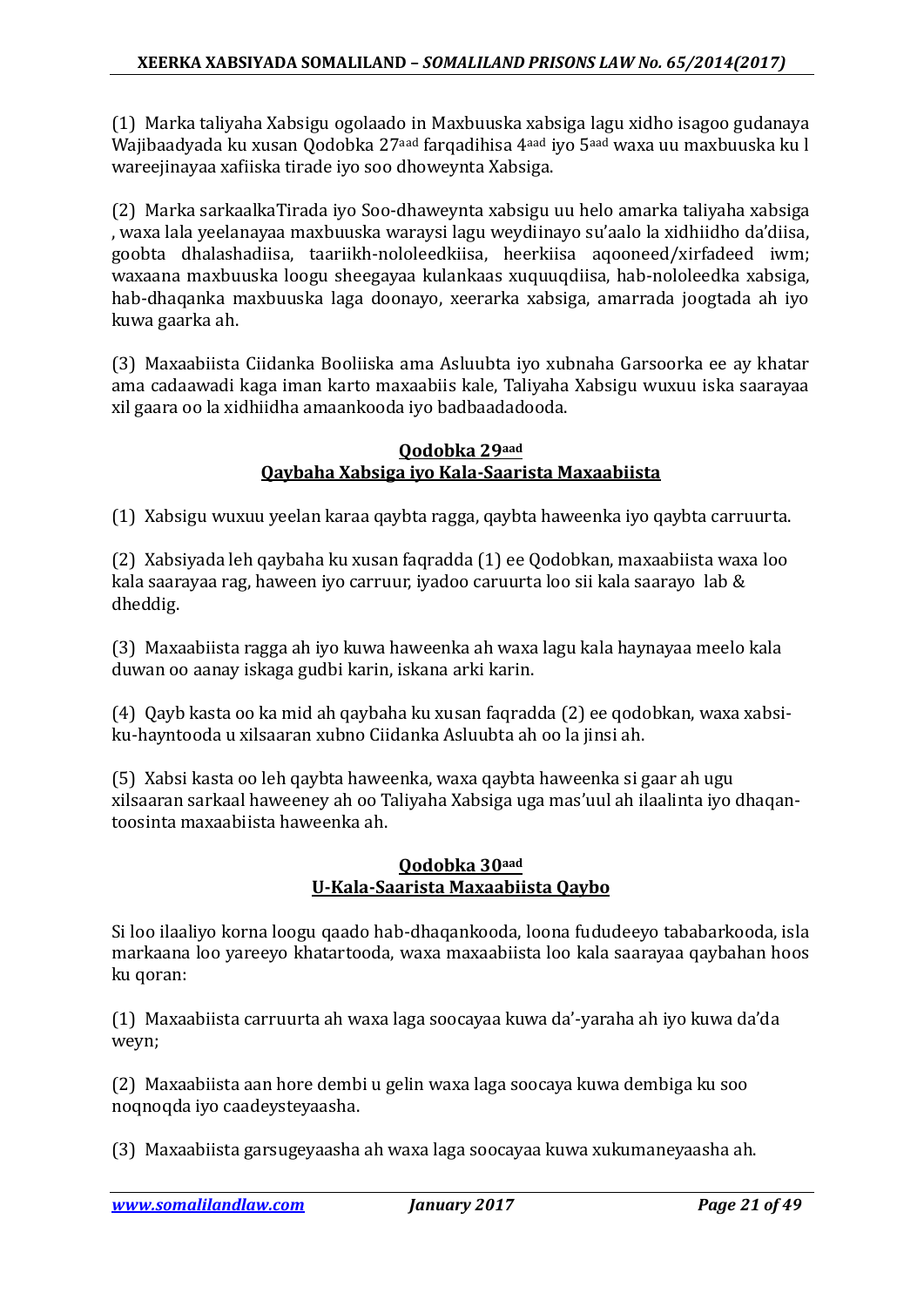(1) Marka taliyaha Xabsigu ogolaado in Maxbuuska xabsiga lagu xidho isagoo gudanaya Wajibaadyada ku xusan Qodobka 27aad farqadihisa 4aad iyo 5aad waxa uu maxbuuska ku l wareejinayaa xafiiska tirade iyo soo dhoweynta Xabsiga.

(2) Marka sarkaalkaTirada iyo Soo-dhaweynta xabsigu uu helo amarka taliyaha xabsiga , waxa lala yeelanayaa maxbuuska waraysi lagu weydiinayo su'aalo la xidhiidho da'diisa, goobta dhalashadiisa, taariikh-nololeedkiisa, heerkiisa aqooneed/xirfadeed iwm; waxaana maxbuuska loogu sheegayaa kulankaas xuquuqdiisa, hab-nololeedka xabsiga, hab-dhaqanka maxbuuska laga doonayo, xeerarka xabsiga, amarrada joogtada ah iyo kuwa gaarka ah.

(3) Maxaabiista Ciidanka Booliiska ama Asluubta iyo xubnaha Garsoorka ee ay khatar ama cadaawadi kaga iman karto maxaabiis kale, Taliyaha Xabsigu wuxuu iska saarayaa xil gaara oo la xidhiidha amaankooda iyo badbaadadooda.

## Qodobka 29aad
## Qaybaha Xabsiga iyo Kala-Saarista Maxaabiista

(1) Xabsigu wuxuu yeelan karaa qaybta ragga, qaybta haweenka iyo qaybta carruurta.

(2) Xabsiyada leh qaybaha ku xusan faqradda (1) ee Qodobkan, maxaabiista waxa loo kala saarayaa rag, haween iyo carruur, iyadoo caruurta loo sii kala saarayo lab & dheddig.

(3) Maxaabiista ragga ah iyo kuwa haweenka ah waxa lagu kala haynayaa meelo kala duwan oo aanay iskaga gudbi karin, iskana arki karin.

(4) Qayb kasta oo ka mid ah qaybaha ku xusan faqradda (2) ee qodobkan, waxa xabsi-ku-hayntooda u xilsaaran xubno Ciidanka Asluubta ah oo la jinsi ah.

(5) Xabsi kasta oo leh qaybta haweenka, waxa qaybta haweenka si gaar ah ugu xilsaaran sarkaal haweeney ah oo Taliyaha Xabsiga uga mas'uul ah ilaalinta iyo dhaqan-toosinta maxaabiista haweenka ah.

## Qodobka 30aad
## U-Kala-Saarista Maxaabiista Qaybo

Si loo ilaaliyo korna loogu qaado hab-dhaqankooda, loona fududeeyo tababarkooda, isla markaana loo yareeyo khatartooda, waxa maxaabiista loo kala saarayaa qaybahan hoos ku qoran:

(1) Maxaabiista carruurta ah waxa laga soocayaa kuwa da'-yaraha ah iyo kuwa da'da weyn;

(2) Maxaabiista aan hore dembi u gelin waxa laga soocaya kuwa dembiga ku soo noqnoqda iyo caadeysteyaasha.

(3) Maxaabiista garsugeyaasha ah waxa laga soocayaa kuwa xukumaneyaasha ah.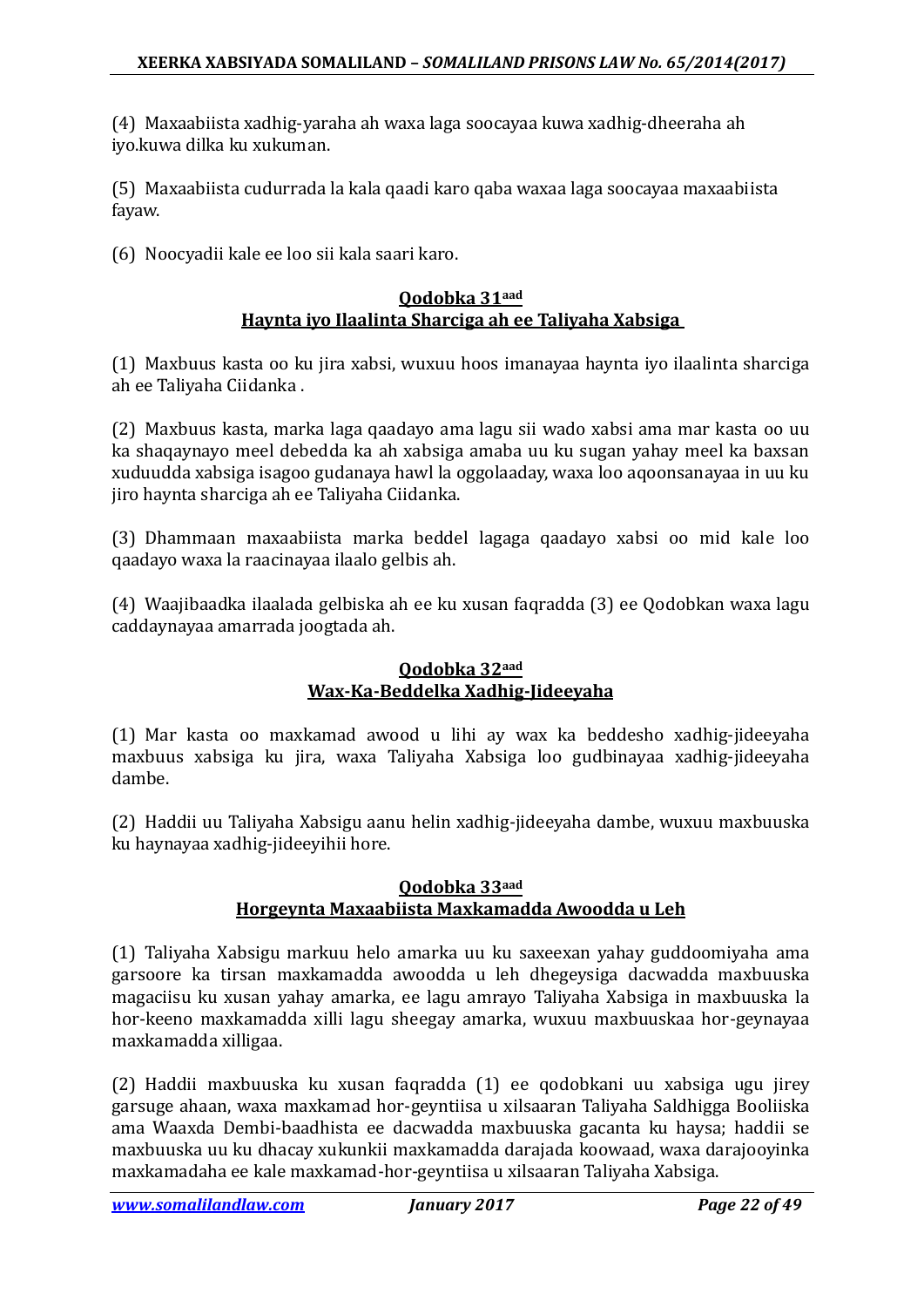(4) Maxaabiista xadhig-yaraha ah waxa laga soocayaa kuwa xadhig-dheeraha ah iyo.kuwa dilka ku xukuman.

(5) Maxaabiista cudurrada la kala qaadi karo qaba waxaa laga soocayaa maxaabiista fayaw.

(6) Noocyadii kale ee loo sii kala saari karo.

## Qodobka 31aad
## Haynta iyo Ilaalinta Sharciga ah ee Taliyaha Xabsiga

(1) Maxbuus kasta oo ku jira xabsi, wuxuu hoos imanayaa haynta iyo ilaalinta sharciga ah ee Taliyaha Ciidanka .

(2) Maxbuus kasta, marka laga qaadayo ama lagu sii wado xabsi ama mar kasta oo uu ka shaqaynayo meel debedda ka ah xabsiga amaba uu ku sugan yahay meel ka baxsan xuduudda xabsiga isagoo gudanaya hawl la oggolaaday, waxa loo aqoonsanayaa in uu ku jiro haynta sharciga ah ee Taliyaha Ciidanka.

(3) Dhammaan maxaabiista marka beddel lagaga qaadayo xabsi oo mid kale loo qaadayo waxa la raacinayaa ilaalo gelbis ah.

(4) Waajibaadka ilaalada gelbiska ah ee ku xusan faqradda (3) ee Qodobkan waxa lagu caddaynayaa amarrada joogtada ah.

## Qodobka 32aad
## Wax-Ka-Beddelka Xadhig-Jideeyaha

(1) Mar kasta oo maxkamad awood u lihi ay wax ka beddesho xadhig-jideeyaha maxbuus xabsiga ku jira, waxa Taliyaha Xabsiga loo gudbinayaa xadhig-jideeyaha dambe.

(2) Haddii uu Taliyaha Xabsigu aanu helin xadhig-jideeyaha dambe, wuxuu maxbuuska ku haynayaa xadhig-jideeyihii hore.

## Qodobka 33aad
## Horgeynta Maxaabiista Maxkamadda Awoodda u Leh

(1) Taliyaha Xabsigu markuu helo amarka uu ku saxeexan yahay guddoomiyaha ama garsoore ka tirsan maxkamadda awoodda u leh dhegeysiga dacwadda maxbuuska magaciisu ku xusan yahay amarka, ee lagu amrayo Taliyaha Xabsiga in maxbuuska la hor-keeno maxkamadda xilli lagu sheegay amarka, wuxuu maxbuuskaa hor-geynayaa maxkamadda xilligaa.

(2) Haddii maxbuuska ku xusan faqradda (1) ee qodobkani uu xabsiga ugu jirey garsuge ahaan, waxa maxkamad hor-geyntiisa u xilsaaran Taliyaha Saldhigga Booliiska ama Waaxda Dembi-baadhista ee dacwadda maxbuuska gacanta ku haysa; haddii se maxbuuska uu ku dhacay xukunkii maxkamadda darajada koowaad, waxa darajooyinka maxkamadaha ee kale maxkamad-hor-geyntiisa u xilsaaran Taliyaha Xabsiga.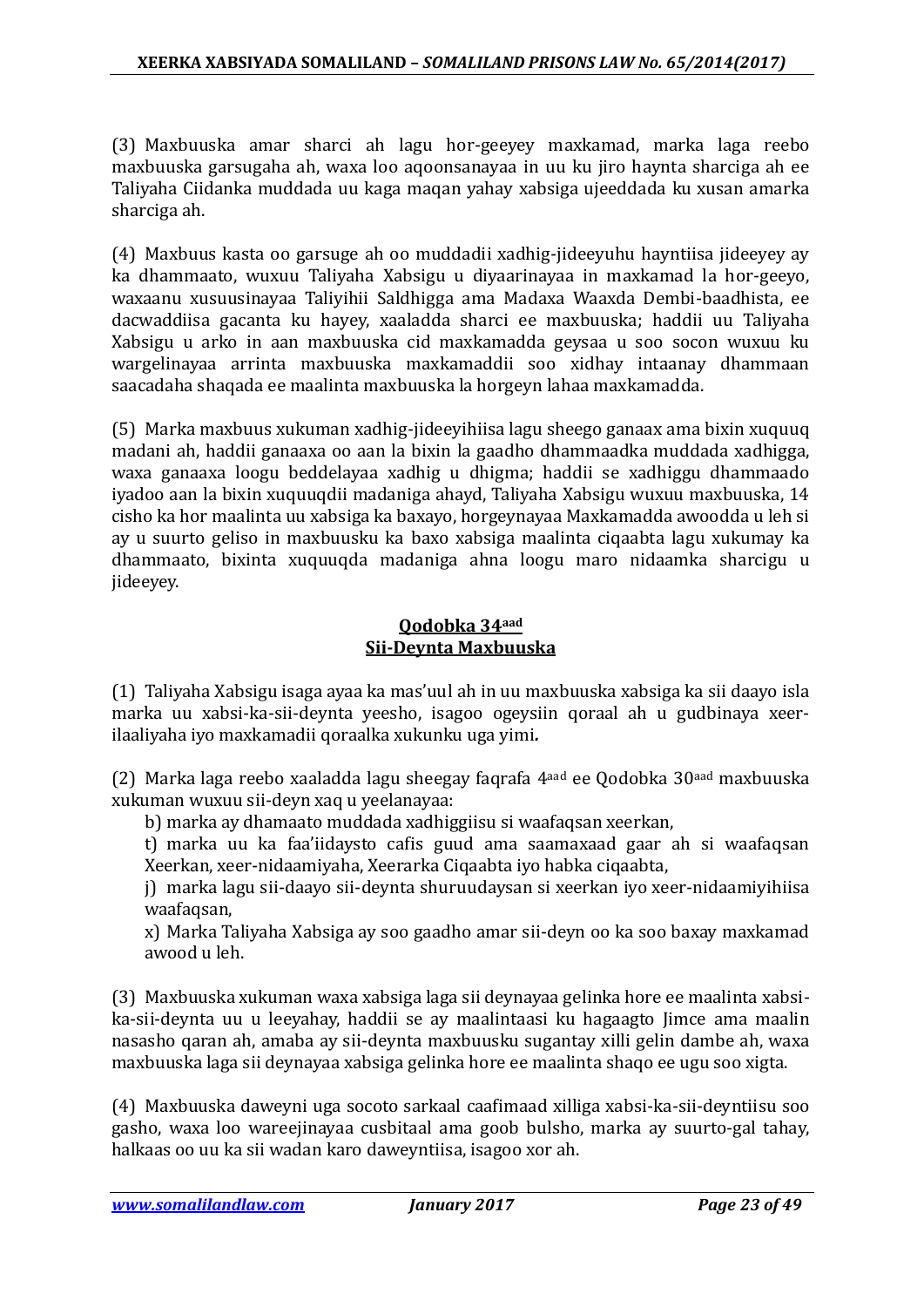(3) Maxbuuska amar sharci ah lagu hor-geeyey maxkamad, marka laga reebo maxbuuska garsugaha ah, waxa loo aqoonsanayaa in uu ku jiro haynta sharciga ah ee Taliyaha Ciidanka muddada uu kaga maqan yahay xabsiga ujeeddada ku xusan amarka sharciga ah.

(4) Maxbuus kasta oo garsuge ah oo muddadii xadhig-jideeyuhu hayntiisa jideeyey ay ka dhammaato, wuxuu Taliyaha Xabsigu u diyaarinayaa in maxkamad la hor-geeyo, waxaanu xusuusinayaa Taliyihii Saldhigga ama Madaxa Waaxda Dembi-baadhista, ee dacwaddiisa gacanta ku hayey, xaaladda sharci ee maxbuuska; haddii uu Taliyaha Xabsigu u arko in aan maxbuuska cid maxkamadda geysaa u soo socon wuxuu ku wargelinayaa arrinta maxbuuska maxkamaddii soo xidhay intaanay dhammaan saacadaha shaqada ee maalinta maxbuuska la horgeyn lahaa maxkamadda.

(5) Marka maxbuus xukuman xadhig-jideeyihiisa lagu sheego ganaax ama bixin xuquuq madani ah, haddii ganaaxa oo aan la bixin la gaadho dhammaadka muddada xadhigga, waxa ganaaxa loogu beddelayaa xadhig u dhigma; haddii se xadhiggu dhammaado iyadoo aan la bixin xuquuqdii madaniga ahayd, Taliyaha Xabsigu wuxuu maxbuuska, 14 cisho ka hor maalinta uu xabsiga ka baxayo, horgeynayaa Maxkamadda awoodda u leh si ay u suurto geliso in maxbuusku ka baxo xabsiga maalinta ciqaabta lagu xukumay ka dhammaato, bixinta xuquuqda madaniga ahna loogu maro nidaamka sharcigu u jideeyey.

## Qodobka 34aad
## Sii-Deynta Maxbuuska

(1) Taliyaha Xabsigu isaga ayaa ka mas'uul ah in uu maxbuuska xabsiga ka sii daayo isla marka uu xabsi-ka-sii-deynta yeesho, isagoo ogeysiin qoraal ah u gudbinaya xeer-ilaaliyaha iyo maxkamadii qoraalka xukunku uga yimi**.**

(2) Marka laga reebo xaaladda lagu sheegay faqrafa 4aad ee Qodobka 30aad maxbuuska xukuman wuxuu sii-deyn xaq u yeelanayaa:

b) marka ay dhamaato muddada xadhiggiisu si waafaqsan xeerkan,

t) marka uu ka faa'iidaysto cafis guud ama saamaxaad gaar ah si waafaqsan Xeerkan, xeer-nidaamiyaha, Xeerarka Ciqaabta iyo habka ciqaabta,

j) marka lagu sii-daayo sii-deynta shuruudaysan si xeerkan iyo xeer-nidaamiyihiisa waafaqsan,

x) Marka Taliyaha Xabsiga ay soo gaadho amar sii-deyn oo ka soo baxay maxkamad awood u leh.

(3) Maxbuuska xukuman waxa xabsiga laga sii deynayaa gelinka hore ee maalinta xabsi-ka-sii-deynta uu u leeyahay, haddii se ay maalintaasi ku hagaagto Jimce ama maalin nasasho qaran ah, amaba ay sii-deynta maxbuusku sugantay xilli gelin dambe ah, waxa maxbuuska laga sii deynayaa xabsiga gelinka hore ee maalinta shaqo ee ugu soo xigta.

(4) Maxbuuska daweyni uga socoto sarkaal caafimaad xilliga xabsi-ka-sii-deyntiisu soo gasho, waxa loo wareejinayaa cusbitaal ama goob bulsho, marka ay suurto-gal tahay, halkaas oo uu ka sii wadan karo daweyntiisa, isagoo xor ah.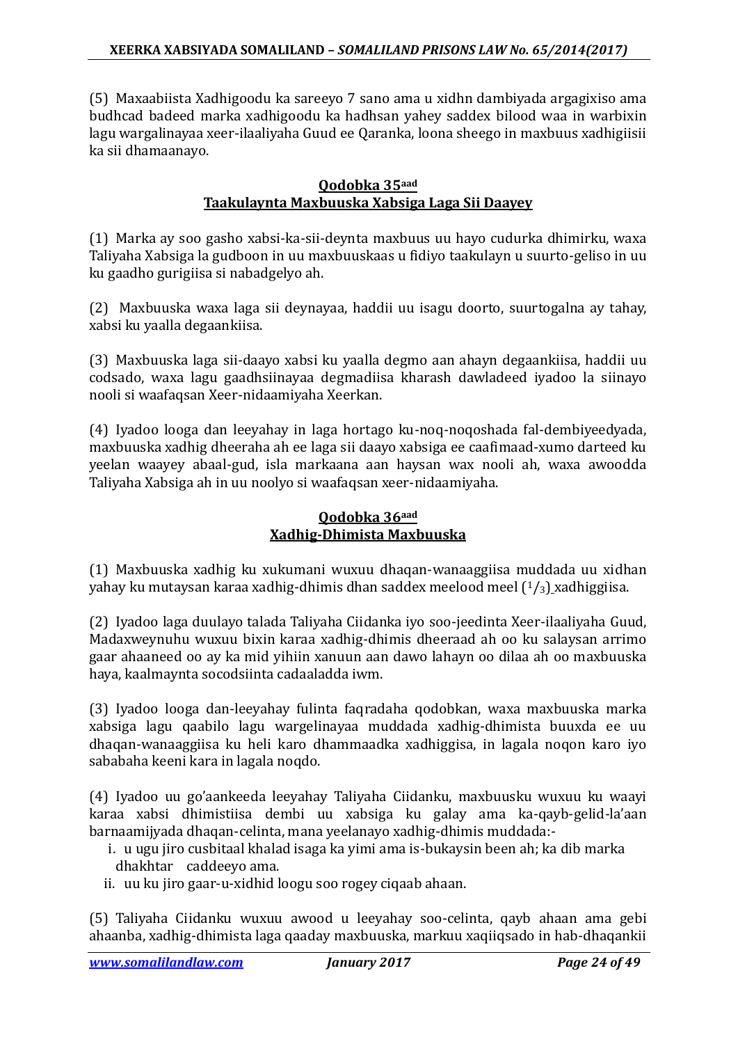(5) Maxaabiista Xadhigoodu ka sareeyo 7 sano ama u xidhn dambiyada argagixiso ama budhcad badeed marka xadhigoodu ka hadhsan yahey saddex bilood waa in warbixin lagu wargalinayaa xeer-ilaaliyaha Guud ee Qaranka, loona sheego in maxbuus xadhigiisii ka sii dhamaanayo.

## Qodobka 35aad
## Taakulaynta Maxbuuska Xabsiga Laga Sii Daayey

(1) Marka ay soo gasho xabsi-ka-sii-deynta maxbuus uu hayo cudurka dhimirku, waxa Taliyaha Xabsiga la gudboon in uu maxbuuskaas u fidiyo taakulayn u suurto-geliso in uu ku gaadho gurigiisa si nabadgelyo ah.

(2) Maxbuuska waxa laga sii deynayaa, haddii uu isagu doorto, suurtogalna ay tahay, xabsi ku yaalla degaankiisa.

(3) Maxbuuska laga sii-daayo xabsi ku yaalla degmo aan ahayn degaankiisa, haddii uu codsado, waxa lagu gaadhsiinayaa degmadiisa kharash dawladeed iyadoo la siinayo nooli si waafaqsan Xeer-nidaamiyaha Xeerkan.

(4) Iyadoo looga dan leeyahay in laga hortago ku-noq-noqoshada fal-dembiyeedyada, maxbuuska xadhig dheeraha ah ee laga sii daayo xabsiga ee caafimaad-xumo darteed ku yeelan waayey abaal-gud, isla markaana aan haysan wax nooli ah, waxa awoodda Taliyaha Xabsiga ah in uu noolyo si waafaqsan xeer-nidaamiyaha.

## Qodobka 36aad
## Xadhig-Dhimista Maxbuuska

(1) Maxbuuska xadhig ku xukumani wuxuu dhaqan-wanaaggiisa muddada uu xidhan yahay ku mutaysan karaa xadhig-dhimis dhan saddex meelood meel (1/3) xadhiggiisa.

(2) Iyadoo laga duulayo talada Taliyaha Ciidanka iyo soo-jeedinta Xeer-ilaaliyaha Guud, Madaxweynuhu wuxuu bixin karaa xadhig-dhimis dheeraad ah oo ku salaysan arrimo gaar ahaaneed oo ay ka mid yihiin xanuun aan dawo lahayn oo dilaa ah oo maxbuuska haya, kaalmaynta socodsiinta cadaaladda iwm.

(3) Iyadoo looga dan-leeyahay fulinta faqradaha qodobkan, waxa maxbuuska marka xabsiga lagu qaabilo lagu wargelinayaa muddada xadhig-dhimista buuxda ee uu dhaqan-wanaaggiisa ku heli karo dhammaadka xadhiggisa, in lagala noqon karo iyo sababaha keeni kara in lagala noqdo.

(4) Iyadoo uu go'aankeeda leeyahay Taliyaha Ciidanku, maxbuusku wuxuu ku waayi karaa xabsi dhimistiisa dembi uu xabsiga ku galay ama ka-qayb-gelid-la'aan barnaamijyada dhaqan-celinta, mana yeelanayo xadhig-dhimis muddada:-

i. u ugu jiro cusbitaal khalad isaga ka yimi ama is-bukaysin been ah; ka dib marka dhakhtar caddeeyo ama.
ii. uu ku jiro gaar-u-xidhid loogu soo rogey ciqaab ahaan.

(5) Taliyaha Ciidanku wuxuu awood u leeyahay soo-celinta, qayb ahaan ama gebi ahaanba, xadhig-dhimista laga qaaday maxbuuska, markuu xaqiiqsado in hab-dhaqankii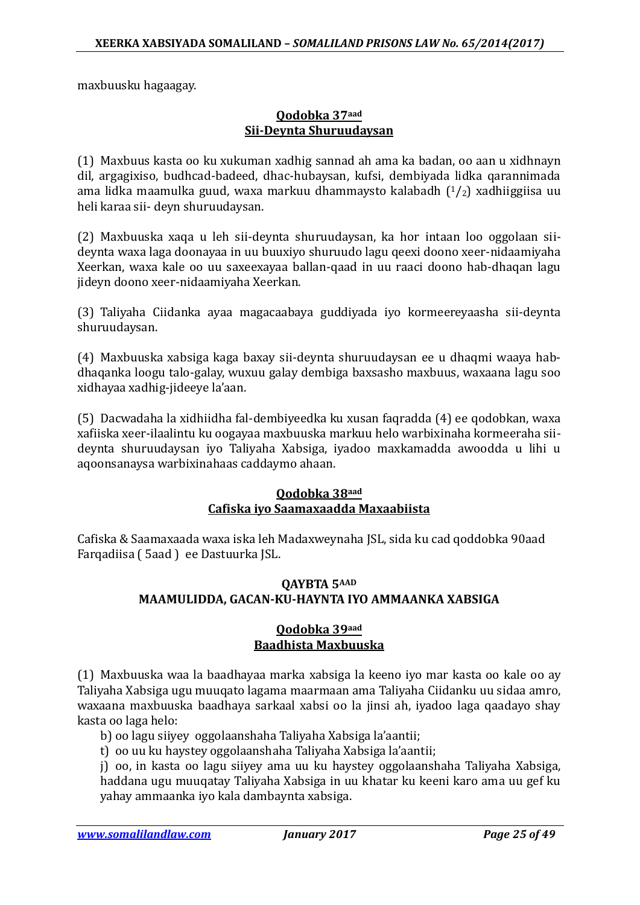maxbuusku hagaagay.

**Qodobka 37aad**
**Sii-Deynta Shuruudaysan**

(1) Maxbuus kasta oo ku xukuman xadhig sannad ah ama ka badan, oo aan u xidhnayn dil, argagixiso, budhcad-badeed, dhac-hubaysan, kufsi, dembiyada lidka qarannimada ama lidka maamulka guud, waxa markuu dhammaysto kalabadh ($^1/_2$) xadhiiggiisa uu heli karaa sii- deyn shuruudaysan.

(2) Maxbuuska xaqa u leh sii-deynta shuruudaysan, ka hor intaan loo oggolaan sii-deynta waxa laga doonayaa in uu buuxiyo shuruudo lagu qeexi doono xeer-nidaamiyaha Xeerkan, waxa kale oo uu saxeexayaa ballan-qaad in uu raaci doono hab-dhaqan lagu jideyn doono xeer-nidaamiyaha Xeerkan.

(3) Taliyaha Ciidanka ayaa magacaabaya guddiyada iyo kormeereyaasha sii-deynta shuruudaysan.

(4) Maxbuuska xabsiga kaga baxay sii-deynta shuruudaysan ee u dhaqmi waaya hab-dhaqanka loogu talo-galay, wuxuu galay dembiga baxsasho maxbuus, waxaana lagu soo xidhayaa xadhig-jideeye la'aan.

(5) Dacwadaha la xidhiidha fal-dembiyeedka ku xusan faqradda (4) ee qodobkan, waxa xafiiska xeer-ilaalintu ku oogayaa maxbuuska markuu helo warbixinaha kormeeraha sii-deynta shuruudaysan iyo Taliyaha Xabsiga, iyadoo maxkamadda awoodda u lihi u aqoonsanaysa warbixinahaas caddaymo ahaan.

**Qodobka 38aad**
**Cafiska iyo Saamaxaadda Maxaabiista**

Cafiska & Saamaxaada waxa iska leh Madaxweynaha JSL, sida ku cad qoddobka 90aad Farqadiisa ( 5aad ) ee Dastuurka JSL.

## QAYBTA 5AAD
## MAAMULIDDA, GACAN-KU-HAYNTA IYO AMMAANKA XABSIGA

**Qodobka 39aad**
**Baadhista Maxbuuska**

(1) Maxbuuska waa la baadhayaa marka xabsiga la keeno iyo mar kasta oo kale oo ay Taliyaha Xabsiga ugu muuqato lagama maarmaan ama Taliyaha Ciidanku uu sidaa amro, waxaana maxbuuska baadhaya sarkaal xabsi oo la jinsi ah, iyadoo laga qaadayo shay kasta oo laga helo:

b) oo lagu siiyey oggolaanshaha Taliyaha Xabsiga la'aantii;

t) oo uu ku haystey oggolaanshaha Taliyaha Xabsiga la'aantii;

j) oo, in kasta oo lagu siiyey ama uu ku haystey oggolaanshaha Taliyaha Xabsiga, haddana ugu muuqatay Taliyaha Xabsiga in uu khatar ku keeni karo ama uu gef ku yahay ammaanka iyo kala dambaynta xabsiga.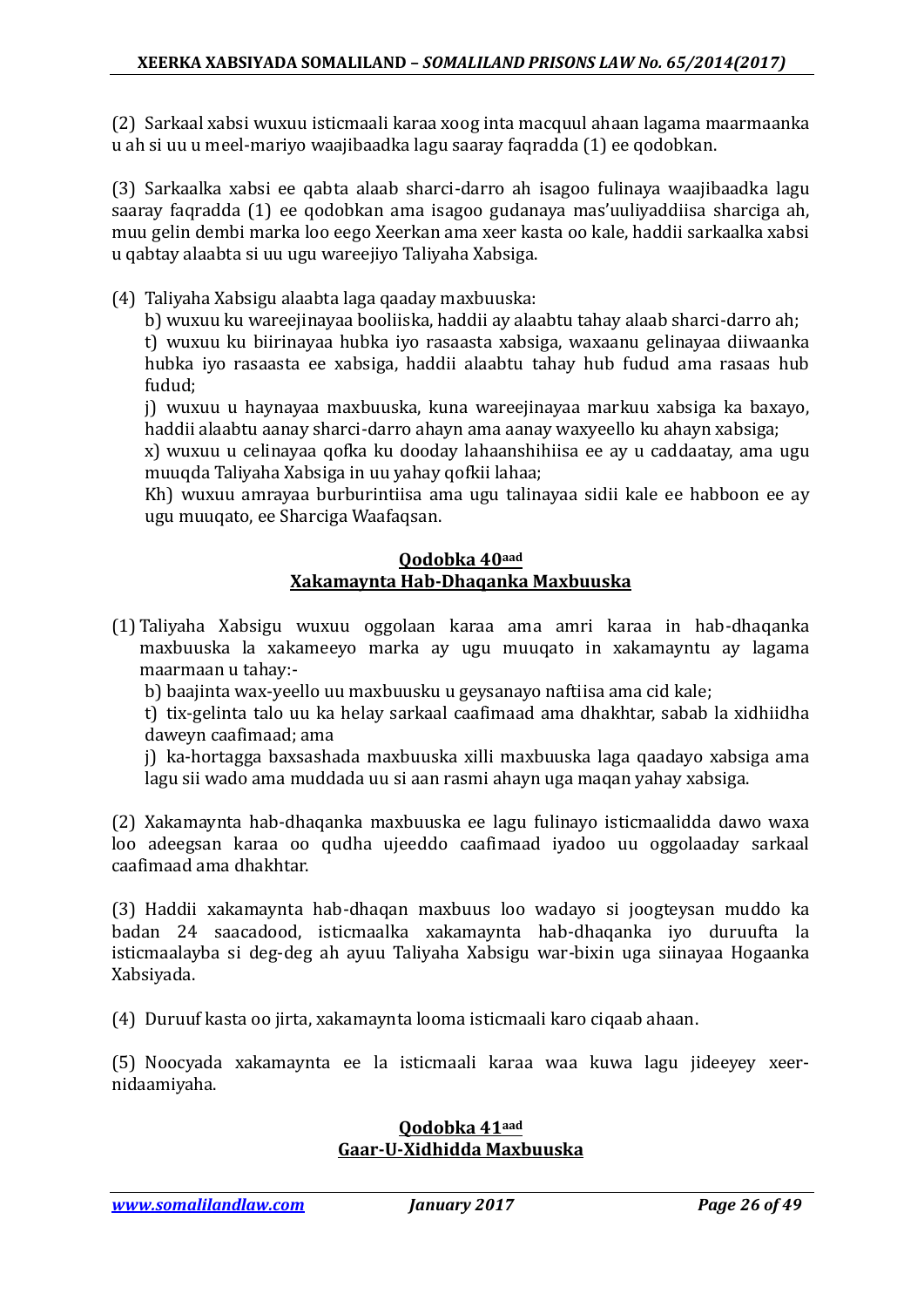(2) Sarkaal xabsi wuxuu isticmaali karaa xoog inta macquul ahaan lagama maarmaanka u ah si uu u meel-mariyo waajibaadka lagu saaray faqradda (1) ee qodobkan.

(3) Sarkaalka xabsi ee qabta alaab sharci-darro ah isagoo fulinaya waajibaadka lagu saaray faqradda (1) ee qodobkan ama isagoo gudanaya mas'uuliyaddiisa sharciga ah, muu gelin dembi marka loo eego Xeerkan ama xeer kasta oo kale, haddii sarkaalka xabsi u qabtay alaabta si uu ugu wareejiyo Taliyaha Xabsiga.

(4) Taliyaha Xabsigu alaabta laga qaaday maxbuuska:

b) wuxuu ku wareejinayaa booliiska, haddii ay alaabtu tahay alaab sharci-darro ah;

t) wuxuu ku biirinayaa hubka iyo rasaasta xabsiga, waxaanu gelinayaa diiwaanka hubka iyo rasaasta ee xabsiga, haddii alaabtu tahay hub fudud ama rasaas hub fudud;

j) wuxuu u haynayaa maxbuuska, kuna wareejinayaa markuu xabsiga ka baxayo, haddii alaabtu aanay sharci-darro ahayn ama aanay waxyeello ku ahayn xabsiga;

x) wuxuu u celinayaa qofka ku dooday lahaanshihiisa ee ay u caddaatay, ama ugu muuqda Taliyaha Xabsiga in uu yahay qofkii lahaa;

Kh) wuxuu amrayaa burburintiisa ama ugu talinayaa sidii kale ee habboon ee ay ugu muuqato, ee Sharciga Waafaqsan.

## Qodobka 40aad
## Xakamaynta Hab-Dhaqanka Maxbuuska

(1) Taliyaha Xabsigu wuxuu oggolaan karaa ama amri karaa in hab-dhaqanka maxbuuska la xakameeyo marka ay ugu muuqato in xakamayntu ay lagama maarmaan u tahay:-

b) baajinta wax-yeello uu maxbuusku u geysanayo naftiisa ama cid kale;

t) tix-gelinta talo uu ka helay sarkaal caafimaad ama dhakhtar, sabab la xidhiidha daweyn caafimaad; ama

j) ka-hortagga baxsashada maxbuuska xilli maxbuuska laga qaadayo xabsiga ama lagu sii wado ama muddada uu si aan rasmi ahayn uga maqan yahay xabsiga.

(2) Xakamaynta hab-dhaqanka maxbuuska ee lagu fulinayo isticmaalidda dawo waxa loo adeegsan karaa oo qudha ujeeddo caafimaad iyadoo uu oggolaaday sarkaal caafimaad ama dhakhtar.

(3) Haddii xakamaynta hab-dhaqan maxbuus loo wadayo si joogteysan muddo ka badan 24 saacadood, isticmaalka xakamaynta hab-dhaqanka iyo duruufta la isticmaalayba si deg-deg ah ayuu Taliyaha Xabsigu war-bixin uga siinayaa Hogaanka Xabsiyada.

(4) Duruuf kasta oo jirta, xakamaynta looma isticmaali karo ciqaab ahaan.

(5) Noocyada xakamaynta ee la isticmaali karaa waa kuwa lagu jideeyey xeer-nidaamiyaha.

## Qodobka 41aad
## Gaar-U-Xidhidda Maxbuuska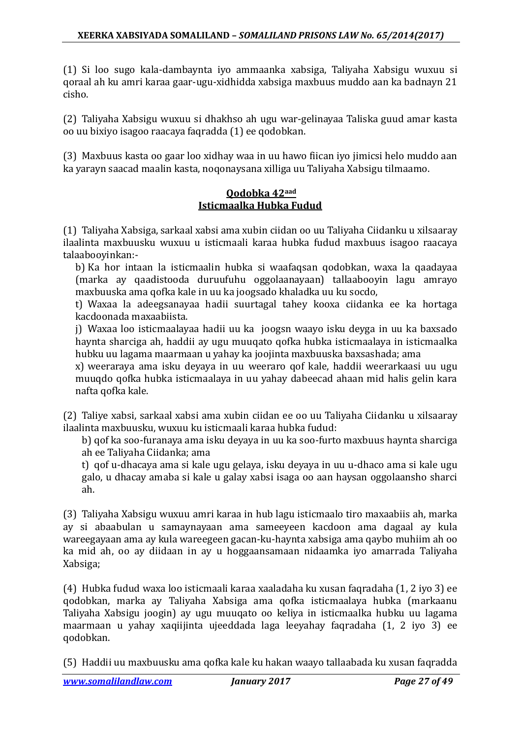(1) Si loo sugo kala-dambaynta iyo ammaanka xabsiga, Taliyaha Xabsigu wuxuu si qoraal ah ku amri karaa gaar-ugu-xidhidda xabsiga maxbuus muddo aan ka badnayn 21 cisho.

(2) Taliyaha Xabsigu wuxuu si dhakhso ah ugu war-gelinayaa Taliska guud amar kasta oo uu bixiyo isagoo raacaya faqradda (1) ee qodobkan.

(3) Maxbuus kasta oo gaar loo xidhay waa in uu hawo fiican iyo jimicsi helo muddo aan ka yarayn saacad maalin kasta, noqonaysana xilliga uu Taliyaha Xabsigu tilmaamo.

**Qodobka 42aad**
**Isticmaalka Hubka Fudud**

(1) Taliyaha Xabsiga, sarkaal xabsi ama xubin ciidan oo uu Taliyaha Ciidanku u xilsaaray ilaalinta maxbuusku wuxuu u isticmaali karaa hubka fudud maxbuus isagoo raacaya talaabooyinkan:-

b) Ka hor intaan la isticmaalin hubka si waafaqsan qodobkan, waxa la qaadayaa (marka ay qaadistooda duruufuhu oggolaanayaan) tallaabooyin lagu amrayo maxbuuska ama qofka kale in uu ka joogsado khaladka uu ku socdo,

t) Waxaa la adeegsanayaa hadii suurtagal tahey kooxa ciidanka ee ka hortaga kacdoonada maxaabiista.

j) Waxaa loo isticmaalayaa hadii uu ka joogsn waayo isku deyga in uu ka baxsado haynta sharciga ah, haddii ay ugu muuqato qofka hubka isticmaalaya in isticmaalka hubku uu lagama maarmaan u yahay ka joojinta maxbuuska baxsashada; ama

x) weeraraya ama isku deyaya in uu weeraro qof kale, haddii weerarkaasi uu ugu muuqdo qofka hubka isticmaalaya in uu yahay dabeecad ahaan mid halis gelin kara nafta qofka kale.

(2) Taliye xabsi, sarkaal xabsi ama xubin ciidan ee oo uu Taliyaha Ciidanku u xilsaaray ilaalinta maxbuusku, wuxuu ku isticmaali karaa hubka fudud:

b) qof ka soo-furanaya ama isku deyaya in uu ka soo-furto maxbuus haynta sharciga ah ee Taliyaha Ciidanka; ama

t) qof u-dhacaya ama si kale ugu gelaya, isku deyaya in uu u-dhaco ama si kale ugu galo, u dhacay amaba si kale u galay xabsi isaga oo aan haysan oggolaansho sharci ah.

(3) Taliyaha Xabsigu wuxuu amri karaa in hub lagu isticmaalo tiro maxaabiis ah, marka ay si abaabulan u samaynayaan ama sameeyeen kacdoon ama dagaal ay kula wareegayaan ama ay kula wareegeen gacan-ku-haynta xabsiga ama qaybo muhiim ah oo ka mid ah, oo ay diidaan in ay u hoggaansamaan nidaamka iyo amarrada Taliyaha Xabsiga;

(4) Hubka fudud waxa loo isticmaali karaa xaaladaha ku xusan faqradaha (1, 2 iyo 3) ee qodobkan, marka ay Taliyaha Xabsiga ama qofka isticmaalaya hubka (markaanu Taliyaha Xabsigu joogin) ay ugu muuqato oo keliya in isticmaalka hubku uu lagama maarmaan u yahay xaqiijinta ujeeddada laga leeyahay faqradaha (1, 2 iyo 3) ee qodobkan.

(5) Haddii uu maxbuusku ama qofka kale ku hakan waayo tallaabada ku xusan faqradda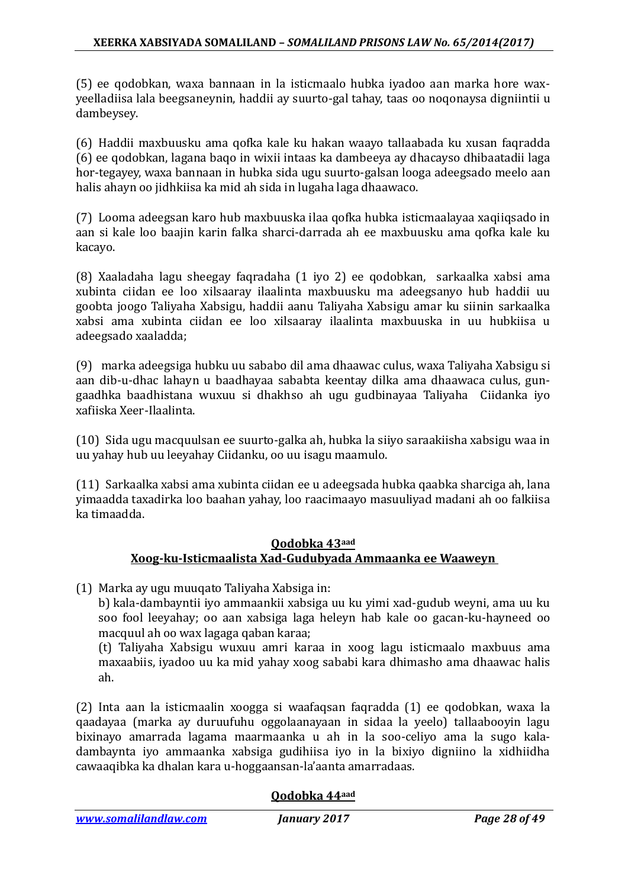(5) ee qodobkan, waxa bannaan in la isticmaalo hubka iyadoo aan marka hore wax-yeelladiisa lala beegsaneynin, haddii ay suurto-gal tahay, taas oo noqonaysa digniintii u dambeysey.

(6) Haddii maxbuusku ama qofka kale ku hakan waayo tallaabada ku xusan faqradda (6) ee qodobkan, lagana baqo in wixii intaas ka dambeeya ay dhacayso dhibaatadii laga hor-tegayey, waxa bannaan in hubka sida ugu suurto-galsan looga adeegsado meelo aan halis ahayn oo jidhkiisa ka mid ah sida in lugaha laga dhaawaco.

(7) Looma adeegsan karo hub maxbuuska ilaa qofka hubka isticmaalayaa xaqiiqsado in aan si kale loo baajin karin falka sharci-darrada ah ee maxbuusku ama qofka kale ku kacayo.

(8) Xaaladaha lagu sheegay faqradaha (1 iyo 2) ee qodobkan, sarkaalka xabsi ama xubinta ciidan ee loo xilsaaray ilaalinta maxbuusku ma adeegsanyo hub haddii uu goobta joogo Taliyaha Xabsigu, haddii aanu Taliyaha Xabsigu amar ku siinin sarkaalka xabsi ama xubinta ciidan ee loo xilsaaray ilaalinta maxbuuska in uu hubkiisa u adeegsado xaaladda;

(9) marka adeegsiga hubku uu sababo dil ama dhaawac culus, waxa Taliyaha Xabsigu si aan dib-u-dhac lahayn u baadhayaa sababta keentay dilka ama dhaawaca culus, gun-gaadhka baadhistana wuxuu si dhakhso ah ugu gudbinayaa Taliyaha Ciidanka iyo xafiiska Xeer-Ilaalinta.

(10) Sida ugu macquulsan ee suurto-galka ah, hubka la siiyo saraakiisha xabsigu waa in uu yahay hub uu leeyahay Ciidanku, oo uu isagu maamulo.

(11) Sarkaalka xabsi ama xubinta ciidan ee u adeegsada hubka qaabka sharciga ah, lana yimaadda taxadirka loo baahan yahay, loo raacimaayo masuuliyad madani ah oo falkiisa ka timaadda.

## Qodobka 43aad
## Xoog-ku-Isticmaalista Xad-Gudubyada Ammaanka ee Waaweyn

(1) Marka ay ugu muuqato Taliyaha Xabsiga in:
b) kala-dambayntii iyo ammaankii xabsiga uu ku yimi xad-gudub weyni, ama uu ku soo fool leeyahay; oo aan xabsiga laga heleyn hab kale oo gacan-ku-hayneed oo macquul ah oo wax lagaga qaban karaa;
(t) Taliyaha Xabsigu wuxuu amri karaa in xoog lagu isticmaalo maxbuus ama maxaabiis, iyadoo uu ka mid yahay xoog sababi kara dhimasho ama dhaawac halis ah.

(2) Inta aan la isticmaalin xoogga si waafaqsan faqradda (1) ee qodobkan, waxa la qaadayaa (marka ay duruufuhu oggolaanayaan in sidaa la yeelo) tallaabooyin lagu bixinayo amarrada lagama maarmaanka u ah in la soo-celiyo ama la sugo kala-dambaynta iyo ammaanka xabsiga gudihiisa iyo in la bixiyo digniino la xidhiidha cawaaqibka ka dhalan kara u-hoggaansan-la'aanta amarradaas.

## Qodobka 44aad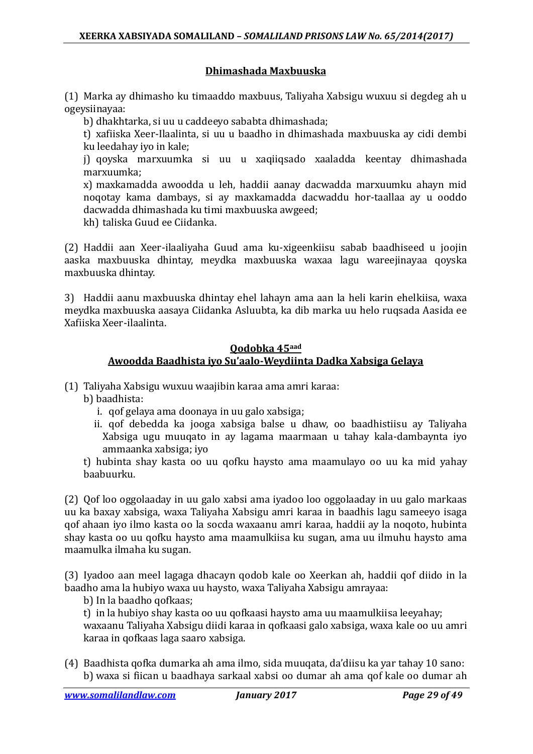## Dhimashada Maxbuuska

(1) Marka ay dhimasho ku timaaddo maxbuus, Taliyaha Xabsigu wuxuu si degdeg ah u ogeysiinayaa:

b) dhakhtarka, si uu u caddeeyo sababta dhimashada;

t) xafiiska Xeer-Ilaalinta, si uu u baadho in dhimashada maxbuuska ay cidi dembi ku leedahay iyo in kale;

j) qoyska marxuumka si uu u xaqiiqsado xaaladda keentay dhimashada marxuumka;

x) maxkamadda awoodda u leh, haddii aanay dacwadda marxuumku ahayn mid noqotay kama dambays, si ay maxkamadda dacwaddu hor-taallaa ay u ooddo dacwadda dhimashada ku timi maxbuuska awgeed;

kh) taliska Guud ee Ciidanka.

(2) Haddii aan Xeer-ilaaliyaha Guud ama ku-xigeenkiisu sabab baadhiseed u joojin aaska maxbuuska dhintay, meydka maxbuuska waxaa lagu wareejinayaa qoyska maxbuuska dhintay.

3) Haddii aanu maxbuuska dhintay ehel lahayn ama aan la heli karin ehelkiisa, waxa meydka maxbuuska aasaya Ciidanka Asluubta, ka dib marka uu helo ruqsada Aasida ee Xafiiska Xeer-ilaalinta.

## Qodobka 45aad

## Awoodda Baadhista iyo Su'aalo-Weydiinta Dadka Xabsiga Gelaya

(1) Taliyaha Xabsigu wuxuu waajibin karaa ama amri karaa:

b) baadhista:

i. qof gelaya ama doonaya in uu galo xabsiga;

ii. qof debedda ka jooga xabsiga balse u dhaw, oo baadhistiisu ay Taliyaha Xabsiga ugu muuqato in ay lagama maarmaan u tahay kala-dambaynta iyo ammaanka xabsiga; iyo

t) hubinta shay kasta oo uu qofku haysto ama maamulayo oo uu ka mid yahay baabuurku.

(2) Qof loo oggolaaday in uu galo xabsi ama iyadoo loo oggolaaday in uu galo markaas uu ka baxay xabsiga, waxa Taliyaha Xabsigu amri karaa in baadhis lagu sameeyo isaga qof ahaan iyo ilmo kasta oo la socda waxaanu amri karaa, haddii ay la noqoto, hubinta shay kasta oo uu qofku haysto ama maamulkiisa ku sugan, ama uu ilmuhu haysto ama maamulka ilmaha ku sugan.

(3) Iyadoo aan meel lagaga dhacayn qodob kale oo Xeerkan ah, haddii qof diido in la baadho ama la hubiyo waxa uu haysto, waxa Taliyaha Xabsigu amrayaa:

b) In la baadho qofkaas;

t) in la hubiyo shay kasta oo uu qofkaasi haysto ama uu maamulkiisa leeyahay; waxaanu Taliyaha Xabsigu diidi karaa in qofkaasi galo xabsiga, waxa kale oo uu amri karaa in qofkaas laga saaro xabsiga.

(4) Baadhista qofka dumarka ah ama ilmo, sida muuqata, da'diisu ka yar tahay 10 sano:

b) waxa si fiican u baadhaya sarkaal xabsi oo dumar ah ama qof kale oo dumar ah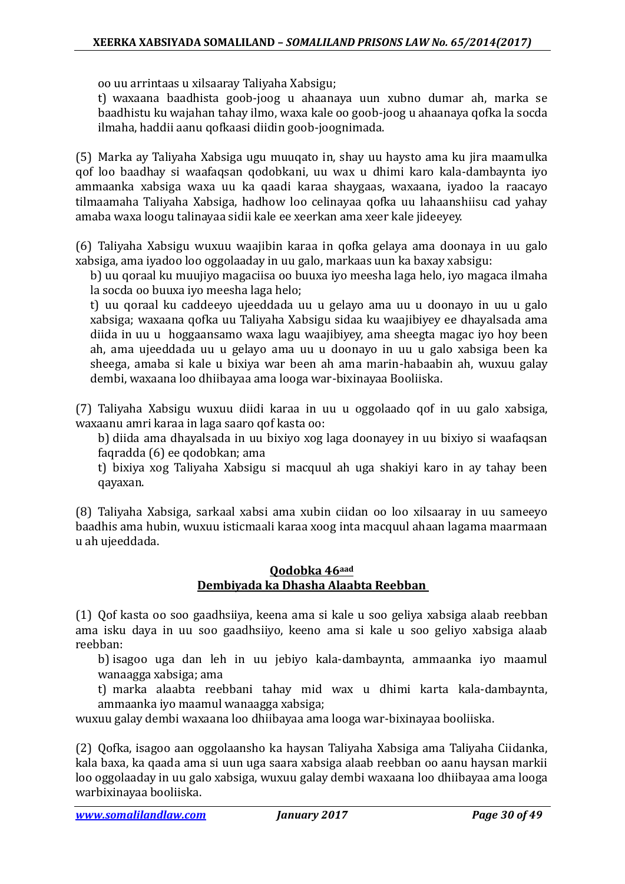oo uu arrintaas u xilsaaray Taliyaha Xabsigu;

t) waxaana baadhista goob-joog u ahaanaya uun xubno dumar ah, marka se baadhistu ku wajahan tahay ilmo, waxa kale oo goob-joog u ahaanaya qofka la socda ilmaha, haddii aanu qofkaasi diidin goob-joognimada.

(5) Marka ay Taliyaha Xabsiga ugu muuqato in, shay uu haysto ama ku jira maamulka qof loo baadhay si waafaqsan qodobkani, uu wax u dhimi karo kala-dambaynta iyo ammaanka xabsiga waxa uu ka qaadi karaa shaygaas, waxaana, iyadoo la raacayo tilmaamaha Taliyaha Xabsiga, hadhow loo celinayaa qofka uu lahaanshiisu cad yahay amaba waxa loogu talinayaa sidii kale ee xeerkan ama xeer kale jideeyey.

(6) Taliyaha Xabsigu wuxuu waajibin karaa in qofka gelaya ama doonaya in uu galo xabsiga, ama iyadoo loo oggolaaday in uu galo, markaas uun ka baxay xabsigu:

b) uu qoraal ku muujiyo magaciisa oo buuxa iyo meesha laga helo, iyo magaca ilmaha la socda oo buuxa iyo meesha laga helo;

t) uu qoraal ku caddeeyo ujeeddada uu u gelayo ama uu u doonayo in uu u galo xabsiga; waxaana qofka uu Taliyaha Xabsigu sidaa ku waajibiyey ee dhayalsada ama diida in uu u hoggaansamo waxa lagu waajibiyey, ama sheegta magac iyo hoy been ah, ama ujeeddada uu u gelayo ama uu u doonayo in uu u galo xabsiga been ka sheega, amaba si kale u bixiya war been ah ama marin-habaabin ah, wuxuu galay dembi, waxaana loo dhiibayaa ama looga war-bixinayaa Booliiska.

(7) Taliyaha Xabsigu wuxuu diidi karaa in uu u oggolaado qof in uu galo xabsiga, waxaanu amri karaa in laga saaro qof kasta oo:

b) diida ama dhayalsada in uu bixiyo xog laga doonayey in uu bixiyo si waafaqsan faqradda (6) ee qodobkan; ama

t) bixiya xog Taliyaha Xabsigu si macquul ah uga shakiyi karo in ay tahay been qayaxan.

(8) Taliyaha Xabsiga, sarkaal xabsi ama xubin ciidan oo loo xilsaaray in uu sameeyo baadhis ama hubin, wuxuu isticmaali karaa xoog inta macquul ahaan lagama maarmaan u ah ujeeddada.

## Qodobka 46aad
## Dembiyada ka Dhasha Alaabta Reebban

(1) Qof kasta oo soo gaadhsiiya, keena ama si kale u soo geliya xabsiga alaab reebban ama isku daya in uu soo gaadhsiiyo, keeno ama si kale u soo geliyo xabsiga alaab reebban:

b) isagoo uga dan leh in uu jebiyo kala-dambaynta, ammaanka iyo maamul wanaagga xabsiga; ama

t) marka alaabta reebbani tahay mid wax u dhimi karta kala-dambaynta, ammaanka iyo maamul wanaagga xabsiga;

wuxuu galay dembi waxaana loo dhiibayaa ama looga war-bixinayaa booliiska.

(2) Qofka, isagoo aan oggolaansho ka haysan Taliyaha Xabsiga ama Taliyaha Ciidanka, kala baxa, ka qaada ama si uun uga saara xabsiga alaab reebban oo aanu haysan markii loo oggolaaday in uu galo xabsiga, wuxuu galay dembi waxaana loo dhiibayaa ama looga warbixinayaa booliiska.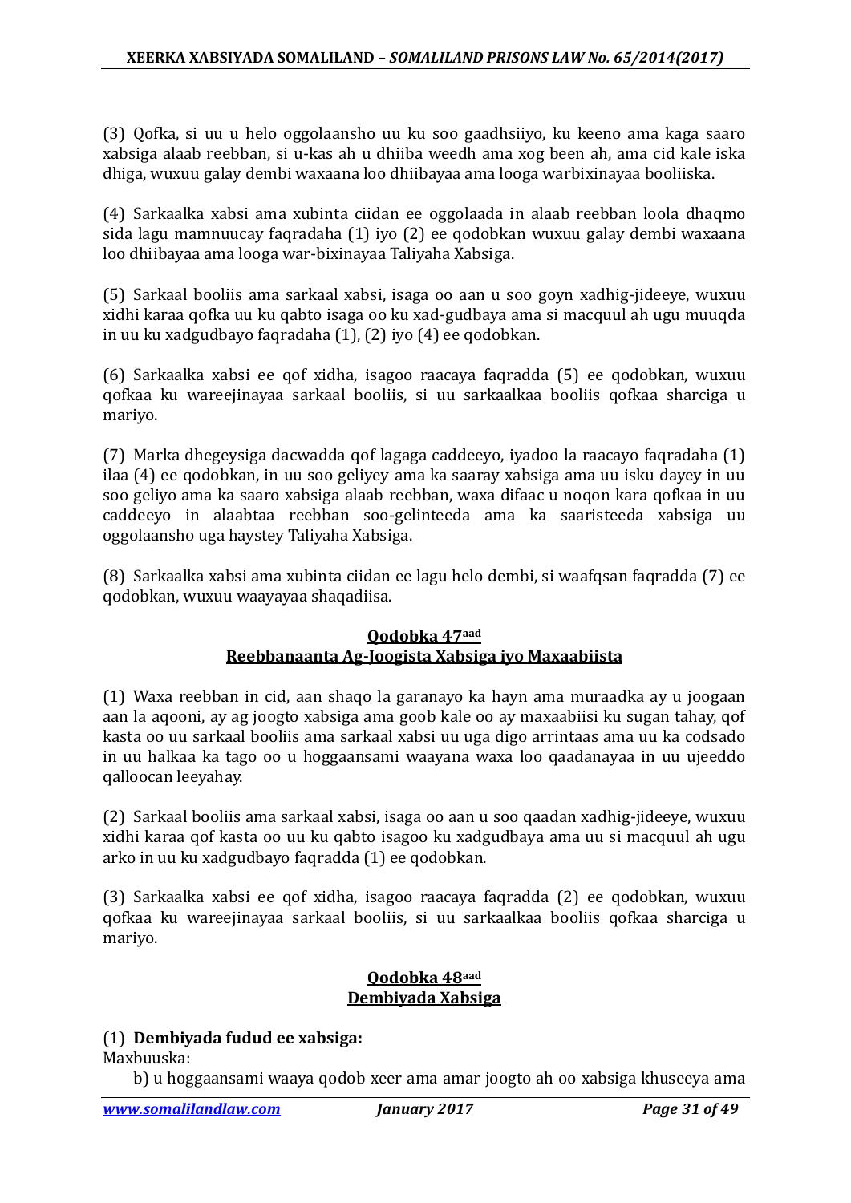(3) Qofka, si uu u helo oggolaansho uu ku soo gaadhsiiyo, ku keeno ama kaga saaro xabsiga alaab reebban, si u-kas ah u dhiiba weedh ama xog been ah, ama cid kale iska dhiga, wuxuu galay dembi waxaana loo dhiibayaa ama looga warbixinayaa booliiska.

(4) Sarkaalka xabsi ama xubinta ciidan ee oggolaada in alaab reebban loola dhaqmo sida lagu mamnuucay faqradaha (1) iyo (2) ee qodobkan wuxuu galay dembi waxaana loo dhiibayaa ama looga war-bixinayaa Taliyaha Xabsiga.

(5) Sarkaal booliis ama sarkaal xabsi, isaga oo aan u soo goyn xadhig-jideeye, wuxuu xidhi karaa qofka uu ku qabto isaga oo ku xad-gudbaya ama si macquul ah ugu muuqda in uu ku xadgudbayo faqradaha (1), (2) iyo (4) ee qodobkan.

(6) Sarkaalka xabsi ee qof xidha, isagoo raacaya faqradda (5) ee qodobkan, wuxuu qofkaa ku wareejinayaa sarkaal booliis, si uu sarkaalkaa booliis qofkaa sharciga u mariyo.

(7) Marka dhegeysiga dacwadda qof lagaga caddeeyo, iyadoo la raacayo faqradaha (1) ilaa (4) ee qodobkan, in uu soo geliyey ama ka saaray xabsiga ama uu isku dayey in uu soo geliyo ama ka saaro xabsiga alaab reebban, waxa difaac u noqon kara qofkaa in uu caddeeyo in alaabtaa reebban soo-gelinteeda ama ka saaristeeda xabsiga uu oggolaansho uga haystey Taliyaha Xabsiga.

(8) Sarkaalka xabsi ama xubinta ciidan ee lagu helo dembi, si waafqsan faqradda (7) ee qodobkan, wuxuu waayayaa shaqadiisa.

## Qodobka 47aad
## Reebbanaanta Ag-Joogista Xabsiga iyo Maxaabiista

(1) Waxa reebban in cid, aan shaqo la garanayo ka hayn ama muraadka ay u joogaan aan la aqooni, ay ag joogto xabsiga ama goob kale oo ay maxaabiisi ku sugan tahay, qof kasta oo uu sarkaal booliis ama sarkaal xabsi uu uga digo arrintaas ama uu ka codsado in uu halkaa ka tago oo u hoggaansami waayana waxa loo qaadanayaa in uu ujeeddo qalloocan leeyahay.

(2) Sarkaal booliis ama sarkaal xabsi, isaga oo aan u soo qaadan xadhig-jideeye, wuxuu xidhi karaa qof kasta oo uu ku qabto isagoo ku xadgudbaya ama uu si macquul ah ugu arko in uu ku xadgudbayo faqradda (1) ee qodobkan.

(3) Sarkaalka xabsi ee qof xidha, isagoo raacaya faqradda (2) ee qodobkan, wuxuu qofkaa ku wareejinayaa sarkaal booliis, si uu sarkaalkaa booliis qofkaa sharciga u mariyo.

## Qodobka 48aad
## Dembiyada Xabsiga

(1) **Dembiyada fudud ee xabsiga:**

Maxbuuska:

b) u hoggaansami waaya qodob xeer ama amar joogto ah oo xabsiga khuseeya ama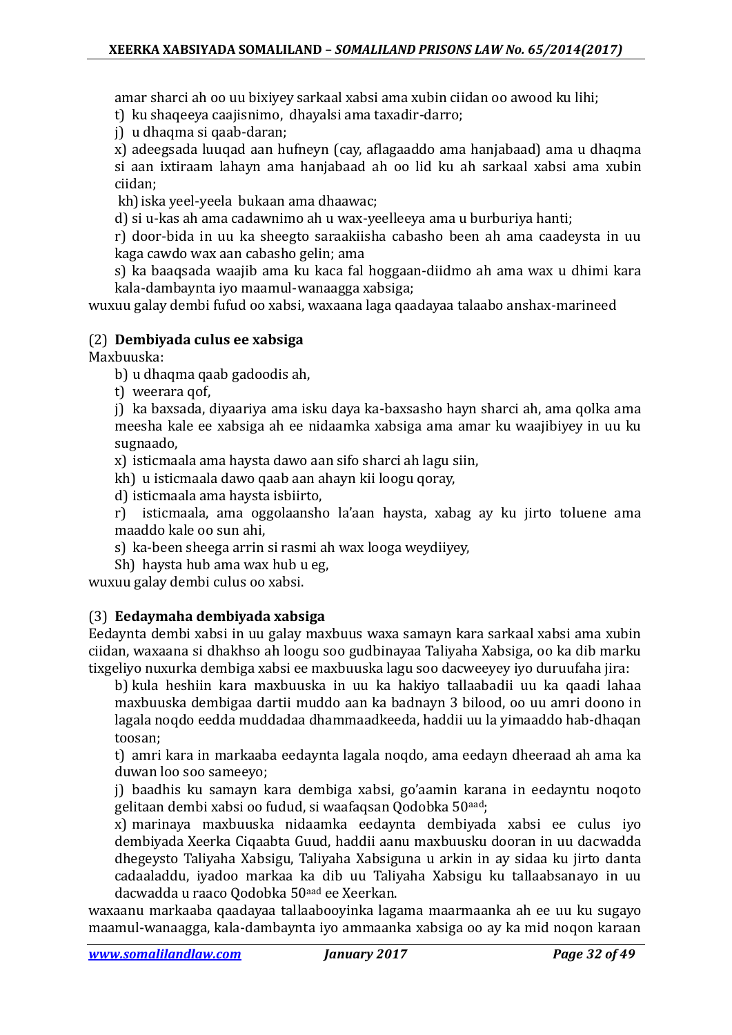amar sharci ah oo uu bixiyey sarkaal xabsi ama xubin ciidan oo awood ku lihi;

t) ku shaqeeya caajisnimo, dhayalsi ama taxadir-darro;

j) u dhaqma si qaab-daran;

x) adeegsada luuqad aan hufneyn (cay, aflagaaddo ama hanjabaad) ama u dhaqma si aan ixtiraam lahayn ama hanjabaad ah oo lid ku ah sarkaal xabsi ama xubin ciidan;

kh) iska yeel-yeela bukaan ama dhaawac;

d) si u-kas ah ama cadawnimo ah u wax-yeelleeya ama u burburiya hanti;

r) door-bida in uu ka sheegto saraakiisha cabasho been ah ama caadeysta in uu kaga cawdo wax aan cabasho gelin; ama

s) ka baaqsada waajib ama ku kaca fal hoggaan-diidmo ah ama wax u dhimi kara kala-dambaynta iyo maamul-wanaagga xabsiga;

wuxuu galay dembi fufud oo xabsi, waxaana laga qaadayaa talaabo anshax-marineed

(2) **Dembiyada culus ee xabsiga**

Maxbuuska:

b) u dhaqma qaab gadoodis ah,

t) weerara qof,

j) ka baxsada, diyaariya ama isku daya ka-baxsasho hayn sharci ah, ama qolka ama meesha kale ee xabsiga ah ee nidaamka xabsiga ama amar ku waajibiyey in uu ku sugnaado,

x) isticmaala ama haysta dawo aan sifo sharci ah lagu siin,

kh) u isticmaala dawo qaab aan ahayn kii loogu qoray,

d) isticmaala ama haysta isbiirto,

r) isticmaala, ama oggolaansho la'aan haysta, xabag ay ku jirto toluene ama maaddo kale oo sun ahi,

s) ka-been sheega arrin si rasmi ah wax looga weydiiyey,

Sh) haysta hub ama wax hub u eg,

wuxuu galay dembi culus oo xabsi.

(3) **Eedaymaha dembiyada xabsiga**

Eedaynta dembi xabsi in uu galay maxbuus waxa samayn kara sarkaal xabsi ama xubin ciidan, waxaana si dhakhso ah loogu soo gudbinayaa Taliyaha Xabsiga, oo ka dib marku tixgeliyo nuxurka dembiga xabsi ee maxbuuska lagu soo dacweeyey iyo duruufaha jira:

b) kula heshiin kara maxbuuska in uu ka hakiyo tallaabadii uu ka qaadi lahaa maxbuuska dembigaa dartii muddo aan ka badnayn 3 bilood, oo uu amri doono in lagala noqdo eedda muddadaa dhammaadkeeda, haddii uu la yimaaddo hab-dhaqan toosan;

t) amri kara in markaaba eedaynta lagala noqdo, ama eedayn dheeraad ah ama ka duwan loo soo sameeyo;

j) baadhis ku samayn kara dembiga xabsi, go'aamin karana in eedayntu noqoto gelitaan dembi xabsi oo fudud, si waafaqsan Qodobka 50aad;

x) marinaya maxbuuska nidaamka eedaynta dembiyada xabsi ee culus iyo dembiyada Xeerka Ciqaabta Guud, haddii aanu maxbuusku dooran in uu dacwadda dhegeysto Taliyaha Xabsigu, Taliyaha Xabsiguna u arkin in ay sidaa ku jirto danta cadaaladdu, iyadoo markaa ka dib uu Taliyaha Xabsigu ku tallaabsanayo in uu dacwadda u raaco Qodobka 50aad ee Xeerkan.

waxaanu markaaba qaadayaa tallaabooyinka lagama maarmaanka ah ee uu ku sugayo maamul-wanaagga, kala-dambaynta iyo ammaanka xabsiga oo ay ka mid noqon karaan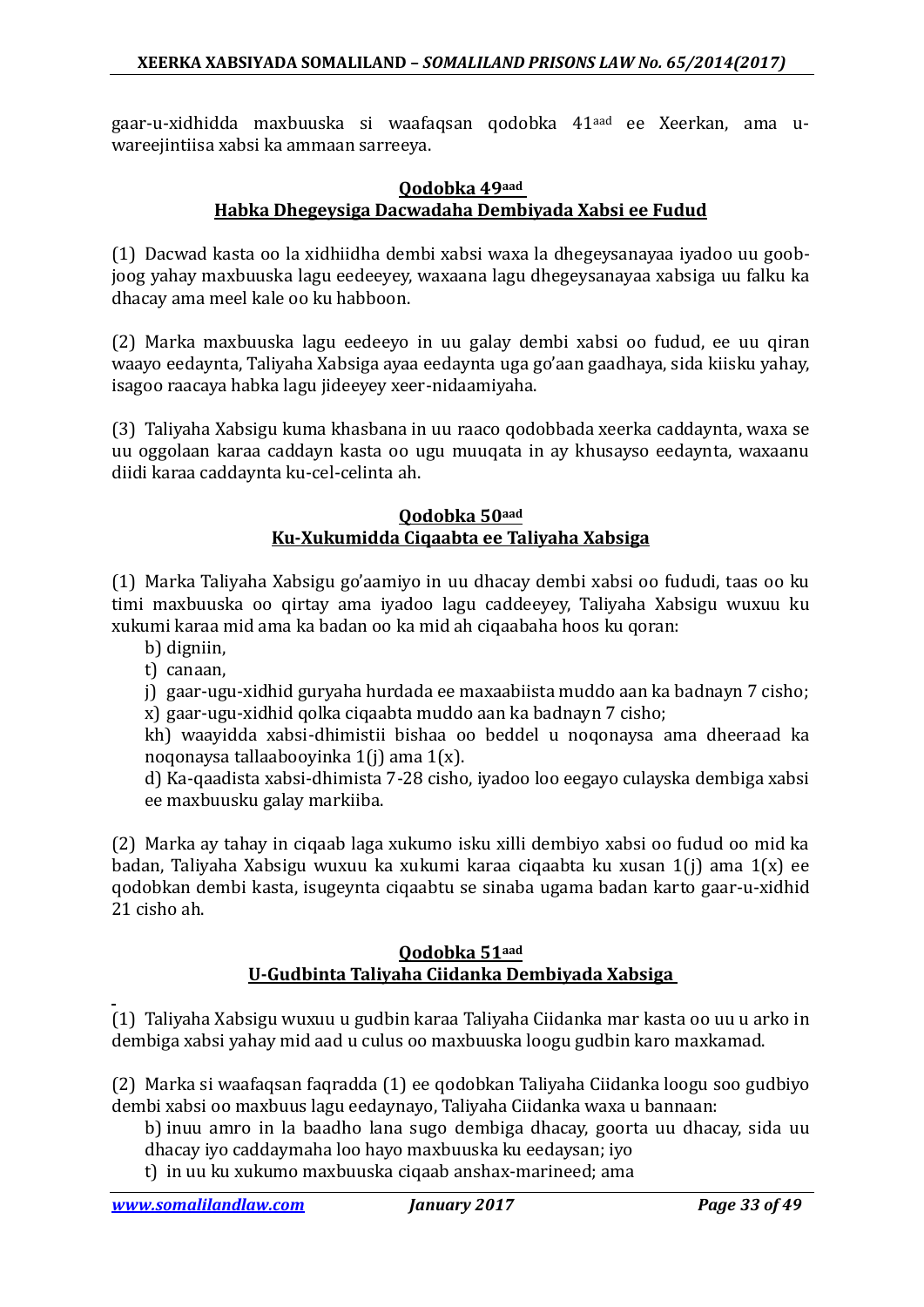gaar-u-xidhidda maxbuuska si waafaqsan qodobka 41aad ee Xeerkan, ama u-wareejintiisa xabsi ka ammaan sarreeya.

## Qodobka 49aad
## Habka Dhegeysiga Dacwadaha Dembiyada Xabsi ee Fudud

(1) Dacwad kasta oo la xidhiidha dembi xabsi waxa la dhegeysanayaa iyadoo uu goob-joog yahay maxbuuska lagu eedeeyey, waxaana lagu dhegeysanayaa xabsiga uu falku ka dhacay ama meel kale oo ku habboon.

(2) Marka maxbuuska lagu eedeeyo in uu galay dembi xabsi oo fudud, ee uu qiran waayo eedaynta, Taliyaha Xabsiga ayaa eedaynta uga go'aan gaadhaya, sida kiisku yahay, isagoo raacaya habka lagu jideeyey xeer-nidaamiyaha.

(3) Taliyaha Xabsigu kuma khasbana in uu raaco qodobbada xeerka caddaynta, waxa se uu oggolaan karaa caddayn kasta oo ugu muuqata in ay khusayso eedaynta, waxaanu diidi karaa caddaynta ku-cel-celinta ah.

## Qodobka 50aad
## Ku-Xukumidda Ciqaabta ee Taliyaha Xabsiga

(1) Marka Taliyaha Xabsigu go'aamiyo in uu dhacay dembi xabsi oo fududi, taas oo ku timi maxbuuska oo qirtay ama iyadoo lagu caddeeyey, Taliyaha Xabsigu wuxuu ku xukumi karaa mid ama ka badan oo ka mid ah ciqaabaha hoos ku qoran:

b) digniin,

t) canaan,

j) gaar-ugu-xidhid guryaha hurdada ee maxaabiista muddo aan ka badnayn 7 cisho;

x) gaar-ugu-xidhid qolka ciqaabta muddo aan ka badnayn 7 cisho;

kh) waayidda xabsi-dhimistii bishaa oo beddel u noqonaysa ama dheeraad ka noqonaysa tallaabooyinka 1(j) ama 1(x).

d) Ka-qaadista xabsi-dhimista 7-28 cisho, iyadoo loo eegayo culayska dembiga xabsi ee maxbuusku galay markiiba.

(2) Marka ay tahay in ciqaab laga xukumo isku xilli dembiyo xabsi oo fudud oo mid ka badan, Taliyaha Xabsigu wuxuu ka xukumi karaa ciqaabta ku xusan 1(j) ama 1(x) ee qodobkan dembi kasta, isugeynta ciqaabtu se sinaba ugama badan karto gaar-u-xidhid 21 cisho ah.

## Qodobka 51aad
## U-Gudbinta Taliyaha Ciidanka Dembiyada Xabsiga

(1) Taliyaha Xabsigu wuxuu u gudbin karaa Taliyaha Ciidanka mar kasta oo uu u arko in dembiga xabsi yahay mid aad u culus oo maxbuuska loogu gudbin karo maxkamad.

(2) Marka si waafaqsan faqradda (1) ee qodobkan Taliyaha Ciidanka loogu soo gudbiyo dembi xabsi oo maxbuus lagu eedaynayo, Taliyaha Ciidanka waxa u bannaan:

b) inuu amro in la baadho lana sugo dembiga dhacay, goorta uu dhacay, sida uu dhacay iyo caddaymaha loo hayo maxbuuska ku eedaysan; iyo

t) in uu ku xukumo maxbuuska ciqaab anshax-marineed; ama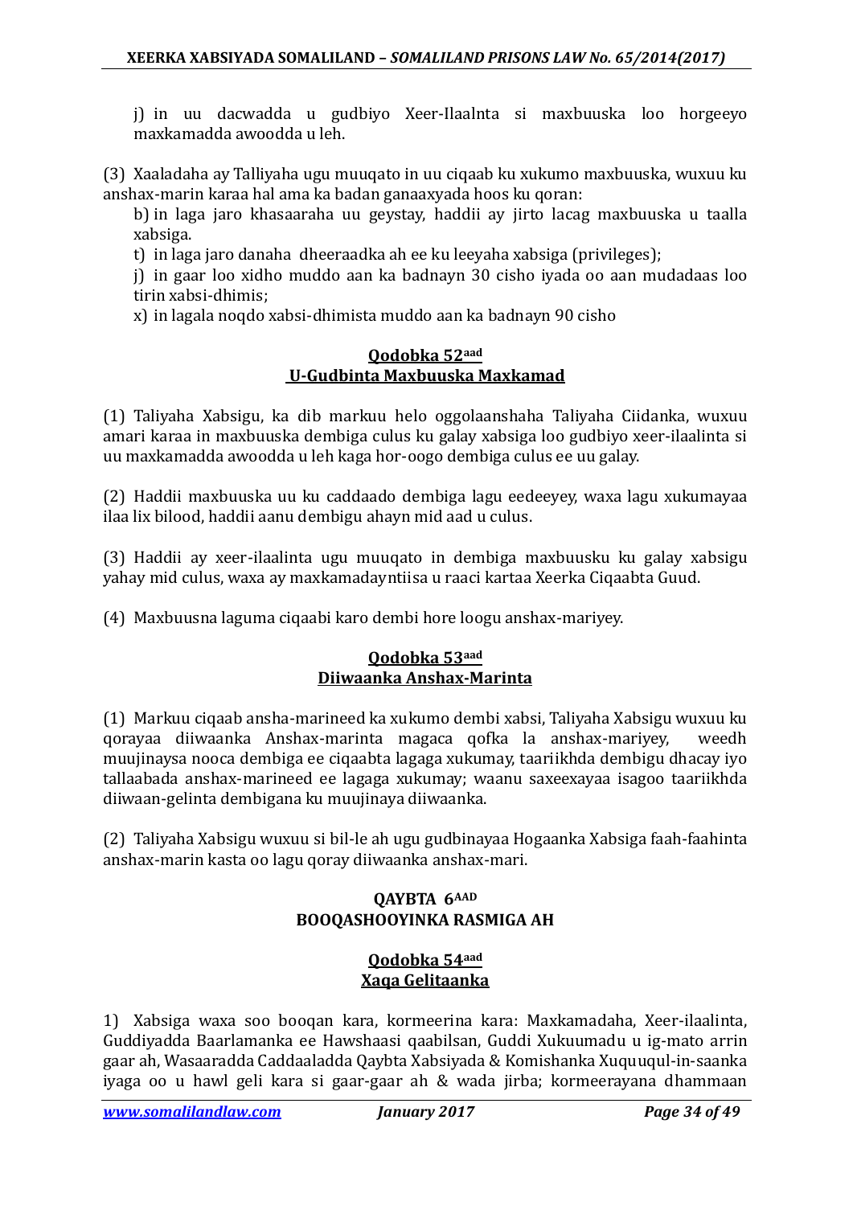j) in uu dacwadda u gudbiyo Xeer-Ilaalnta si maxbuuska loo horgeeyo maxkamadda awoodda u leh.

(3) Xaaladaha ay Talliyaha ugu muuqato in uu ciqaab ku xukumo maxbuuska, wuxuu ku anshax-marin karaa hal ama ka badan ganaaxyada hoos ku qoran:

b) in laga jaro khasaaraha uu geystay, haddii ay jirto lacag maxbuuska u taalla xabsiga.

t) in laga jaro danaha dheeraadka ah ee ku leeyaha xabsiga (privileges);

j) in gaar loo xidho muddo aan ka badnayn 30 cisho iyada oo aan mudadaas loo tirin xabsi-dhimis;

x) in lagala noqdo xabsi-dhimista muddo aan ka badnayn 90 cisho

## Qodobka 52aad
## U-Gudbinta Maxbuuska Maxkamad

(1) Taliyaha Xabsigu, ka dib markuu helo oggolaanshaha Taliyaha Ciidanka, wuxuu amari karaa in maxbuuska dembiga culus ku galay xabsiga loo gudbiyo xeer-ilaalinta si uu maxkamadda awoodda u leh kaga hor-oogo dembiga culus ee uu galay.

(2) Haddii maxbuuska uu ku caddaado dembiga lagu eedeeyey, waxa lagu xukumayaa ilaa lix bilood, haddii aanu dembigu ahayn mid aad u culus.

(3) Haddii ay xeer-ilaalinta ugu muuqato in dembiga maxbuusku ku galay xabsigu yahay mid culus, waxa ay maxkamadayntiisa u raaci kartaa Xeerka Ciqaabta Guud.

(4) Maxbuusna laguma ciqaabi karo dembi hore loogu anshax-mariyey.

## Qodobka 53aad
## Diiwaanka Anshax-Marinta

(1) Markuu ciqaab ansha-marineed ka xukumo dembi xabsi, Taliyaha Xabsigu wuxuu ku qorayaa diiwaanka Anshax-marinta magaca qofka la anshax-mariyey, weedh muujinaysa nooca dembiga ee ciqaabta lagaga xukumay, taariikhda dembigu dhacay iyo tallaabada anshax-marineed ee lagaga xukumay; waanu saxeexayaa isagoo taariikhda diiwaan-gelinta dembigana ku muujinaya diiwaanka.

(2) Taliyaha Xabsigu wuxuu si bil-le ah ugu gudbinayaa Hogaanka Xabsiga faah-faahinta anshax-marin kasta oo lagu qoray diiwaanka anshax-mari.

# QAYBTA 6AAD
# BOOQASHOOYINKA RASMIGA AH

## Qodobka 54aad
## Xaqa Gelitaanka

1) Xabsiga waxa soo booqan kara, kormeerina kara: Maxkamadaha, Xeer-ilaalinta, Guddiyadda Baarlamanka ee Hawshaasi qaabilsan, Guddi Xukuumadu u ig-mato arrin gaar ah, Wasaaradda Caddaaladda Qaybta Xabsiyada & Komishanka Xuquuqul-in-saanka iyaga oo u hawl geli kara si gaar-gaar ah & wada jirba; kormeerayana dhammaan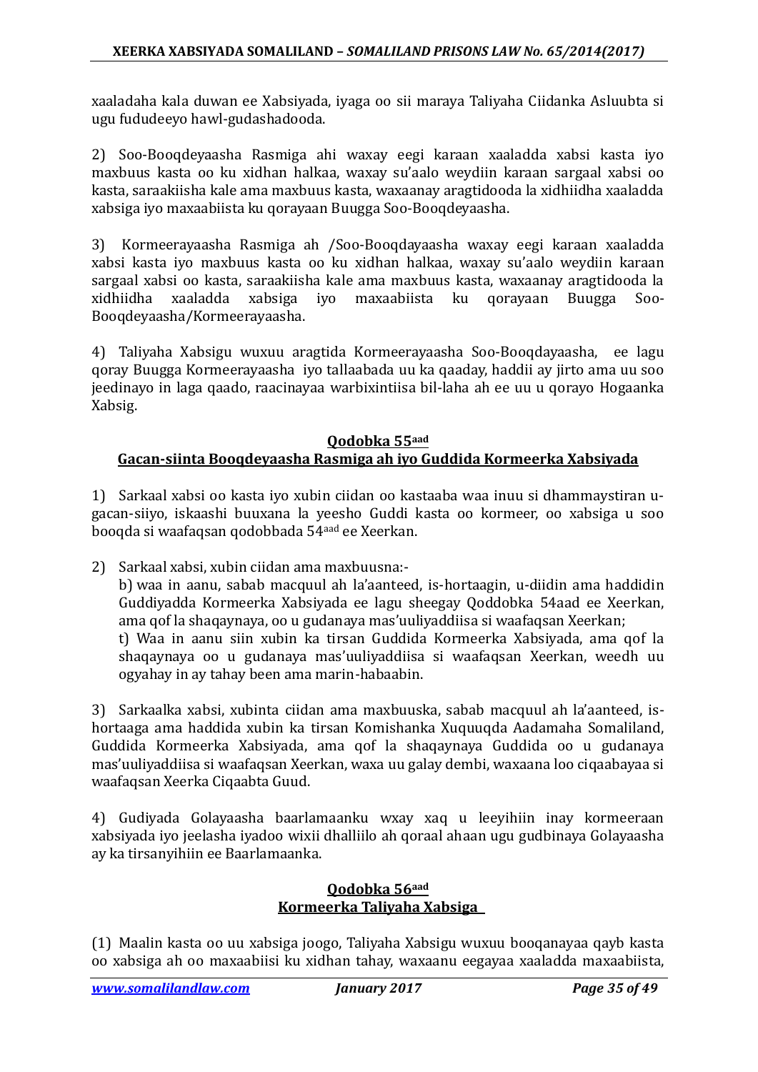xaaladaha kala duwan ee Xabsiyada, iyaga oo sii maraya Taliyaha Ciidanka Asluubta si ugu fududeeyo hawl-gudashadooda.

2) Soo-Booqdeyaasha Rasmiga ahi waxay eegi karaan xaaladda xabsi kasta iyo maxbuus kasta oo ku xidhan halkaa, waxay su'aalo weydiin karaan sargaal xabsi oo kasta, saraakiisha kale ama maxbuus kasta, waxaanay aragtidooda la xidhiidha xaaladda xabsiga iyo maxaabiista ku qorayaan Buugga Soo-Booqdeyaasha.

3) Kormeerayaasha Rasmiga ah /Soo-Booqdayaasha waxay eegi karaan xaaladda xabsi kasta iyo maxbuus kasta oo ku xidhan halkaa, waxay su'aalo weydiin karaan sargaal xabsi oo kasta, saraakiisha kale ama maxbuus kasta, waxaanay aragtidooda la xidhiidha xaaladda xabsiga iyo maxaabiista ku qorayaan Buugga Soo-Booqdeyaasha/Kormeerayaasha.

4) Taliyaha Xabsigu wuxuu aragtida Kormeerayaasha Soo-Booqdayaasha, ee lagu qoray Buugga Kormeerayaasha iyo tallaabada uu ka qaaday, haddii ay jirto ama uu soo jeedinayo in laga qaado, raacinayaa warbixintiisa bil-laha ah ee uu u qorayo Hogaanka Xabsig.

## Qodobka 55[aad]
## Gacan-siinta Booqdeyaasha Rasmiga ah iyo Guddida Kormeerka Xabsiyada

1) Sarkaal xabsi oo kasta iyo xubin ciidan oo kastaaba waa inuu si dhammaystiran u-gacan-siiyo, iskaashi buuxana la yeesho Guddi kasta oo kormeer, oo xabsiga u soo booqda si waafaqsan qodobbada 54[aad] ee Xeerkan.

2) Sarkaal xabsi, xubin ciidan ama maxbuusna:-
   b) waa in aanu, sabab macquul ah la'aanteed, is-hortaagin, u-diidin ama haddidin Guddiyadda Kormeerka Xabsiyada ee lagu sheegay Qoddobka 54aad ee Xeerkan, ama qof la shaqaynaya, oo u gudanaya mas'uuliyaddiisa si waafaqsan Xeerkan;
   t) Waa in aanu siin xubin ka tirsan Guddida Kormeerka Xabsiyada, ama qof la shaqaynaya oo u gudanaya mas'uuliyaddiisa si waafaqsan Xeerkan, weedh uu ogyahay in ay tahay been ama marin-habaabin.

3) Sarkaalka xabsi, xubinta ciidan ama maxbuuska, sabab macquul ah la'aanteed, is-hortaaga ama haddida xubin ka tirsan Komishanka Xuquuqda Aadamaha Somaliland, Guddida Kormeerka Xabsiyada, ama qof la shaqaynaya Guddida oo u gudanaya mas'uuliyaddiisa si waafaqsan Xeerkan, waxa uu galay dembi, waxaana loo ciqaabayaa si waafaqsan Xeerka Ciqaabta Guud.

4) Gudiyada Golayaasha baarlamaanku wxay xaq u leeyihiin inay kormeeraan xabsiyada iyo jeelasha iyadoo wixii dhalliilo ah qoraal ahaan ugu gudbinaya Golayaasha ay ka tirsanyihiin ee Baarlamaanka.

## Qodobka 56[aad]
## Kormeerka Taliyaha Xabsiga

(1) Maalin kasta oo uu xabsiga joogo, Taliyaha Xabsigu wuxuu booqanayaa qayb kasta oo xabsiga ah oo maxaabiisi ku xidhan tahay, waxaanu eegayaa xaaladda maxaabiista,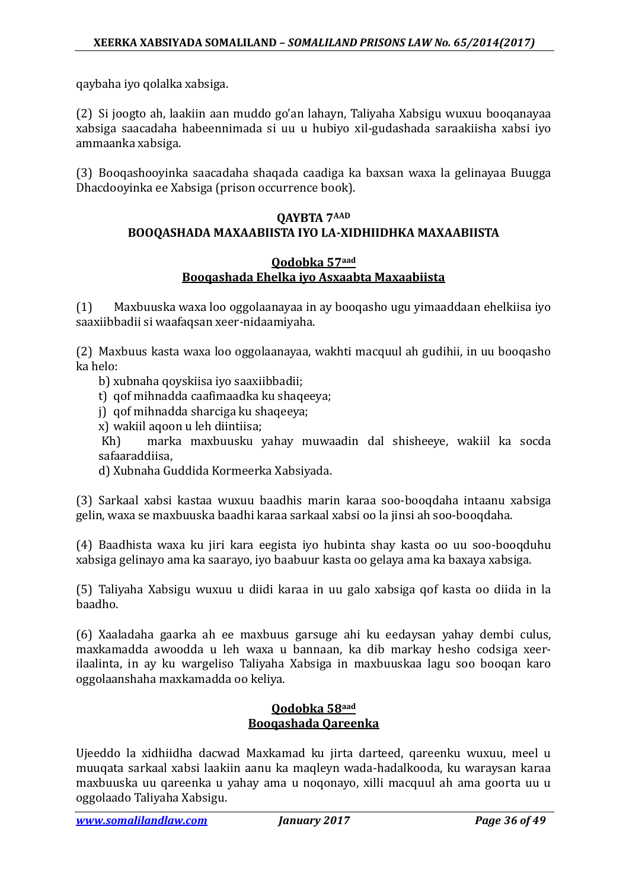qaybaha iyo qolalka xabsiga.

(2) Si joogto ah, laakiin aan muddo go'an lahayn, Taliyaha Xabsigu wuxuu booqanayaa xabsiga saacadaha habeennimada si uu u hubiyo xil-gudashada saraakiisha xabsi iyo ammaanka xabsiga.

(3) Booqashooyinka saacadaha shaqada caadiga ka baxsan waxa la gelinayaa Buugga Dhacdooyinka ee Xabsiga (prison occurrence book).

## QAYBTA 7[AAD]
## BOOQASHADA MAXAABIISTA IYO LA-XIDHIIDHKA MAXAABIISTA

### Qodobka 57[aad]
### Booqashada Ehelka iyo Asxaabta Maxaabiista

(1) Maxbuuska waxa loo oggolaanayaa in ay booqasho ugu yimaaddaan ehelkiisa iyo saaxiibbadii si waafaqsan xeer-nidaamiyaha.

(2) Maxbuus kasta waxa loo oggolaanayaa, wakhti macquul ah gudihii, in uu booqasho ka helo:

b) xubnaha qoyskiisa iyo saaxiibbadii;
t) qof mihnadda caafimaadka ku shaqeeya;
j) qof mihnadda sharciga ku shaqeeya;
x) wakiil aqoon u leh diintiisa;
Kh) marka maxbuusku yahay muwaadin dal shisheeye, wakiil ka socda safaaraddiisa,
d) Xubnaha Guddida Kormeerka Xabsiyada.

(3) Sarkaal xabsi kastaa wuxuu baadhis marin karaa soo-booqdaha intaanu xabsiga gelin, waxa se maxbuuska baadhi karaa sarkaal xabsi oo la jinsi ah soo-booqdaha.

(4) Baadhista waxa ku jiri kara eegista iyo hubinta shay kasta oo uu soo-booqduhu xabsiga gelinayo ama ka saarayo, iyo baabuur kasta oo gelaya ama ka baxaya xabsiga.

(5) Taliyaha Xabsigu wuxuu u diidi karaa in uu galo xabsiga qof kasta oo diida in la baadho.

(6) Xaaladaha gaarka ah ee maxbuus garsuge ahi ku eedaysan yahay dembi culus, maxkamadda awoodda u leh waxa u bannaan, ka dib markay hesho codsiga xeer-ilaalinta, in ay ku wargeliso Taliyaha Xabsiga in maxbuuskaa lagu soo booqan karo oggolaanshaha maxkamadda oo keliya.

### Qodobka 58[aad]
### Booqashada Qareenka

Ujeeddo la xidhiidha dacwad Maxkamad ku jirta darteed, qareenku wuxuu, meel u muuqata sarkaal xabsi laakiin aanu ka maqleyn wada-hadalkooda, ku waraysan karaa maxbuuska uu qareenka u yahay ama u noqonayo, xilli macquul ah ama goorta uu u oggolaado Taliyaha Xabsigu.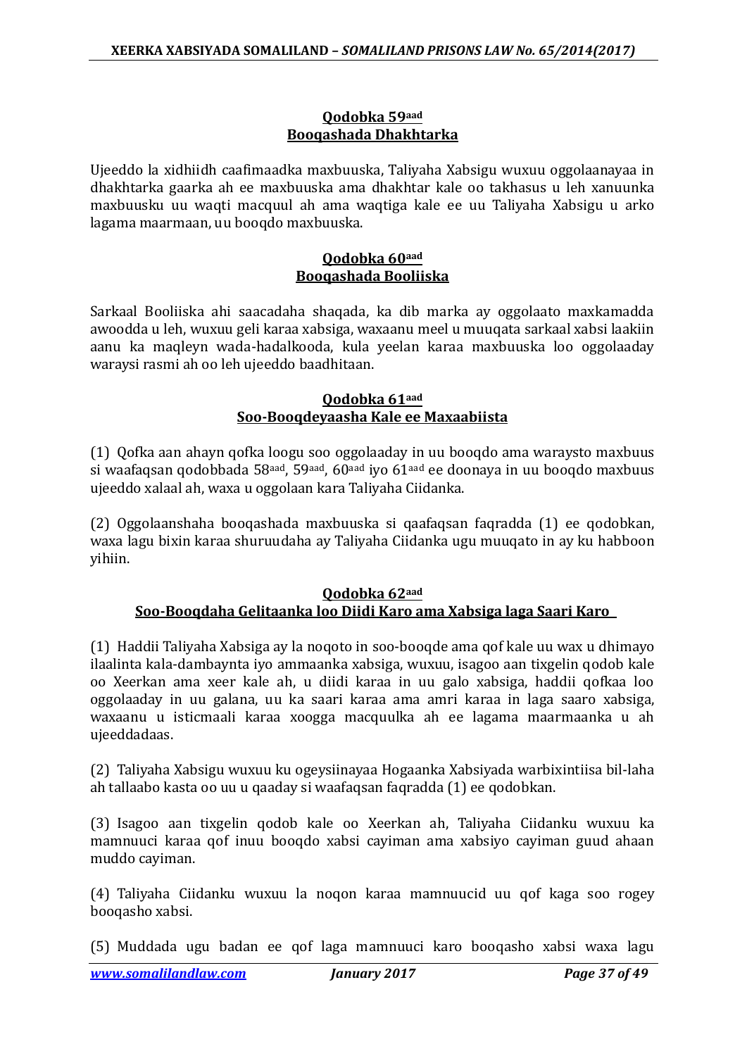## Qodobka 59aad
## Booqashada Dhakhtarka

Ujeeddo la xidhiidh caafimaadka maxbuuska, Taliyaha Xabsigu wuxuu oggolaanayaa in dhakhtarka gaarka ah ee maxbuuska ama dhakhtar kale oo takhasus u leh xanuunka maxbuusku uu waqti macquul ah ama waqtiga kale ee uu Taliyaha Xabsigu u arko lagama maarmaan, uu booqdo maxbuuska.

## Qodobka 60aad
## Booqashada Booliiska

Sarkaal Booliiska ahi saacadaha shaqada, ka dib marka ay oggolaato maxkamadda awoodda u leh, wuxuu geli karaa xabsiga, waxaanu meel u muuqata sarkaal xabsi laakiin aanu ka maqleyn wada-hadalkooda, kula yeelan karaa maxbuuska loo oggolaaday waraysi rasmi ah oo leh ujeeddo baadhitaan.

## Qodobka 61aad
## Soo-Booqdeyaasha Kale ee Maxaabiista

(1) Qofka aan ahayn qofka loogu soo oggolaaday in uu booqdo ama waraysto maxbuus si waafaqsan qodobbada 58aad, 59aad, 60aad iyo 61aad ee doonaya in uu booqdo maxbuus ujeeddo xalaal ah, waxa u oggolaan kara Taliyaha Ciidanka.

(2) Oggolaanshaha booqashada maxbuuska si qaafaqsan faqradda (1) ee qodobkan, waxa lagu bixin karaa shuruudaha ay Taliyaha Ciidanka ugu muuqato in ay ku habboon yihiin.

## Qodobka 62aad
## Soo-Booqdaha Gelitaanka loo Diidi Karo ama Xabsiga laga Saari Karo

(1) Haddii Taliyaha Xabsiga ay la noqoto in soo-booqde ama qof kale uu wax u dhimayo ilaalinta kala-dambaynta iyo ammaanka xabsiga, wuxuu, isagoo aan tixgelin qodob kale oo Xeerkan ama xeer kale ah, u diidi karaa in uu galo xabsiga, haddii qofkaa loo oggolaaday in uu galana, uu ka saari karaa ama amri karaa in laga saaro xabsiga, waxaanu u isticmaali karaa xoogga macquulka ah ee lagama maarmaanka u ah ujeeddadaas.

(2) Taliyaha Xabsigu wuxuu ku ogeysiinayaa Hogaanka Xabsiyada warbixintiisa bil-laha ah tallaabo kasta oo uu u qaaday si waafaqsan faqradda (1) ee qodobkan.

(3) Isagoo aan tixgelin qodob kale oo Xeerkan ah, Taliyaha Ciidanku wuxuu ka mamnuuci karaa qof inuu booqdo xabsi cayiman ama xabsiyo cayiman guud ahaan muddo cayiman.

(4) Taliyaha Ciidanku wuxuu la noqon karaa mamnuucid uu qof kaga soo rogey booqasho xabsi.

(5) Muddada ugu badan ee qof laga mamnuuci karo booqasho xabsi waxa lagu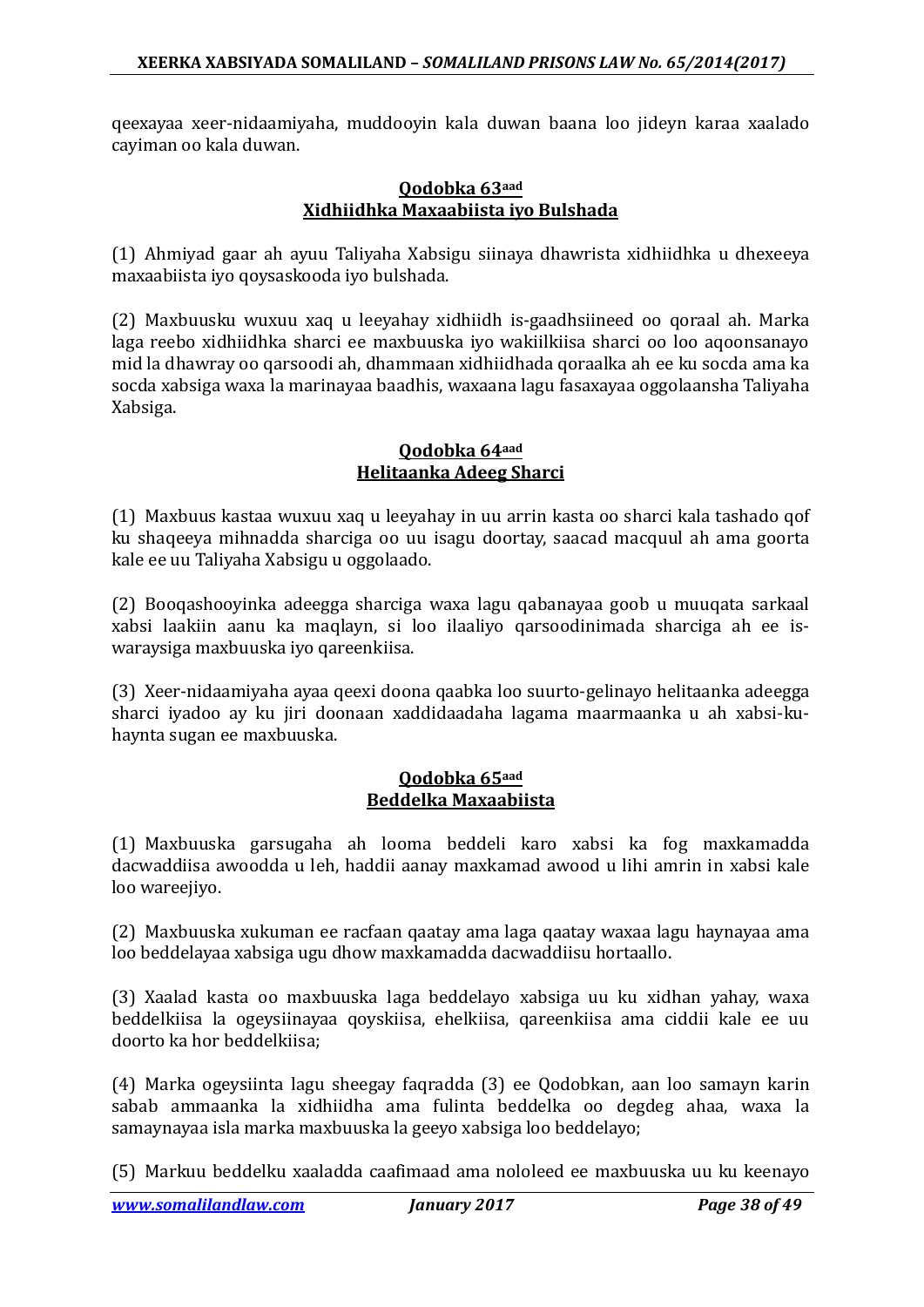qeexayaa xeer-nidaamiyaha, muddooyin kala duwan baana loo jideyn karaa xaalado cayiman oo kala duwan.

### Qodobka 63aad
### Xidhiidhka Maxaabiista iyo Bulshada

(1) Ahmiyad gaar ah ayuu Taliyaha Xabsigu siinaya dhawrista xidhiidhka u dhexeeya maxaabiista iyo qoysaskooda iyo bulshada.

(2) Maxbuusku wuxuu xaq u leeyahay xidhiidh is-gaadhsiineed oo qoraal ah. Marka laga reebo xidhiidhka sharci ee maxbuuska iyo wakiilkiisa sharci oo loo aqoonsanayo mid la dhawray oo qarsoodi ah, dhammaan xidhiidhada qoraalka ah ee ku socda ama ka socda xabsiga waxa la marinayaa baadhis, waxaana lagu fasaxayaa oggolaansha Taliyaha Xabsiga.

### Qodobka 64aad
### Helitaanka Adeeg Sharci

(1) Maxbuus kastaa wuxuu xaq u leeyahay in uu arrin kasta oo sharci kala tashado qof ku shaqeeya mihnadda sharciga oo uu isagu doortay, saacad macquul ah ama goorta kale ee uu Taliyaha Xabsigu u oggolaado.

(2) Booqashooyinka adeegga sharciga waxa lagu qabanayaa goob u muuqata sarkaal xabsi laakiin aanu ka maqlayn, si loo ilaaliyo qarsoodinimada sharciga ah ee is-waraysiga maxbuuska iyo qareenkiisa.

(3) Xeer-nidaamiyaha ayaa qeexi doona qaabka loo suurto-gelinayo helitaanka adeegga sharci iyadoo ay ku jiri doonaan xaddidaadaha lagama maarmaanka u ah xabsi-ku-haynta sugan ee maxbuuska.

### Qodobka 65aad
### Beddelka Maxaabiista

(1) Maxbuuska garsugaha ah looma beddeli karo xabsi ka fog maxkamadda dacwaddiisa awoodda u leh, haddii aanay maxkamad awood u lihi amrin in xabsi kale loo wareejiyo.

(2) Maxbuuska xukuman ee racfaan qaatay ama laga qaatay waxaa lagu haynayaa ama loo beddelayaa xabsiga ugu dhow maxkamadda dacwaddiisu hortaallo.

(3) Xaalad kasta oo maxbuuska laga beddelayo xabsiga uu ku xidhan yahay, waxa beddelkiisa la ogeysiinayaa qoyskiisa, ehelkiisa, qareenkiisa ama ciddii kale ee uu doorto ka hor beddelkiisa;

(4) Marka ogeysiinta lagu sheegay faqradda (3) ee Qodobkan, aan loo samayn karin sabab ammaanka la xidhiidha ama fulinta beddelka oo degdeg ahaa, waxa la samaynayaa isla marka maxbuuska la geeyo xabsiga loo beddelayo;

(5) Markuu beddelku xaaladda caafimaad ama nololeed ee maxbuuska uu ku keenayo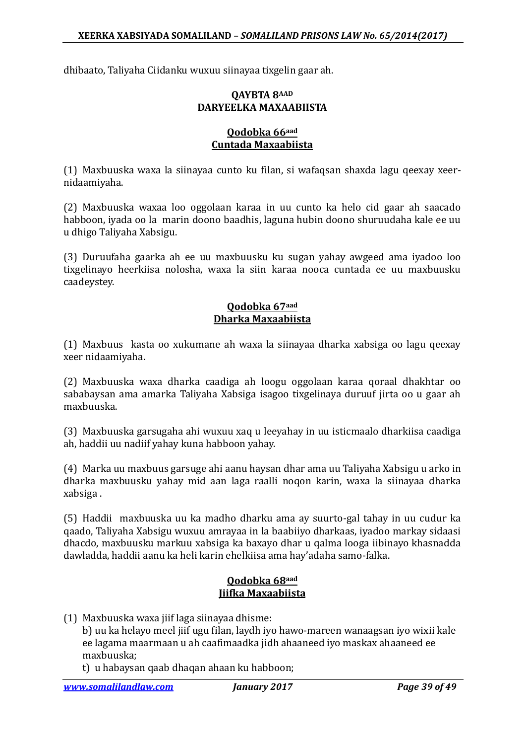dhibaato, Taliyaha Ciidanku wuxuu siinayaa tixgelin gaar ah.

## QAYBTA 8[AAD]
## DARYEELKA MAXAABIISTA

### Qodobka 66[aad]
### Cuntada Maxaabiista

(1) Maxbuuska waxa la siinayaa cunto ku filan, si wafaqsan shaxda lagu qeexay xeer-nidaamiyaha.

(2) Maxbuuska waxaa loo oggolaan karaa in uu cunto ka helo cid gaar ah saacado habboon, iyada oo la marin doono baadhis, laguna hubin doono shuruudaha kale ee uu u dhigo Taliyaha Xabsigu.

(3) Duruufaha gaarka ah ee uu maxbuusku ku sugan yahay awgeed ama iyadoo loo tixgelinayo heerkiisa nolosha, waxa la siin karaa nooca cuntada ee uu maxbuusku caadeystey.

### Qodobka 67[aad]
### Dharka Maxaabiista

(1) Maxbuus kasta oo xukumane ah waxa la siinayaa dharka xabsiga oo lagu qeexay xeer nidaamiyaha.

(2) Maxbuuska waxa dharka caadiga ah loogu oggolaan karaa qoraal dhakhtar oo sababaysan ama amarka Taliyaha Xabsiga isagoo tixgelinaya duruuf jirta oo u gaar ah maxbuuska.

(3) Maxbuuska garsugaha ahi wuxuu xaq u leeyahay in uu isticmaalo dharkiisa caadiga ah, haddii uu nadiif yahay kuna habboon yahay.

(4) Marka uu maxbuus garsuge ahi aanu haysan dhar ama uu Taliyaha Xabsigu u arko in dharka maxbuusku yahay mid aan laga raalli noqon karin, waxa la siinayaa dharka xabsiga .

(5) Haddii maxbuuska uu ka madho dharku ama ay suurto-gal tahay in uu cudur ka qaado, Taliyaha Xabsigu wuxuu amrayaa in la baabiiyo dharkaas, iyadoo markay sidaasi dhacdo, maxbuusku markuu xabsiga ka baxayo dhar u qalma looga iibinayo khasnadda dawladda, haddii aanu ka heli karin ehelkiisa ama hay'adaha samo-falka.

### Qodobka 68[aad]
### Jiifka Maxaabiista

(1) Maxbuuska waxa jiif laga siinayaa dhisme:
   b) uu ka helayo meel jiif ugu filan, laydh iyo hawo-mareen wanaagsan iyo wixii kale ee lagama maarmaan u ah caafimaadka jidh ahaaneed iyo maskax ahaaneed ee maxbuuska;
   t) u habaysan qaab dhaqan ahaan ku habboon;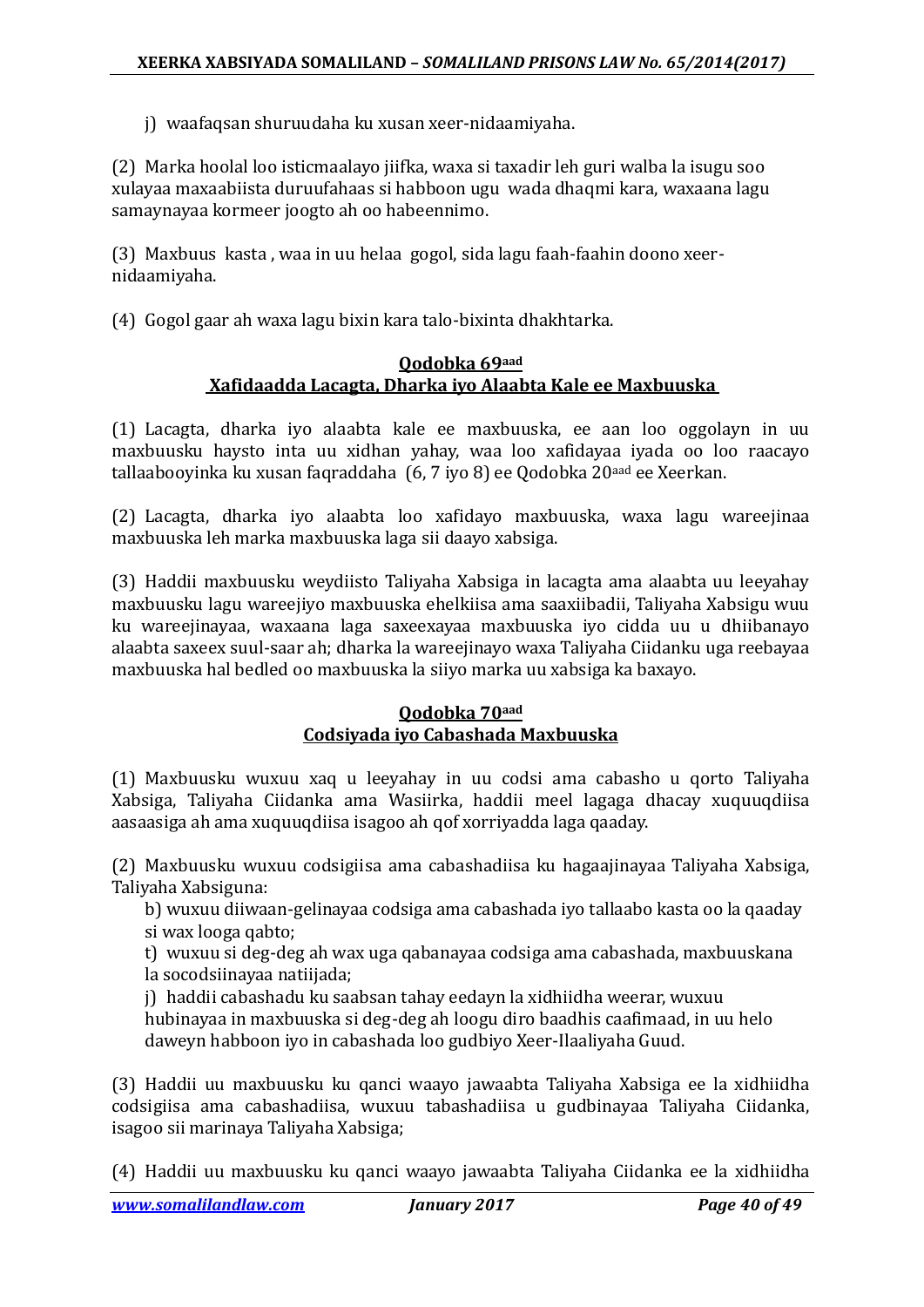j) waafaqsan shuruudaha ku xusan xeer-nidaamiyaha.

(2) Marka hoolal loo isticmaalayo jiifka, waxa si taxadir leh guri walba la isugu soo xulayaa maxaabiista duruufahaas si habboon ugu wada dhaqmi kara, waxaana lagu samaynayaa kormeer joogto ah oo habeennimo.

(3) Maxbuus kasta , waa in uu helaa gogol, sida lagu faah-faahin doono xeer-nidaamiyaha.

(4) Gogol gaar ah waxa lagu bixin kara talo-bixinta dhakhtarka.

## Qodobka 69aad
## Xafidaadda Lacagta, Dharka iyo Alaabta Kale ee Maxbuuska

(1) Lacagta, dharka iyo alaabta kale ee maxbuuska, ee aan loo oggolayn in uu maxbuusku haysto inta uu xidhan yahay, waa loo xafidayaa iyada oo loo raacayo tallaabooyinka ku xusan faqraddaha (6, 7 iyo 8) ee Qodobka 20aad ee Xeerkan.

(2) Lacagta, dharka iyo alaabta loo xafidayo maxbuuska, waxa lagu wareejinaa maxbuuska leh marka maxbuuska laga sii daayo xabsiga.

(3) Haddii maxbuusku weydiisto Taliyaha Xabsiga in lacagta ama alaabta uu leeyahay maxbuusku lagu wareejiyo maxbuuska ehelkiisa ama saaxiibadii, Taliyaha Xabsigu wuu ku wareejinayaa, waxaana laga saxeexayaa maxbuuska iyo cidda uu u dhiibanayo alaabta saxeex suul-saar ah; dharka la wareejinayo waxa Taliyaha Ciidanku uga reebayaa maxbuuska hal bedled oo maxbuuska la siiyo marka uu xabsiga ka baxayo.

## Qodobka 70aad
## Codsiyada iyo Cabashada Maxbuuska

(1) Maxbuusku wuxuu xaq u leeyahay in uu codsi ama cabasho u qorto Taliyaha Xabsiga, Taliyaha Ciidanka ama Wasiirka, haddii meel lagaga dhacay xuquuqdiisa aasaasiga ah ama xuquuqdiisa isagoo ah qof xorriyadda laga qaaday.

(2) Maxbuusku wuxuu codsigiisa ama cabashadiisa ku hagaajinayaa Taliyaha Xabsiga, Taliyaha Xabsiguna:

b) wuxuu diiwaan-gelinayaa codsiga ama cabashada iyo tallaabo kasta oo la qaaday si wax looga qabto;

t) wuxuu si deg-deg ah wax uga qabanayaa codsiga ama cabashada, maxbuuskana la socodsiinayaa natiijada;

j) haddii cabashadu ku saabsan tahay eedayn la xidhiidha weerar, wuxuu hubinayaa in maxbuuska si deg-deg ah loogu diro baadhis caafimaad, in uu helo daweyn habboon iyo in cabashada loo gudbiyo Xeer-Ilaaliyaha Guud.

(3) Haddii uu maxbuusku ku qanci waayo jawaabta Taliyaha Xabsiga ee la xidhiidha codsigiisa ama cabashadiisa, wuxuu tabashadiisa u gudbinayaa Taliyaha Ciidanka, isagoo sii marinaya Taliyaha Xabsiga;

(4) Haddii uu maxbuusku ku qanci waayo jawaabta Taliyaha Ciidanka ee la xidhiidha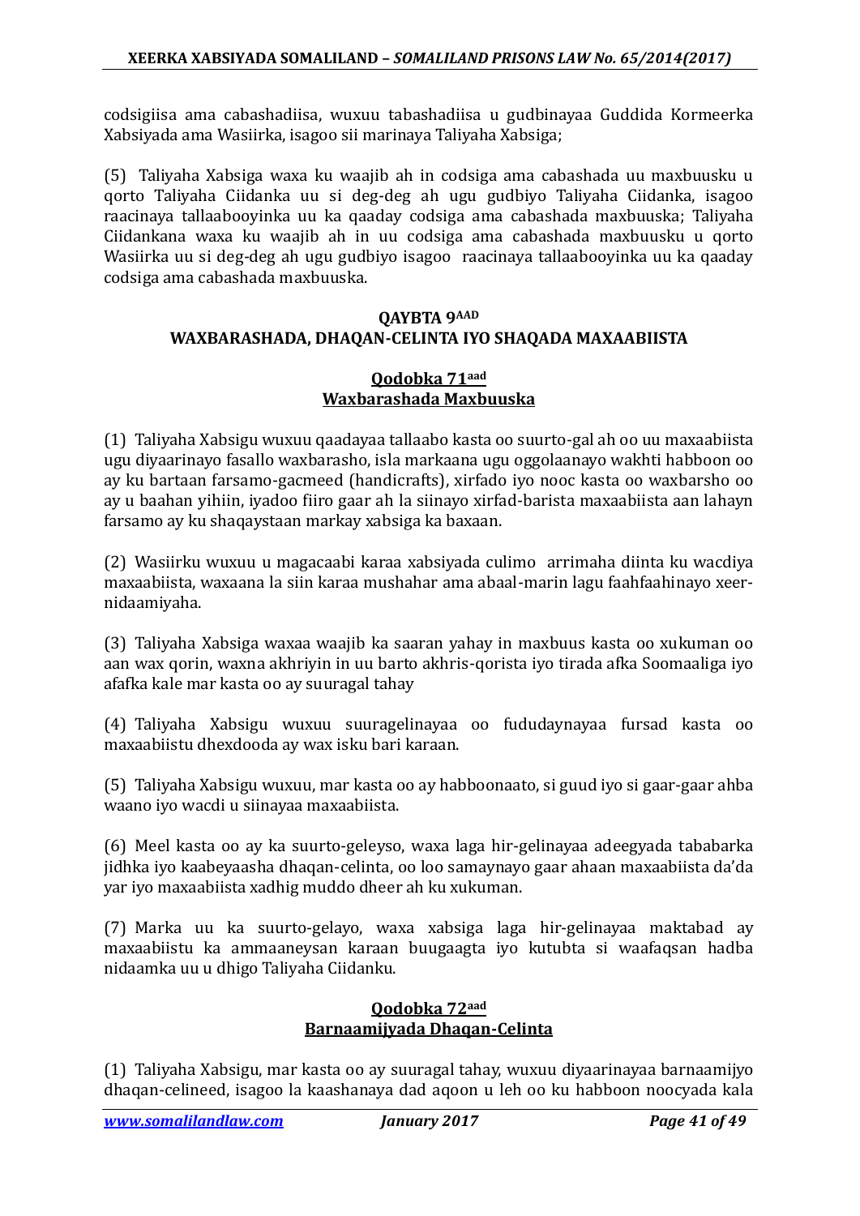codsigiisa ama cabashadiisa, wuxuu tabashadiisa u gudbinayaa Guddida Kormeerka Xabsiyada ama Wasiirka, isagoo sii marinaya Taliyaha Xabsiga;

(5) Taliyaha Xabsiga waxa ku waajib ah in codsiga ama cabashada uu maxbuusku u qorto Taliyaha Ciidanka uu si deg-deg ah ugu gudbiyo Taliyaha Ciidanka, isagoo raacinaya tallaabooyinka uu ka qaaday codsiga ama cabashada maxbuuska; Taliyaha Ciidankana waxa ku waajib ah in uu codsiga ama cabashada maxbuusku u qorto Wasiirka uu si deg-deg ah ugu gudbiyo isagoo raacinaya tallaabooyinka uu ka qaaday codsiga ama cabashada maxbuuska.

## QAYBTA 9AAD
## WAXBARASHADA, DHAQAN-CELINTA IYO SHAQADA MAXAABIISTA

### Qodobka 71aad
### Waxbarashada Maxbuuska

(1) Taliyaha Xabsigu wuxuu qaadayaa tallaabo kasta oo suurto-gal ah oo uu maxaabiista ugu diyaarinayo fasallo waxbarasho, isla markaana ugu oggolaanayo wakhti habboon oo ay ku bartaan farsamo-gacmeed (handicrafts), xirfado iyo nooc kasta oo waxbarsho oo ay u baahan yihiin, iyadoo fiiro gaar ah la siinayo xirfad-barista maxaabiista aan lahayn farsamo ay ku shaqaystaan markay xabsiga ka baxaan.

(2) Wasiirku wuxuu u magacaabi karaa xabsiyada culimo arrimaha diinta ku wacdiya maxaabiista, waxaana la siin karaa mushahar ama abaal-marin lagu faahfaahinayo xeer-nidaamiyaha.

(3) Taliyaha Xabsiga waxaa waajib ka saaran yahay in maxbuus kasta oo xukuman oo aan wax qorin, waxna akhriyin in uu barto akhris-qorista iyo tirada afka Soomaaliga iyo afafka kale mar kasta oo ay suuragal tahay

(4) Taliyaha Xabsigu wuxuu suuragelinayaa oo fududaynayaa fursad kasta oo maxaabiistu dhexdooda ay wax isku bari karaan.

(5) Taliyaha Xabsigu wuxuu, mar kasta oo ay habboonaato, si guud iyo si gaar-gaar ahba waano iyo wacdi u siinayaa maxaabiista.

(6) Meel kasta oo ay ka suurto-geleyso, waxa laga hir-gelinayaa adeegyada tababarka jidhka iyo kaabeyaasha dhaqan-celinta, oo loo samaynayo gaar ahaan maxaabiista da'da yar iyo maxaabiista xadhig muddo dheer ah ku xukuman.

(7) Marka uu ka suurto-gelayo, waxa xabsiga laga hir-gelinayaa maktabad ay maxaabiistu ka ammaaneysan karaan buugaagta iyo kutubta si waafaqsan hadba nidaamka uu u dhigo Taliyaha Ciidanku.

### Qodobka 72aad
### Barnaamijyada Dhaqan-Celinta

(1) Taliyaha Xabsigu, mar kasta oo ay suuragal tahay, wuxuu diyaarinayaa barnaamijyo dhaqan-celineed, isagoo la kaashanaya dad aqoon u leh oo ku habboon noocyada kala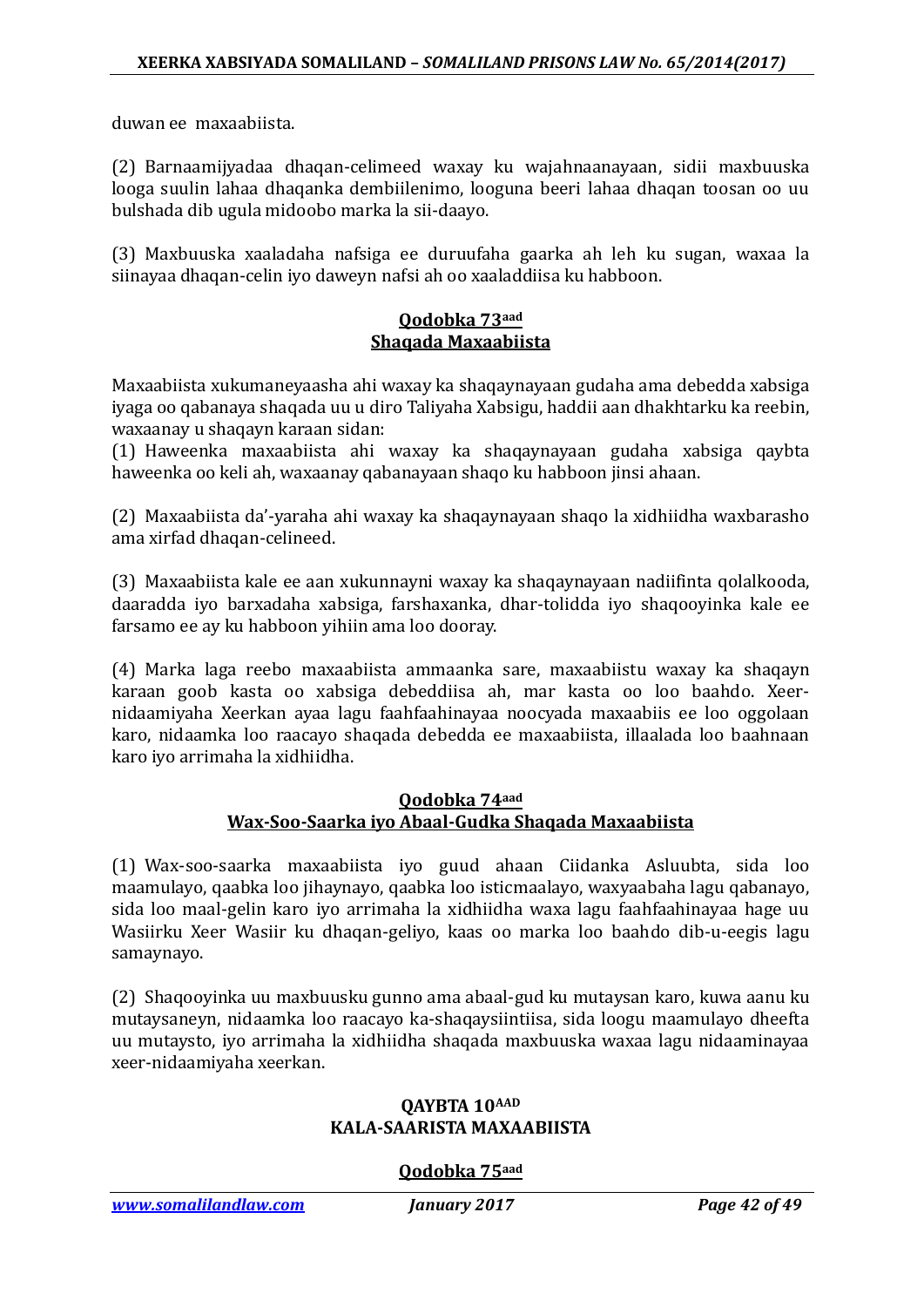duwan ee maxaabiista.

(2) Barnaamijyadaa dhaqan-celimeed waxay ku wajahnaanayaan, sidii maxbuuska looga suulin lahaa dhaqanka dembiilenimo, looguna beeri lahaa dhaqan toosan oo uu bulshada dib ugula midoobo marka la sii-daayo.

(3) Maxbuuska xaaladaha nafsiga ee duruufaha gaarka ah leh ku sugan, waxaa la siinayaa dhaqan-celin iyo daweyn nafsi ah oo xaaladdiisa ku habboon.

## Qodobka 73aad
## Shaqada Maxaabiista

Maxaabiista xukumaneyaasha ahi waxay ka shaqaynayaan gudaha ama debedda xabsiga iyaga oo qabanaya shaqada uu u diro Taliyaha Xabsigu, haddii aan dhakhtarku ka reebin, waxaanay u shaqayn karaan sidan:

(1) Haweenka maxaabiista ahi waxay ka shaqaynayaan gudaha xabsiga qaybta haweenka oo keli ah, waxaanay qabanayaan shaqo ku habboon jinsi ahaan.

(2) Maxaabiista da'-yaraha ahi waxay ka shaqaynayaan shaqo la xidhiidha waxbarasho ama xirfad dhaqan-celineed.

(3) Maxaabiista kale ee aan xukunnayni waxay ka shaqaynayaan nadiifinta qolalkooda, daaradda iyo barxadaha xabsiga, farshaxanka, dhar-tolidda iyo shaqooyinka kale ee farsamo ee ay ku habboon yihiin ama loo dooray.

(4) Marka laga reebo maxaabiista ammaanka sare, maxaabiistu waxay ka shaqayn karaan goob kasta oo xabsiga debeddiisa ah, mar kasta oo loo baahdo. Xeer-nidaamiyaha Xeerkan ayaa lagu faahfaahinayaa noocyada maxaabiis ee loo oggolaan karo, nidaamka loo raacayo shaqada debedda ee maxaabiista, illaalada loo baahnaan karo iyo arrimaha la xidhiidha.

## Qodobka 74aad
## Wax-Soo-Saarka iyo Abaal-Gudka Shaqada Maxaabiista

(1) Wax-soo-saarka maxaabiista iyo guud ahaan Ciidanka Asluubta, sida loo maamulayo, qaabka loo jihaynayo, qaabka loo isticmaalayo, waxyaabaha lagu qabanayo, sida loo maal-gelin karo iyo arrimaha la xidhiidha waxa lagu faahfaahinayaa hage uu Wasiirku Xeer Wasiir ku dhaqan-geliyo, kaas oo marka loo baahdo dib-u-eegis lagu samaynayo.

(2) Shaqooyinka uu maxbuusku gunno ama abaal-gud ku mutaysan karo, kuwa aanu ku mutaysaneyn, nidaamka loo raacayo ka-shaqaysiintiisa, sida loogu maamulayo dheefta uu mutaysto, iyo arrimaha la xidhiidha shaqada maxbuuska waxaa lagu nidaaminayaa xeer-nidaamiyaha xeerkan.

## QAYBTA 10AAD
## KALA-SAARISTA MAXAABIISTA

## Qodobka 75aad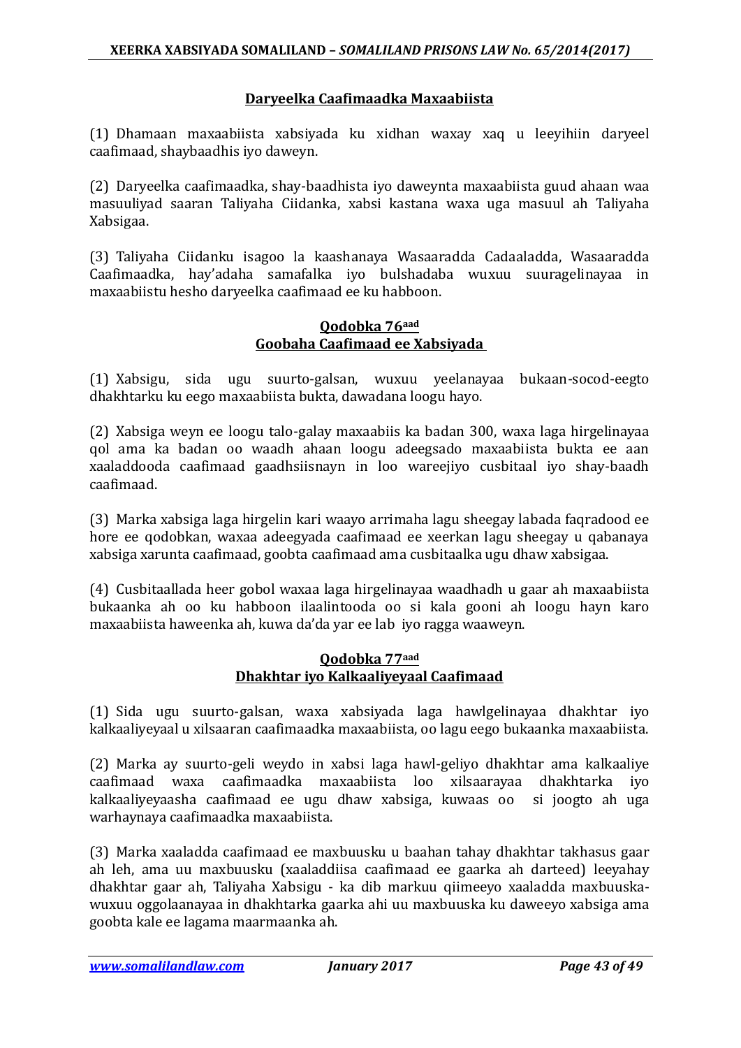## Daryeelka Caafimaadka Maxaabiista

(1) Dhamaan maxaabiista xabsiyada ku xidhan waxay xaq u leeyihiin daryeel caafimaad, shaybaadhis iyo daweyn.

(2) Daryeelka caafimaadka, shay-baadhista iyo daweynta maxaabiista guud ahaan waa masuuliyad saaran Taliyaha Ciidanka, xabsi kastana waxa uga masuul ah Taliyaha Xabsigaa.

(3) Taliyaha Ciidanku isagoo la kaashanaya Wasaaradda Cadaaladda, Wasaaradda Caafimaadka, hay'adaha samafalka iyo bulshadaba wuxuu suuragelinayaa in maxaabiistu hesho daryeelka caafimaad ee ku habboon.

## Qodobka 76aad
## Goobaha Caafimaad ee Xabsiyada

(1) Xabsigu, sida ugu suurto-galsan, wuxuu yeelanayaa bukaan-socod-eegto dhakhtarku ku eego maxaabiista bukta, dawadana loogu hayo.

(2) Xabsiga weyn ee loogu talo-galay maxaabiis ka badan 300, waxa laga hirgelinayaa qol ama ka badan oo waadh ahaan loogu adeegsado maxaabiista bukta ee aan xaaladdooda caafimaad gaadhsiisnayn in loo wareejiyo cusbitaal iyo shay-baadh caafimaad.

(3) Marka xabsiga laga hirgelin kari waayo arrimaha lagu sheegay labada faqradood ee hore ee qodobkan, waxaa adeegyada caafimaad ee xeerkan lagu sheegay u qabanaya xabsiga xarunta caafimaad, goobta caafimaad ama cusbitaalka ugu dhaw xabsigaa.

(4) Cusbitaallada heer gobol waxaa laga hirgelinayaa waadhadh u gaar ah maxaabiista bukaanka ah oo ku habboon ilaalintooda oo si kala gooni ah loogu hayn karo maxaabiista haweenka ah, kuwa da'da yar ee lab iyo ragga waaweyn.

## Qodobka 77aad
## Dhakhtar iyo Kalkaaliyeyaal Caafimaad

(1) Sida ugu suurto-galsan, waxa xabsiyada laga hawlgelinayaa dhakhtar iyo kalkaaliyeyaal u xilsaaran caafimaadka maxaabiista, oo lagu eego bukaanka maxaabiista.

(2) Marka ay suurto-geli weydo in xabsi laga hawl-geliyo dhakhtar ama kalkaaliye caafimaad waxa caafimaadka maxaabiista loo xilsaarayaa dhakhtarka iyo kalkaaliyeyaasha caafimaad ee ugu dhaw xabsiga, kuwaas oo si joogto ah uga warhaynaya caafimaadka maxaabiista.

(3) Marka xaaladda caafimaad ee maxbuusku u baahan tahay dhakhtar takhasus gaar ah leh, ama uu maxbuusku (xaaladdiisa caafimaad ee gaarka ah darteed) leeyahay dhakhtar gaar ah, Taliyaha Xabsigu - ka dib markuu qiimeeyo xaaladda maxbuuska- wuxuu oggolaanayaa in dhakhtarka gaarka ahi uu maxbuuska ku daweeyo xabsiga ama goobta kale ee lagama maarmaanka ah.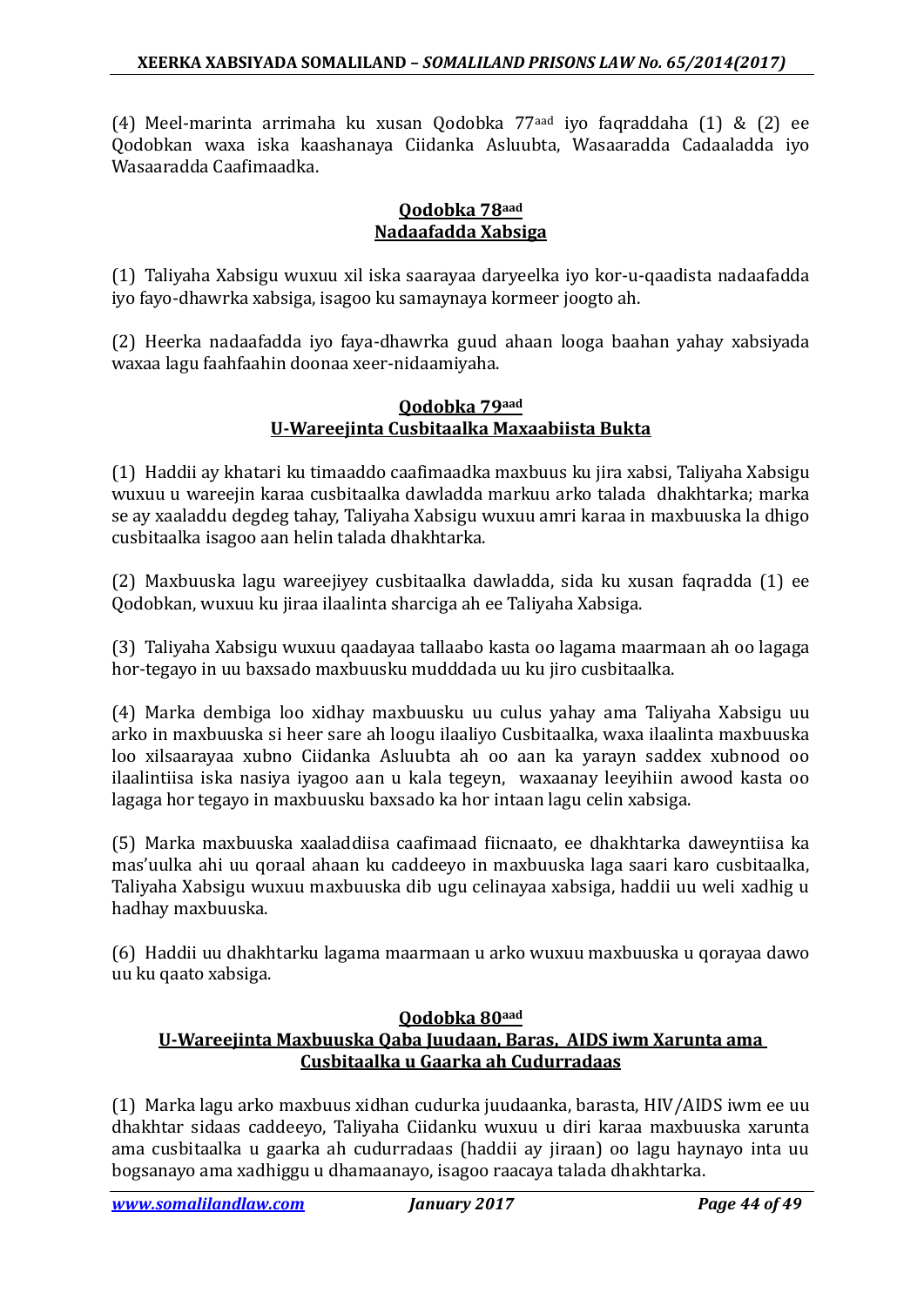(4) Meel-marinta arrimaha ku xusan Qodobka 77aad iyo faqraddaha (1) & (2) ee Qodobkan waxa iska kaashanaya Ciidanka Asluubta, Wasaaradda Cadaaladda iyo Wasaaradda Caafimaadka.

## Qodobka 78aad
## Nadaafadda Xabsiga

(1) Taliyaha Xabsigu wuxuu xil iska saarayaa daryeelka iyo kor-u-qaadista nadaafadda iyo fayo-dhawrka xabsiga, isagoo ku samaynaya kormeer joogto ah.

(2) Heerka nadaafadda iyo faya-dhawrka guud ahaan looga baahan yahay xabsiyada waxaa lagu faahfaahin doonaa xeer-nidaamiyaha.

## Qodobka 79aad
## U-Wareejinta Cusbitaalka Maxaabiista Bukta

(1) Haddii ay khatari ku timaaddo caafimaadka maxbuus ku jira xabsi, Taliyaha Xabsigu wuxuu u wareejin karaa cusbitaalka dawladda markuu arko talada dhakhtarka; marka se ay xaaladdu degdeg tahay, Taliyaha Xabsigu wuxuu amri karaa in maxbuuska la dhigo cusbitaalka isagoo aan helin talada dhakhtarka.

(2) Maxbuuska lagu wareejiyey cusbitaalka dawladda, sida ku xusan faqradda (1) ee Qodobkan, wuxuu ku jiraa ilaalinta sharciga ah ee Taliyaha Xabsiga.

(3) Taliyaha Xabsigu wuxuu qaadayaa tallaabo kasta oo lagama maarmaan ah oo lagaga hor-tegayo in uu baxsado maxbuusku mudddada uu ku jiro cusbitaalka.

(4) Marka dembiga loo xidhay maxbuusku uu culus yahay ama Taliyaha Xabsigu uu arko in maxbuuska si heer sare ah loogu ilaaliyo Cusbitaalka, waxa ilaalinta maxbuuska loo xilsaarayaa xubno Ciidanka Asluubta ah oo aan ka yarayn saddex xubnood oo ilaalintiisa iska nasiya iyagoo aan u kala tegeyn, waxaanay leeyihiin awood kasta oo lagaga hor tegayo in maxbuusku baxsado ka hor intaan lagu celin xabsiga.

(5) Marka maxbuuska xaaladdiisa caafimaad fiicnaato, ee dhakhtarka daweyntiisa ka mas'uulka ahi uu qoraal ahaan ku caddeeyo in maxbuuska laga saari karo cusbitaalka, Taliyaha Xabsigu wuxuu maxbuuska dib ugu celinayaa xabsiga, haddii uu weli xadhig u hadhay maxbuuska.

(6) Haddii uu dhakhtarku lagama maarmaan u arko wuxuu maxbuuska u qorayaa dawo uu ku qaato xabsiga.

## Qodobka 80aad
## U-Wareejinta Maxbuuska Qaba Juudaan, Baras, AIDS iwm Xarunta ama Cusbitaalka u Gaarka ah Cudurradaas

(1) Marka lagu arko maxbuus xidhan cudurka juudaanka, barasta, HIV/AIDS iwm ee uu dhakhtar sidaas caddeeyo, Taliyaha Ciidanku wuxuu u diri karaa maxbuuska xarunta ama cusbitaalka u gaarka ah cudurradaas (haddii ay jiraan) oo lagu haynayo inta uu bogsanayo ama xadhiggu u dhamaanayo, isagoo raacaya talada dhakhtarka.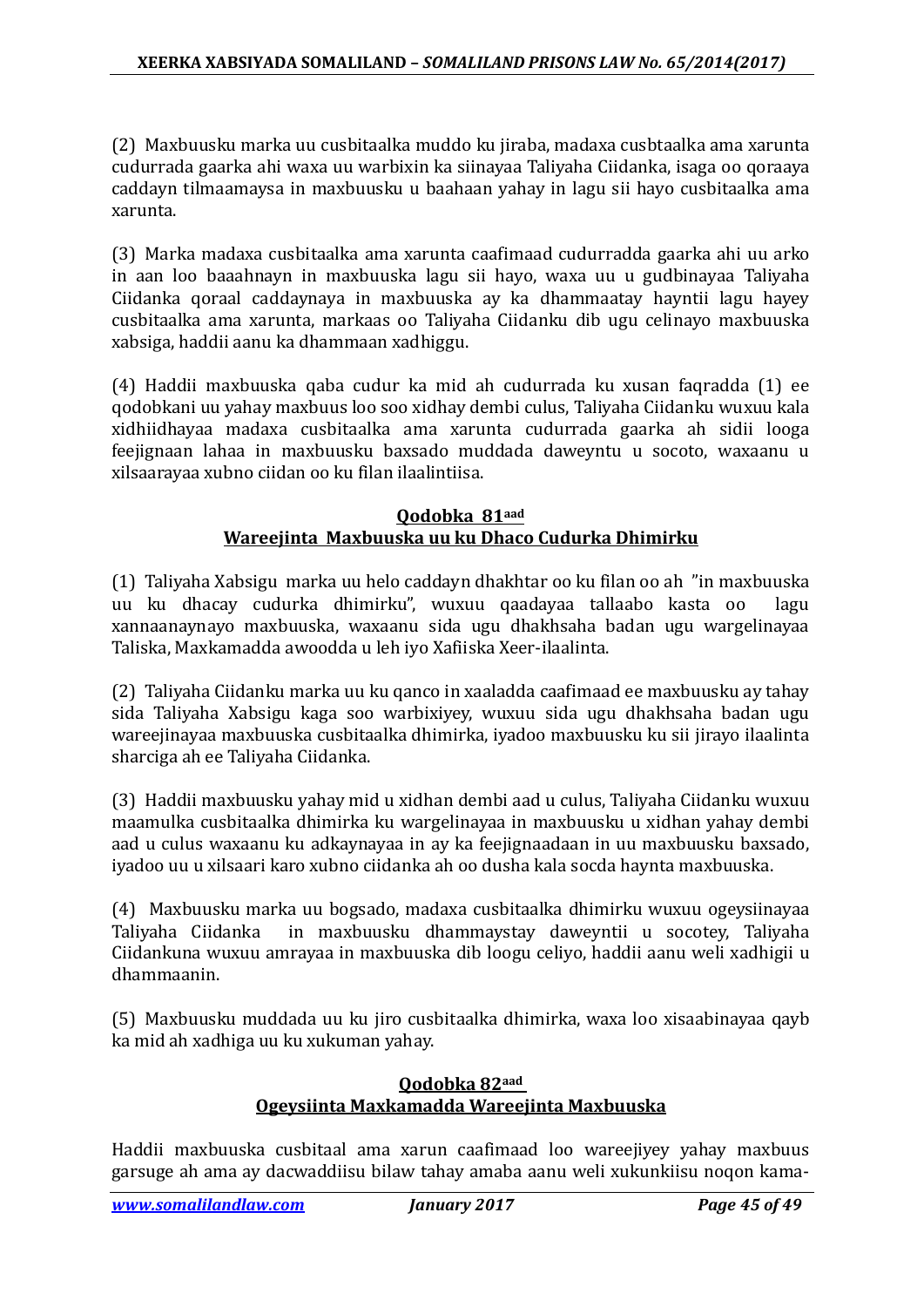(2) Maxbuusku marka uu cusbitaalka muddo ku jiraba, madaxa cusbtaalka ama xarunta cudurrada gaarka ahi waxa uu warbixin ka siinayaa Taliyaha Ciidanka, isaga oo qoraaya caddayn tilmaamaysa in maxbuusku u baahaan yahay in lagu sii hayo cusbitaalka ama xarunta.

(3) Marka madaxa cusbitaalka ama xarunta caafimaad cudurradda gaarka ahi uu arko in aan loo baaahnayn in maxbuuska lagu sii hayo, waxa uu u gudbinayaa Taliyaha Ciidanka qoraal caddaynaya in maxbuuska ay ka dhammaatay hayntii lagu hayey cusbitaalka ama xarunta, markaas oo Taliyaha Ciidanku dib ugu celinayo maxbuuska xabsiga, haddii aanu ka dhammaan xadhiggu.

(4) Haddii maxbuuska qaba cudur ka mid ah cudurrada ku xusan faqradda (1) ee qodobkani uu yahay maxbuus loo soo xidhay dembi culus, Taliyaha Ciidanku wuxuu kala xidhiidhayaa madaxa cusbitaalka ama xarunta cudurrada gaarka ah sidii looga feejignaan lahaa in maxbuusku baxsado muddada daweyntu u socoto, waxaanu u xilsaarayaa xubno ciidan oo ku filan ilaalintiisa.

## Qodobka 81aad
## Wareejinta Maxbuuska uu ku Dhaco Cudurka Dhimirku

(1) Taliyaha Xabsigu marka uu helo caddayn dhakhtar oo ku filan oo ah "in maxbuuska uu ku dhacay cudurka dhimirku", wuxuu qaadayaa tallaabo kasta oo lagu xannaanaynayo maxbuuska, waxaanu sida ugu dhakhsaha badan ugu wargelinayaa Taliska, Maxkamadda awoodda u leh iyo Xafiiska Xeer-ilaalinta.

(2) Taliyaha Ciidanku marka uu ku qanco in xaaladda caafimaad ee maxbuusku ay tahay sida Taliyaha Xabsigu kaga soo warbixiyey, wuxuu sida ugu dhakhsaha badan ugu wareejinayaa maxbuuska cusbitaalka dhimirka, iyadoo maxbuusku ku sii jirayo ilaalinta sharciga ah ee Taliyaha Ciidanka.

(3) Haddii maxbuusku yahay mid u xidhan dembi aad u culus, Taliyaha Ciidanku wuxuu maamulka cusbitaalka dhimirka ku wargelinayaa in maxbuusku u xidhan yahay dembi aad u culus waxaanu ku adkaynayaa in ay ka feejignaadaan in uu maxbuusku baxsado, iyadoo uu u xilsaari karo xubno ciidanka ah oo dusha kala socda haynta maxbuuska.

(4) Maxbuusku marka uu bogsado, madaxa cusbitaalka dhimirku wuxuu ogeysiinayaa Taliyaha Ciidanka in maxbuusku dhammaystay daweyntii u socotey, Taliyaha Ciidankuna wuxuu amrayaa in maxbuuska dib loogu celiyo, haddii aanu weli xadhigii u dhammaanin.

(5) Maxbuusku muddada uu ku jiro cusbitaalka dhimirka, waxa loo xisaabinayaa qayb ka mid ah xadhiga uu ku xukuman yahay.

## Qodobka 82aad
## Ogeysiinta Maxkamadda Wareejinta Maxbuuska

Haddii maxbuuska cusbitaal ama xarun caafimaad loo wareejiyey yahay maxbuus garsuge ah ama ay dacwaddiisu bilaw tahay amaba aanu weli xukunkiisu noqon kama-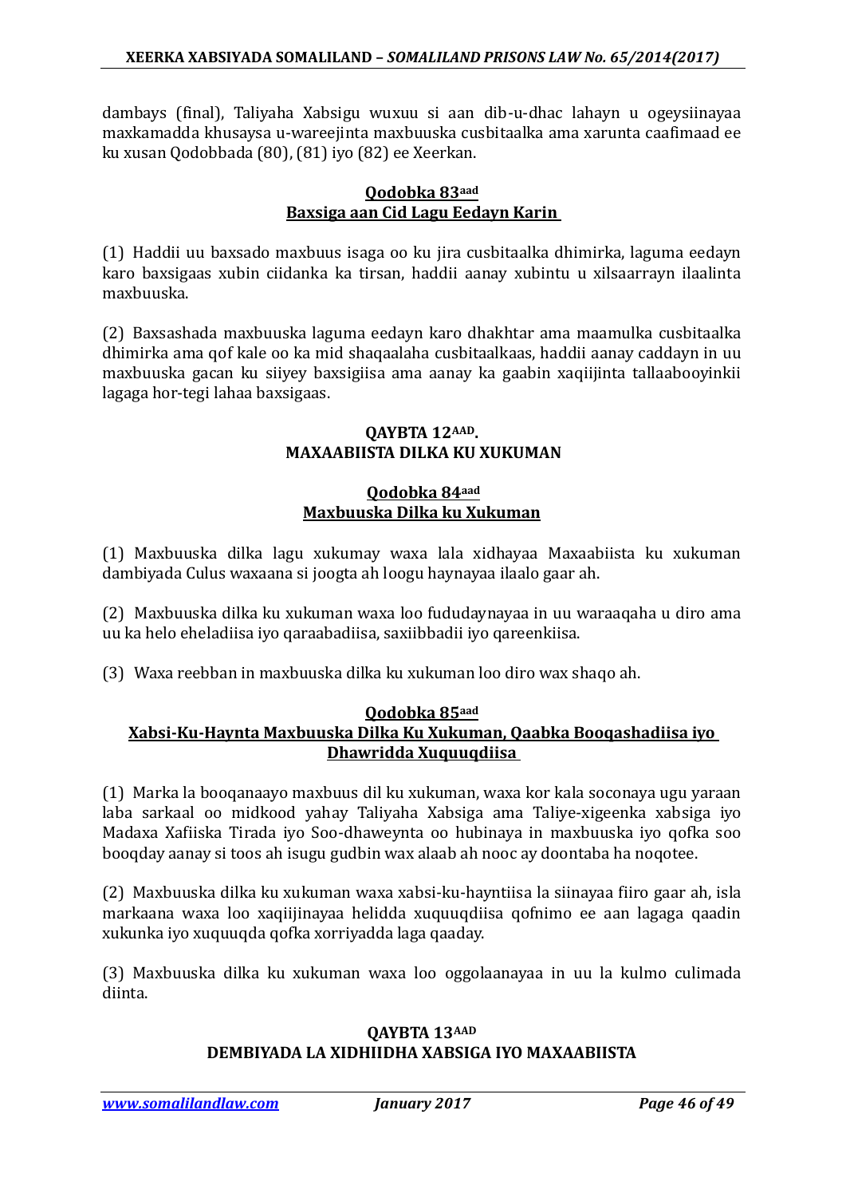dambays (final), Taliyaha Xabsigu wuxuu si aan dib-u-dhac lahayn u ogeysiinayaa maxkamadda khusaysa u-wareejinta maxbuuska cusbitaalka ama xarunta caafimaad ee ku xusan Qodobbada (80), (81) iyo (82) ee Xeerkan.

### Qodobka 83aad
### Baxsiga aan Cid Lagu Eedayn Karin

(1) Haddii uu baxsado maxbuus isaga oo ku jira cusbitaalka dhimirka, laguma eedayn karo baxsigaas xubin ciidanka ka tirsan, haddii aanay xubintu u xilsaarrayn ilaalinta maxbuuska.

(2) Baxsashada maxbuuska laguma eedayn karo dhakhtar ama maamulka cusbitaalka dhimirka ama qof kale oo ka mid shaqaalaha cusbitaalkaas, haddii aanay caddayn in uu maxbuuska gacan ku siiyey baxsigiisa ama aanay ka gaabin xaqiijinta tallaabooyinkii lagaga hor-tegi lahaa baxsigaas.

## QAYBTA 12AAD.
## MAXAABIISTA DILKA KU XUKUMAN

### Qodobka 84aad
### Maxbuuska Dilka ku Xukuman

(1) Maxbuuska dilka lagu xukumay waxa lala xidhayaa Maxaabiista ku xukuman dambiyada Culus waxaana si joogta ah loogu haynayaa ilaalo gaar ah.

(2) Maxbuuska dilka ku xukuman waxa loo fududaynayaa in uu waraaqaha u diro ama uu ka helo eheladiisa iyo qaraabadiisa, saxiibbadii iyo qareenkiisa.

(3) Waxa reebban in maxbuuska dilka ku xukuman loo diro wax shaqo ah.

### Qodobka 85aad
### Xabsi-Ku-Haynta Maxbuuska Dilka Ku Xukuman, Qaabka Booqashadiisa iyo Dhawridda Xuquuqdiisa

(1) Marka la booqanaayo maxbuus dil ku xukuman, waxa kor kala soconaya ugu yaraan laba sarkaal oo midkood yahay Taliyaha Xabsiga ama Taliye-xigeenka xabsiga iyo Madaxa Xafiiska Tirada iyo Soo-dhaweynta oo hubinaya in maxbuuska iyo qofka soo booqday aanay si toos ah isugu gudbin wax alaab ah nooc ay doontaba ha noqotee.

(2) Maxbuuska dilka ku xukuman waxa xabsi-ku-hayntiisa la siinayaa fiiro gaar ah, isla markaana waxa loo xaqiijinayaa helidda xuquuqdiisa qofnimo ee aan lagaga qaadin xukunka iyo xuquuqda qofka xorriyadda laga qaaday.

(3) Maxbuuska dilka ku xukuman waxa loo oggolaanayaa in uu la kulmo culimada diinta.

## QAYBTA 13AAD
## DEMBIYADA LA XIDHIIDHA XABSIGA IYO MAXAABIISTA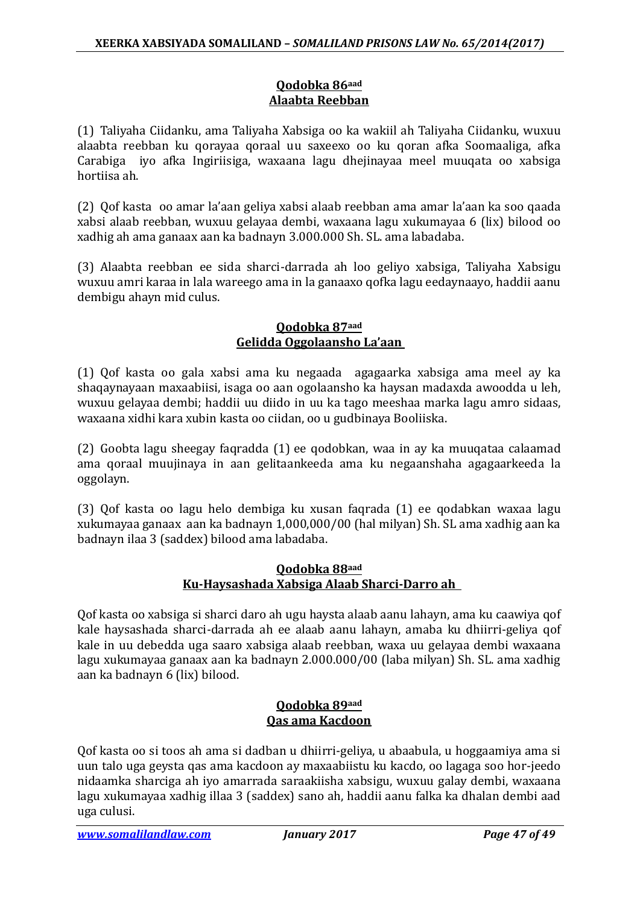## Qodobka 86aad
## Alaabta Reebban

(1) Taliyaha Ciidanku, ama Taliyaha Xabsiga oo ka wakiil ah Taliyaha Ciidanku, wuxuu alaabta reebban ku qorayaa qoraal uu saxeexo oo ku qoran afka Soomaaliga, afka Carabiga iyo afka Ingiriisiga, waxaana lagu dhejinayaa meel muuqata oo xabsiga hortiisa ah.

(2) Qof kasta oo amar la'aan geliya xabsi alaab reebban ama amar la'aan ka soo qaada xabsi alaab reebban, wuxuu gelayaa dembi, waxaana lagu xukumayaa 6 (lix) bilood oo xadhig ah ama ganaax aan ka badnayn 3.000.000 Sh. SL. ama labadaba.

(3) Alaabta reebban ee sida sharci-darrada ah loo geliyo xabsiga, Taliyaha Xabsigu wuxuu amri karaa in lala wareego ama in la ganaaxo qofka lagu eedaynaayo, haddii aanu dembigu ahayn mid culus.

## Qodobka 87aad
## Gelidda Oggolaansho La'aan

(1) Qof kasta oo gala xabsi ama ku negaada agagaarka xabsiga ama meel ay ka shaqaynayaan maxaabiisi, isaga oo aan ogolaansho ka haysan madaxda awoodda u leh, wuxuu gelayaa dembi; haddii uu diido in uu ka tago meeshaa marka lagu amro sidaas, waxaana xidhi kara xubin kasta oo ciidan, oo u gudbinaya Booliiska.

(2) Goobta lagu sheegay faqradda (1) ee qodobkan, waa in ay ka muuqataa calaamad ama qoraal muujinaya in aan gelitaankeeda ama ku negaanshaha agagaarkeeda la oggolayn.

(3) Qof kasta oo lagu helo dembiga ku xusan faqrada (1) ee qodabkan waxaa lagu xukumayaa ganaax aan ka badnayn 1,000,000/00 (hal milyan) Sh. SL ama xadhig aan ka badnayn ilaa 3 (saddex) bilood ama labadaba.

## Qodobka 88aad
## Ku-Haysashada Xabsiga Alaab Sharci-Darro ah

Qof kasta oo xabsiga si sharci daro ah ugu haysta alaab aanu lahayn, ama ku caawiya qof kale haysashada sharci-darrada ah ee alaab aanu lahayn, amaba ku dhiirri-geliya qof kale in uu debedda uga saaro xabsiga alaab reebban, waxa uu gelayaa dembi waxaana lagu xukumayaa ganaax aan ka badnayn 2.000.000/00 (laba milyan) Sh. SL. ama xadhig aan ka badnayn 6 (lix) bilood.

## Qodobka 89aad
## Qas ama Kacdoon

Qof kasta oo si toos ah ama si dadban u dhiirri-geliya, u abaabula, u hoggaamiya ama si uun talo uga geysta qas ama kacdoon ay maxaabiistu ku kacdo, oo lagaga soo hor-jeedo nidaamka sharciga ah iyo amarrada saraakiisha xabsigu, wuxuu galay dembi, waxaana lagu xukumayaa xadhig illaa 3 (saddex) sano ah, haddii aanu falka ka dhalan dembi aad uga culusi.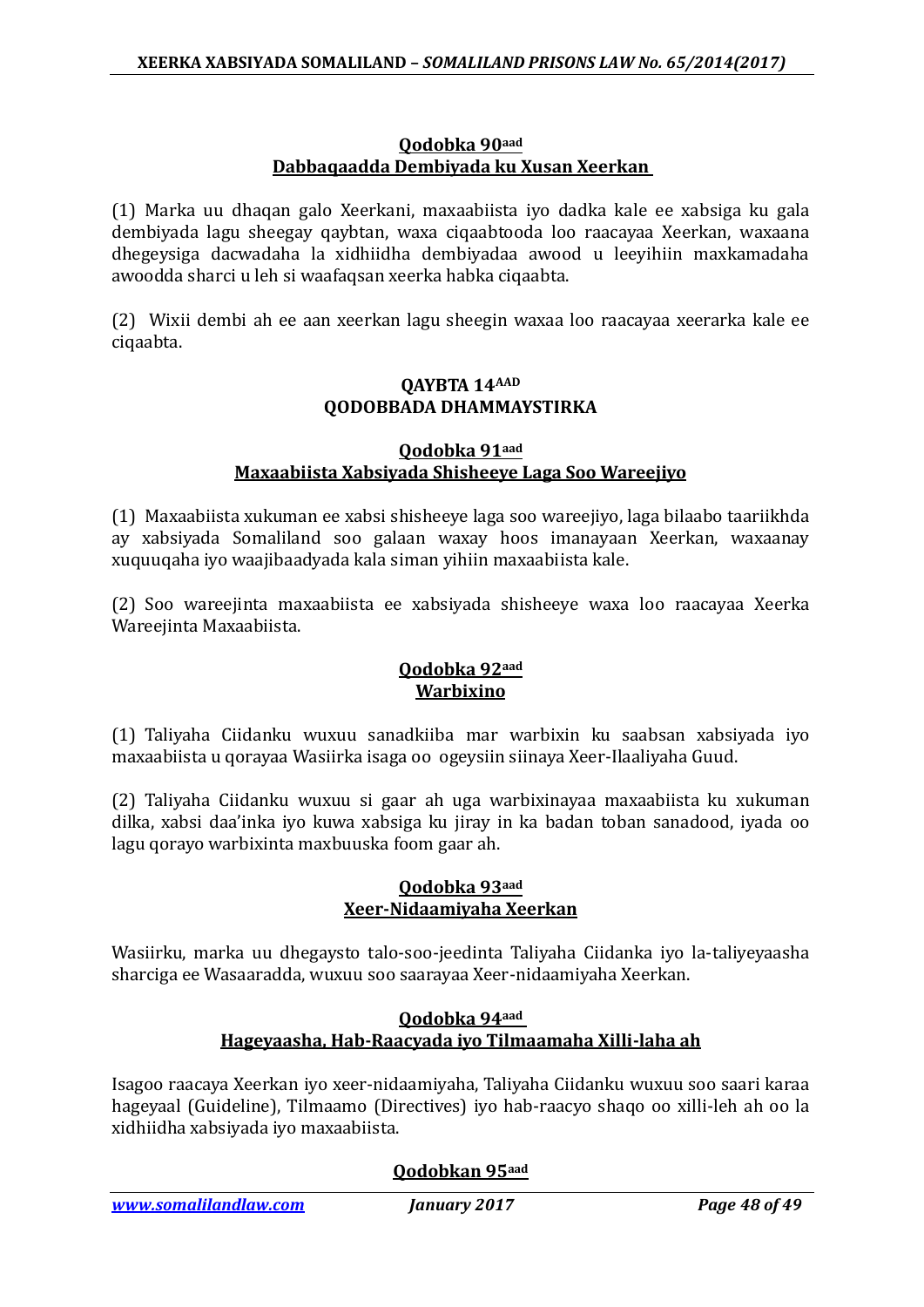### Qodobka 90aad
### Dabbaqaadda Dembiyada ku Xusan Xeerkan

(1) Marka uu dhaqan galo Xeerkani, maxaabiista iyo dadka kale ee xabsiga ku gala dembiyada lagu sheegay qaybtan, waxa ciqaabtooda loo raacayaa Xeerkan, waxaana dhegeysiga dacwadaha la xidhiidha dembiyadaa awood u leeyihiin maxkamadaha awoodda sharci u leh si waafaqsan xeerka habka ciqaabta.

(2) Wixii dembi ah ee aan xeerkan lagu sheegin waxaa loo raacayaa xeerarka kale ee ciqaabta.

## QAYBTA 14AAD
## QODOBBADA DHAMMAYSTIRKA

### Qodobka 91aad
### Maxaabiista Xabsiyada Shisheeye Laga Soo Wareejiyo

(1) Maxaabiista xukuman ee xabsi shisheeye laga soo wareejiyo, laga bilaabo taariikhda ay xabsiyada Somaliland soo galaan waxay hoos imanayaan Xeerkan, waxaanay xuquuqaha iyo waajibaadyada kala siman yihiin maxaabiista kale.

(2) Soo wareejinta maxaabiista ee xabsiyada shisheeye waxa loo raacayaa Xeerka Wareejinta Maxaabiista.

### Qodobka 92aad
### Warbixino

(1) Taliyaha Ciidanku wuxuu sanadkiiba mar warbixin ku saabsan xabsiyada iyo maxaabiista u qorayaa Wasiirka isaga oo ogeysiin siinaya Xeer-Ilaaliyaha Guud.

(2) Taliyaha Ciidanku wuxuu si gaar ah uga warbixinayaa maxaabiista ku xukuman dilka, xabsi daa'inka iyo kuwa xabsiga ku jiray in ka badan toban sanadood, iyada oo lagu qorayo warbixinta maxbuuska foom gaar ah.

### Qodobka 93aad
### Xeer-Nidaamiyaha Xeerkan

Wasiirku, marka uu dhegaysto talo-soo-jeedinta Taliyaha Ciidanka iyo la-taliyeyaasha sharciga ee Wasaaradda, wuxuu soo saarayaa Xeer-nidaamiyaha Xeerkan.

### Qodobka 94aad
### Hageyaasha, Hab-Raacyada iyo Tilmaamaha Xilli-laha ah

Isagoo raacaya Xeerkan iyo xeer-nidaamiyaha, Taliyaha Ciidanku wuxuu soo saari karaa hageyaal (Guideline), Tilmaamo (Directives) iyo hab-raacyo shaqo oo xilli-leh ah oo la xidhiidha xabsiyada iyo maxaabiista.

### Qodobkan 95aad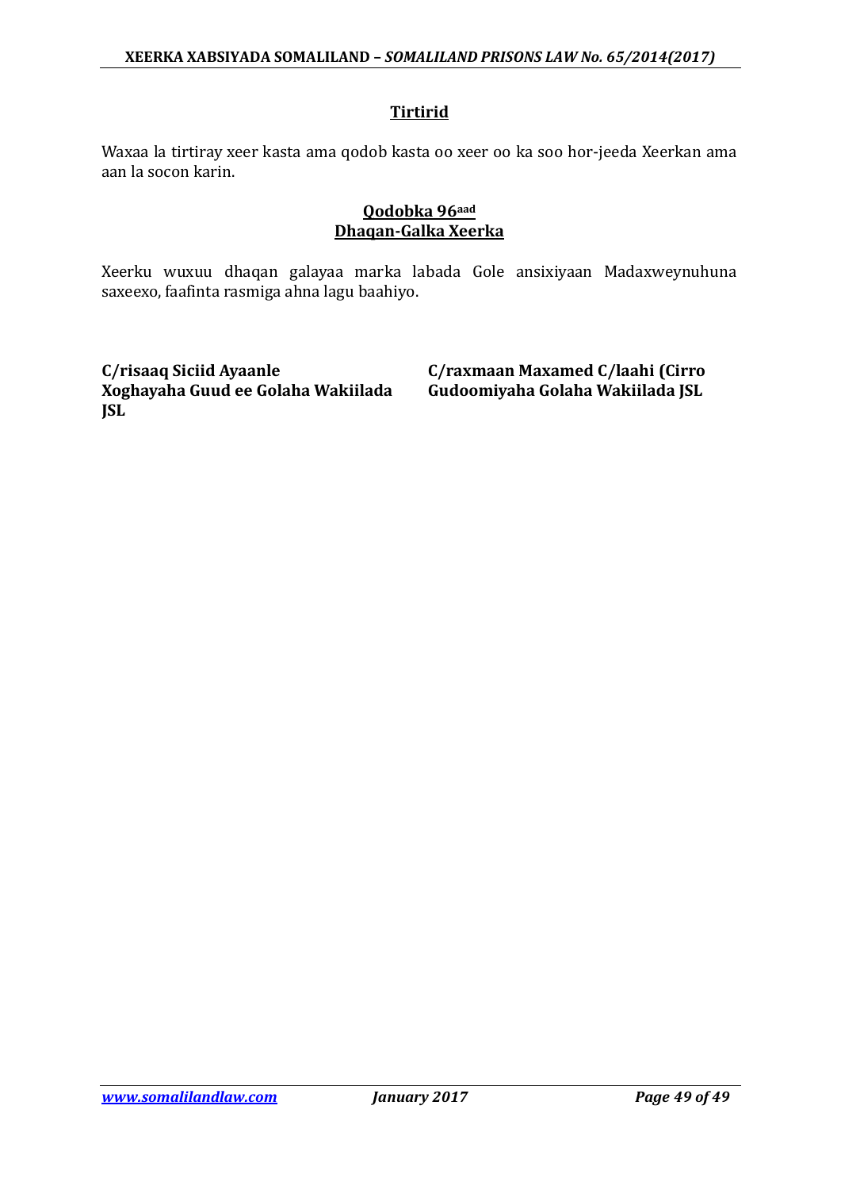**Tirtirid**

Waxaa la tirtiray xeer kasta ama qodob kasta oo xeer oo ka soo hor-jeeda Xeerkan ama aan la socon karin.

**Qodobka 96aad**
**Dhaqan-Galka Xeerka**

Xeerku wuxuu dhaqan galayaa marka labada Gole ansixiyaan Madaxweynuhuna saxeexo, faafinta rasmiga ahna lagu baahiyo.

**C/risaaq Siciid Ayaanle**
**Xoghayaha Guud ee Golaha Wakiilada JSL**

**C/raxmaan Maxamed C/laahi (Cirro**
**Gudoomiyaha Golaha Wakiilada JSL**